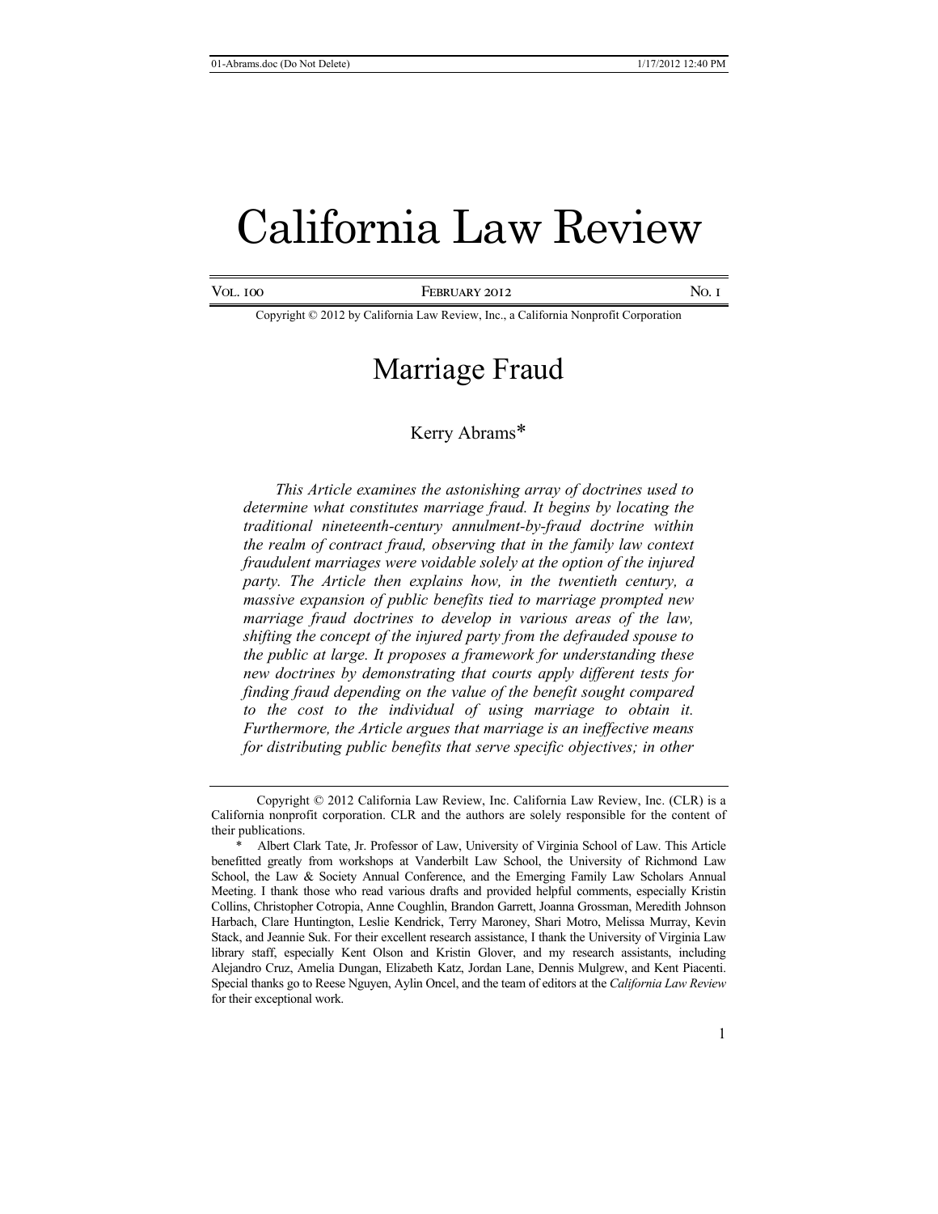# California Law Review

Vol. 100 February 2012 No. 1

Copyright © 2012 by California Law Review, Inc., a California Nonprofit Corporation

# Marriage Fraud

Kerry Abrams*

*This Article examines the astonishing array of doctrines used to determine what constitutes marriage fraud. It begins by locating the traditional nineteenth-century annulment-by-fraud doctrine within the realm of contract fraud, observing that in the family law context fraudulent marriages were voidable solely at the option of the injured party. The Article then explains how, in the twentieth century, a massive expansion of public benefits tied to marriage prompted new marriage fraud doctrines to develop in various areas of the law, shifting the concept of the injured party from the defrauded spouse to the public at large. It proposes a framework for understanding these new doctrines by demonstrating that courts apply different tests for finding fraud depending on the value of the benefit sought compared to the cost to the individual of using marriage to obtain it. Furthermore, the Article argues that marriage is an ineffective means for distributing public benefits that serve specific objectives; in other*

---

Copyright © 2012 California Law Review, Inc. California Law Review, Inc. (CLR) is a California nonprofit corporation. CLR and the authors are solely responsible for the content of their publications.

\* Albert Clark Tate, Jr. Professor of Law, University of Virginia School of Law. This Article benefitted greatly from workshops at Vanderbilt Law School, the University of Richmond Law School, the Law & Society Annual Conference, and the Emerging Family Law Scholars Annual Meeting. I thank those who read various drafts and provided helpful comments, especially Kristin Collins, Christopher Cotropia, Anne Coughlin, Brandon Garrett, Joanna Grossman, Meredith Johnson Harbach, Clare Huntington, Leslie Kendrick, Terry Maroney, Shari Motro, Melissa Murray, Kevin Stack, and Jeannie Suk. For their excellent research assistance, I thank the University of Virginia Law library staff, especially Kent Olson and Kristin Glover, and my research assistants, including Alejandro Cruz, Amelia Dungan, Elizabeth Katz, Jordan Lane, Dennis Mulgrew, and Kent Piacenti. Special thanks go to Reese Nguyen, Aylin Oncel, and the team of editors at the *California Law Review* for their exceptional work.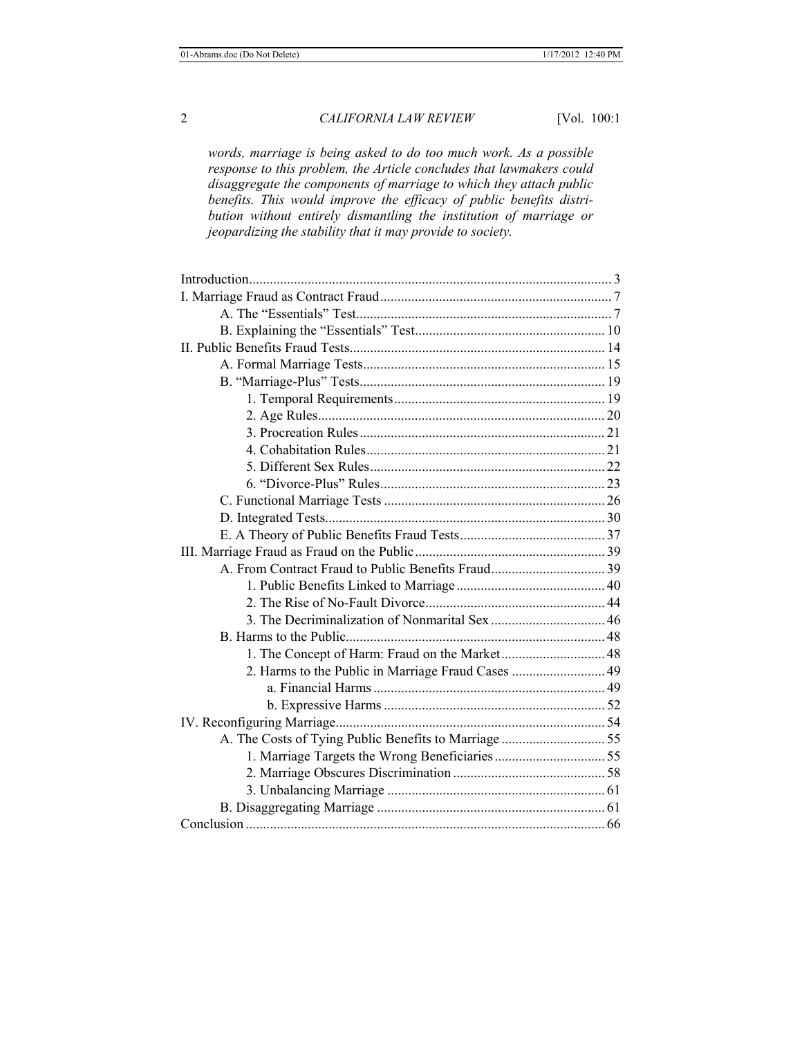*words, marriage is being asked to do too much work. As a possible response to this problem, the Article concludes that lawmakers could disaggregate the components of marriage to which they attach public benefits. This would improve the efficacy of public benefits distribution without entirely dismantling the institution of marriage or jeopardizing the stability that it may provide to society.*

Introduction ........ 3
I. Marriage Fraud as Contract Fraud ........ 7
  A. The "Essentials" Test ........ 7
  B. Explaining the "Essentials" Test ........ 10
II. Public Benefits Fraud Tests ........ 14
  A. Formal Marriage Tests ........ 15
  B. "Marriage-Plus" Tests ........ 19
    1. Temporal Requirements ........ 19
    2. Age Rules ........ 20
    3. Procreation Rules ........ 21
    4. Cohabitation Rules ........ 21
    5. Different Sex Rules ........ 22
    6. "Divorce-Plus" Rules ........ 23
  C. Functional Marriage Tests ........ 26
  D. Integrated Tests ........ 30
  E. A Theory of Public Benefits Fraud Tests ........ 37
III. Marriage Fraud as Fraud on the Public ........ 39
  A. From Contract Fraud to Public Benefits Fraud ........ 39
    1. Public Benefits Linked to Marriage ........ 40
    2. The Rise of No-Fault Divorce ........ 44
    3. The Decriminalization of Nonmarital Sex ........ 46
  B. Harms to the Public ........ 48
    1. The Concept of Harm: Fraud on the Market ........ 48
    2. Harms to the Public in Marriage Fraud Cases ........ 49
      a. Financial Harms ........ 49
      b. Expressive Harms ........ 52
IV. Reconfiguring Marriage ........ 54
  A. The Costs of Tying Public Benefits to Marriage ........ 55
    1. Marriage Targets the Wrong Beneficiaries ........ 55
    2. Marriage Obscures Discrimination ........ 58
    3. Unbalancing Marriage ........ 61
  B. Disaggregating Marriage ........ 61
Conclusion ........ 66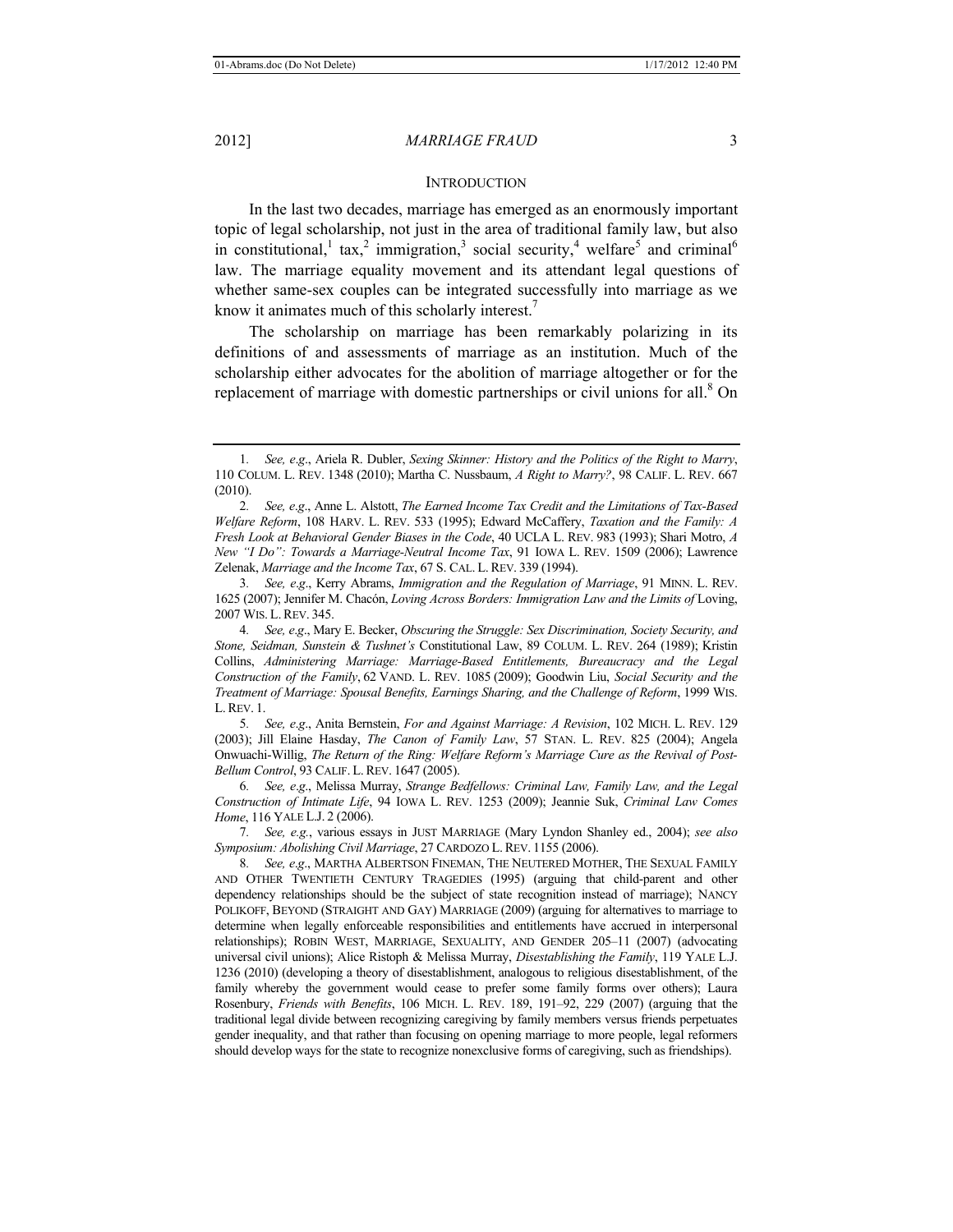## INTRODUCTION

In the last two decades, marriage has emerged as an enormously important topic of legal scholarship, not just in the area of traditional family law, but also in constitutional,[1] tax,[2] immigration,[3] social security,[4] welfare[5] and criminal[6] law. The marriage equality movement and its attendant legal questions of whether same-sex couples can be integrated successfully into marriage as we know it animates much of this scholarly interest.[7]

The scholarship on marriage has been remarkably polarizing in its definitions of and assessments of marriage as an institution. Much of the scholarship either advocates for the abolition of marriage altogether or for the replacement of marriage with domestic partnerships or civil unions for all.[8] On

---

1. *See, e.g*., Ariela R. Dubler, *Sexing Skinner: History and the Politics of the Right to Marry*, 110 COLUM. L. REV. 1348 (2010); Martha C. Nussbaum, *A Right to Marry?*, 98 CALIF. L. REV. 667 (2010).

2. *See, e.g*., Anne L. Alstott, *The Earned Income Tax Credit and the Limitations of Tax-Based Welfare Reform*, 108 HARV. L. REV. 533 (1995); Edward McCaffery, *Taxation and the Family: A Fresh Look at Behavioral Gender Biases in the Code*, 40 UCLA L. REV. 983 (1993); Shari Motro, *A New "I Do": Towards a Marriage-Neutral Income Tax*, 91 IOWA L. REV. 1509 (2006); Lawrence Zelenak, *Marriage and the Income Tax*, 67 S. CAL. L. REV. 339 (1994).

3. *See, e.g*., Kerry Abrams, *Immigration and the Regulation of Marriage*, 91 MINN. L. REV. 1625 (2007); Jennifer M. Chacón, *Loving Across Borders: Immigration Law and the Limits of* Loving, 2007 WIS. L. REV. 345.

4. *See, e.g*., Mary E. Becker, *Obscuring the Struggle: Sex Discrimination, Society Security, and Stone, Seidman, Sunstein & Tushnet's* Constitutional Law, 89 COLUM. L. REV. 264 (1989); Kristin Collins, *Administering Marriage: Marriage-Based Entitlements, Bureaucracy and the Legal Construction of the Family*, 62 VAND. L. REV. 1085 (2009); Goodwin Liu, *Social Security and the Treatment of Marriage: Spousal Benefits, Earnings Sharing, and the Challenge of Reform*, 1999 WIS. L. REV. 1.

5. *See, e.g*., Anita Bernstein, *For and Against Marriage: A Revision*, 102 MICH. L. REV. 129 (2003); Jill Elaine Hasday, *The Canon of Family Law*, 57 STAN. L. REV. 825 (2004); Angela Onwuachi-Willig, *The Return of the Ring: Welfare Reform's Marriage Cure as the Revival of Post-Bellum Control*, 93 CALIF. L. REV. 1647 (2005).

6. *See, e.g*., Melissa Murray, *Strange Bedfellows: Criminal Law, Family Law, and the Legal Construction of Intimate Life*, 94 IOWA L. REV. 1253 (2009); Jeannie Suk, *Criminal Law Comes Home*, 116 YALE L.J. 2 (2006).

7. *See, e.g.*, various essays in JUST MARRIAGE (Mary Lyndon Shanley ed., 2004); *see also Symposium: Abolishing Civil Marriage*, 27 CARDOZO L. REV. 1155 (2006).

8. *See, e.g*., MARTHA ALBERTSON FINEMAN, THE NEUTERED MOTHER, THE SEXUAL FAMILY AND OTHER TWENTIETH CENTURY TRAGEDIES (1995) (arguing that child-parent and other dependency relationships should be the subject of state recognition instead of marriage); NANCY POLIKOFF, BEYOND (STRAIGHT AND GAY) MARRIAGE (2009) (arguing for alternatives to marriage to determine when legally enforceable responsibilities and entitlements have accrued in interpersonal relationships); ROBIN WEST, MARRIAGE, SEXUALITY, AND GENDER 205–11 (2007) (advocating universal civil unions); Alice Ristoph & Melissa Murray, *Disestablishing the Family*, 119 YALE L.J. 1236 (2010) (developing a theory of disestablishment, analogous to religious disestablishment, of the family whereby the government would cease to prefer some family forms over others); Laura Rosenbury, *Friends with Benefits*, 106 MICH. L. REV. 189, 191–92, 229 (2007) (arguing that the traditional legal divide between recognizing caregiving by family members versus friends perpetuates gender inequality, and that rather than focusing on opening marriage to more people, legal reformers should develop ways for the state to recognize nonexclusive forms of caregiving, such as friendships).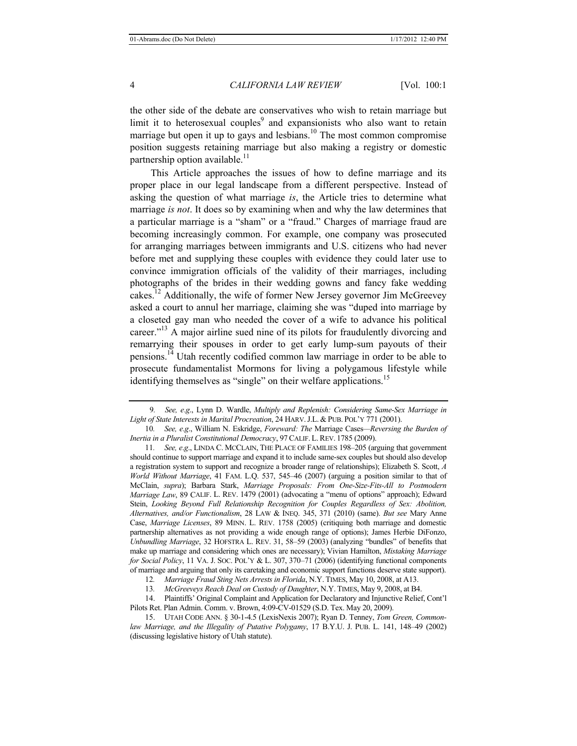the other side of the debate are conservatives who wish to retain marriage but limit it to heterosexual couples[9] and expansionists who also want to retain marriage but open it up to gays and lesbians.[10] The most common compromise position suggests retaining marriage but also making a registry or domestic partnership option available.[11]

This Article approaches the issues of how to define marriage and its proper place in our legal landscape from a different perspective. Instead of asking the question of what marriage *is*, the Article tries to determine what marriage *is not*. It does so by examining when and why the law determines that a particular marriage is a "sham" or a "fraud." Charges of marriage fraud are becoming increasingly common. For example, one company was prosecuted for arranging marriages between immigrants and U.S. citizens who had never before met and supplying these couples with evidence they could later use to convince immigration officials of the validity of their marriages, including photographs of the brides in their wedding gowns and fancy fake wedding cakes.[12] Additionally, the wife of former New Jersey governor Jim McGreevey asked a court to annul her marriage, claiming she was "duped into marriage by a closeted gay man who needed the cover of a wife to advance his political career."[13] A major airline sued nine of its pilots for fraudulently divorcing and remarrying their spouses in order to get early lump-sum payouts of their pensions.[14] Utah recently codified common law marriage in order to be able to prosecute fundamentalist Mormons for living a polygamous lifestyle while identifying themselves as "single" on their welfare applications.[15]

---

9. *See, e.g.*, Lynn D. Wardle, *Multiply and Replenish: Considering Same-Sex Marriage in Light of State Interests in Marital Procreation*, 24 HARV. J.L. & PUB. POL'Y 771 (2001).

10. *See, e.g.*, William N. Eskridge, *Foreward: The* Marriage Cases*—Reversing the Burden of Inertia in a Pluralist Constitutional Democracy*, 97 CALIF. L. REV. 1785 (2009).

11. *See, e.g.*, LINDA C. MCCLAIN, THE PLACE OF FAMILIES 198–205 (arguing that government should continue to support marriage and expand it to include same-sex couples but should also develop a registration system to support and recognize a broader range of relationships); Elizabeth S. Scott, *A World Without Marriage*, 41 FAM. L.Q. 537, 545–46 (2007) (arguing a position similar to that of McClain, *supra*); Barbara Stark, *Marriage Proposals: From One-Size-Fits-All to Postmodern Marriage Law*, 89 CALIF. L. REV. 1479 (2001) (advocating a "menu of options" approach); Edward Stein, *Looking Beyond Full Relationship Recognition for Couples Regardless of Sex: Abolition, Alternatives, and/or Functionalism*, 28 LAW & INEQ. 345, 371 (2010) (same). *But see* Mary Anne Case, *Marriage Licenses*, 89 MINN. L. REV. 1758 (2005) (critiquing both marriage and domestic partnership alternatives as not providing a wide enough range of options); James Herbie DiFonzo, *Unbundling Marriage*, 32 HOFSTRA L. REV. 31, 58–59 (2003) (analyzing "bundles" of benefits that make up marriage and considering which ones are necessary); Vivian Hamilton, *Mistaking Marriage for Social Policy*, 11 VA. J. SOC. POL'Y & L. 307, 370–71 (2006) (identifying functional components of marriage and arguing that only its caretaking and economic support functions deserve state support).

12. *Marriage Fraud Sting Nets Arrests in Florida*, N.Y. TIMES, May 10, 2008, at A13.

13. *McGreeveys Reach Deal on Custody of Daughter*, N.Y. TIMES, May 9, 2008, at B4.

14. Plaintiffs' Original Complaint and Application for Declaratory and Injunctive Relief, Cont'l Pilots Ret. Plan Admin. Comm. v. Brown, 4:09-CV-01529 (S.D. Tex. May 20, 2009).

15. UTAH CODE ANN. § 30-1-4.5 (LexisNexis 2007); Ryan D. Tenney, *Tom Green, Common-law Marriage, and the Illegality of Putative Polygamy*, 17 B.Y.U. J. PUB. L. 141, 148–49 (2002) (discussing legislative history of Utah statute).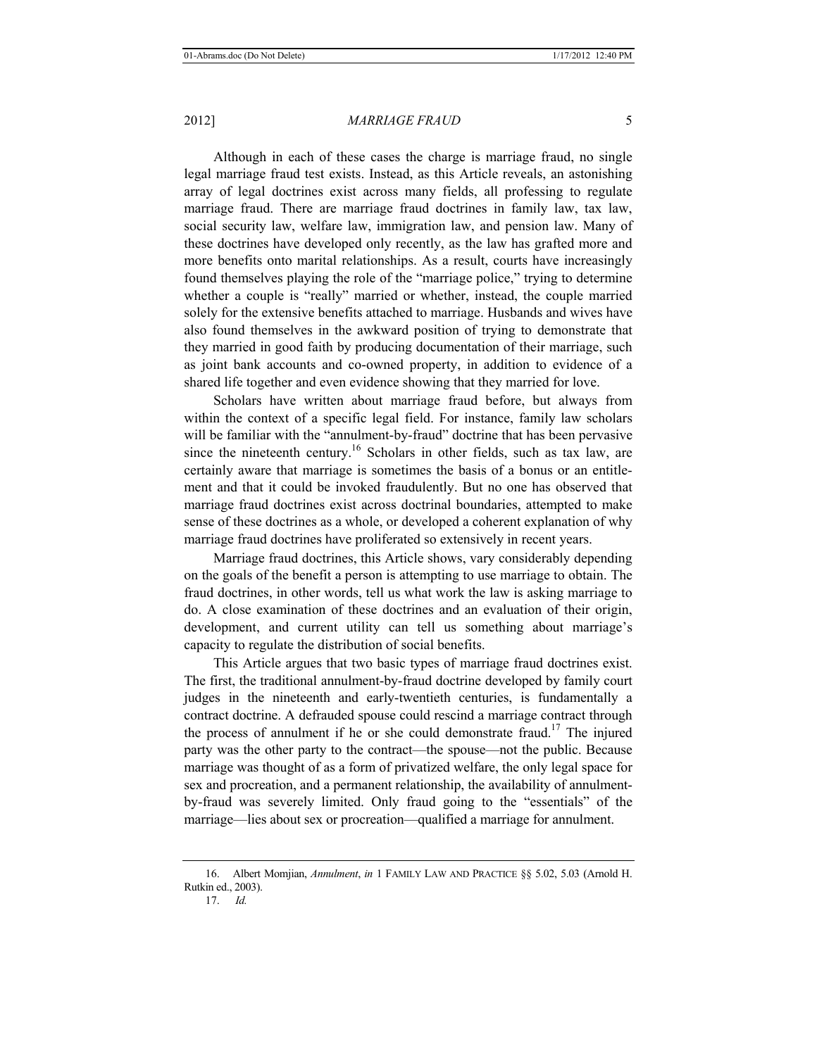Although in each of these cases the charge is marriage fraud, no single legal marriage fraud test exists. Instead, as this Article reveals, an astonishing array of legal doctrines exist across many fields, all professing to regulate marriage fraud. There are marriage fraud doctrines in family law, tax law, social security law, welfare law, immigration law, and pension law. Many of these doctrines have developed only recently, as the law has grafted more and more benefits onto marital relationships. As a result, courts have increasingly found themselves playing the role of the "marriage police," trying to determine whether a couple is "really" married or whether, instead, the couple married solely for the extensive benefits attached to marriage. Husbands and wives have also found themselves in the awkward position of trying to demonstrate that they married in good faith by producing documentation of their marriage, such as joint bank accounts and co-owned property, in addition to evidence of a shared life together and even evidence showing that they married for love.

Scholars have written about marriage fraud before, but always from within the context of a specific legal field. For instance, family law scholars will be familiar with the "annulment-by-fraud" doctrine that has been pervasive since the nineteenth century.[16] Scholars in other fields, such as tax law, are certainly aware that marriage is sometimes the basis of a bonus or an entitlement and that it could be invoked fraudulently. But no one has observed that marriage fraud doctrines exist across doctrinal boundaries, attempted to make sense of these doctrines as a whole, or developed a coherent explanation of why marriage fraud doctrines have proliferated so extensively in recent years.

Marriage fraud doctrines, this Article shows, vary considerably depending on the goals of the benefit a person is attempting to use marriage to obtain. The fraud doctrines, in other words, tell us what work the law is asking marriage to do. A close examination of these doctrines and an evaluation of their origin, development, and current utility can tell us something about marriage's capacity to regulate the distribution of social benefits.

This Article argues that two basic types of marriage fraud doctrines exist. The first, the traditional annulment-by-fraud doctrine developed by family court judges in the nineteenth and early-twentieth centuries, is fundamentally a contract doctrine. A defrauded spouse could rescind a marriage contract through the process of annulment if he or she could demonstrate fraud.[17] The injured party was the other party to the contract—the spouse—not the public. Because marriage was thought of as a form of privatized welfare, the only legal space for sex and procreation, and a permanent relationship, the availability of annulment-by-fraud was severely limited. Only fraud going to the "essentials" of the marriage—lies about sex or procreation—qualified a marriage for annulment.

---

16. Albert Momjian, *Annulment*, *in* 1 FAMILY LAW AND PRACTICE §§ 5.02, 5.03 (Arnold H. Rutkin ed., 2003).

17. *Id.*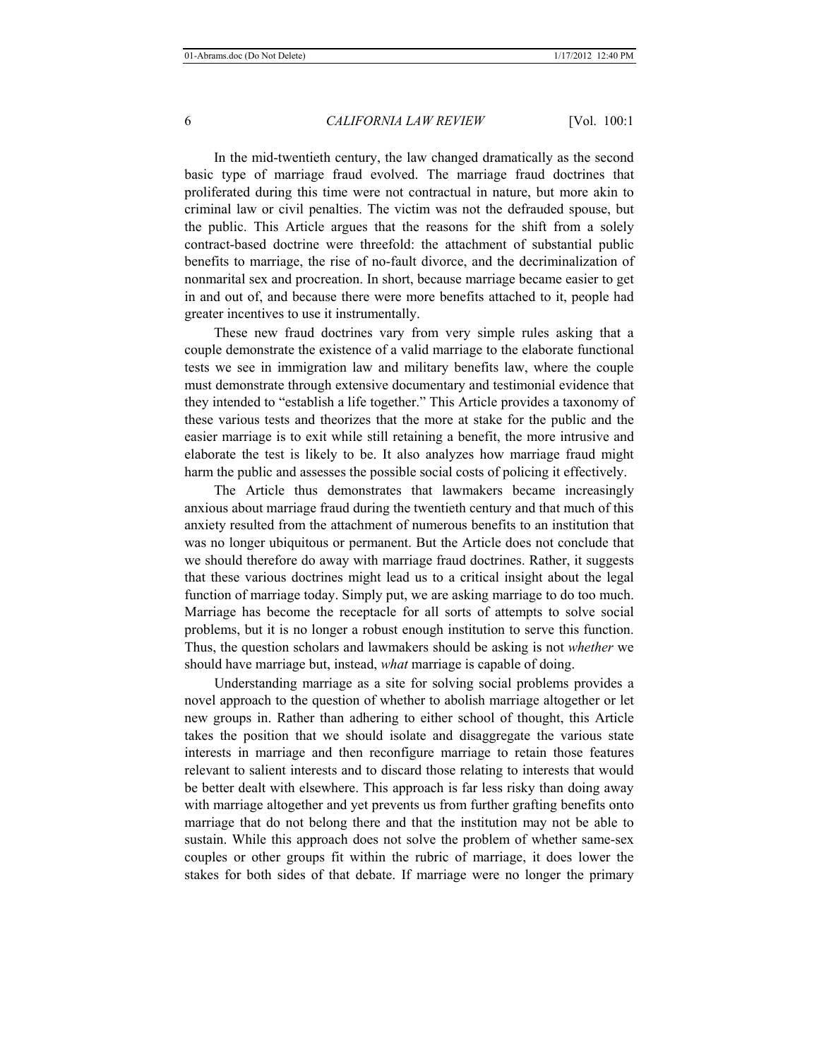In the mid-twentieth century, the law changed dramatically as the second basic type of marriage fraud evolved. The marriage fraud doctrines that proliferated during this time were not contractual in nature, but more akin to criminal law or civil penalties. The victim was not the defrauded spouse, but the public. This Article argues that the reasons for the shift from a solely contract-based doctrine were threefold: the attachment of substantial public benefits to marriage, the rise of no-fault divorce, and the decriminalization of nonmarital sex and procreation. In short, because marriage became easier to get in and out of, and because there were more benefits attached to it, people had greater incentives to use it instrumentally.

These new fraud doctrines vary from very simple rules asking that a couple demonstrate the existence of a valid marriage to the elaborate functional tests we see in immigration law and military benefits law, where the couple must demonstrate through extensive documentary and testimonial evidence that they intended to "establish a life together." This Article provides a taxonomy of these various tests and theorizes that the more at stake for the public and the easier marriage is to exit while still retaining a benefit, the more intrusive and elaborate the test is likely to be. It also analyzes how marriage fraud might harm the public and assesses the possible social costs of policing it effectively.

The Article thus demonstrates that lawmakers became increasingly anxious about marriage fraud during the twentieth century and that much of this anxiety resulted from the attachment of numerous benefits to an institution that was no longer ubiquitous or permanent. But the Article does not conclude that we should therefore do away with marriage fraud doctrines. Rather, it suggests that these various doctrines might lead us to a critical insight about the legal function of marriage today. Simply put, we are asking marriage to do too much. Marriage has become the receptacle for all sorts of attempts to solve social problems, but it is no longer a robust enough institution to serve this function. Thus, the question scholars and lawmakers should be asking is not *whether* we should have marriage but, instead, *what* marriage is capable of doing.

Understanding marriage as a site for solving social problems provides a novel approach to the question of whether to abolish marriage altogether or let new groups in. Rather than adhering to either school of thought, this Article takes the position that we should isolate and disaggregate the various state interests in marriage and then reconfigure marriage to retain those features relevant to salient interests and to discard those relating to interests that would be better dealt with elsewhere. This approach is far less risky than doing away with marriage altogether and yet prevents us from further grafting benefits onto marriage that do not belong there and that the institution may not be able to sustain. While this approach does not solve the problem of whether same-sex couples or other groups fit within the rubric of marriage, it does lower the stakes for both sides of that debate. If marriage were no longer the primary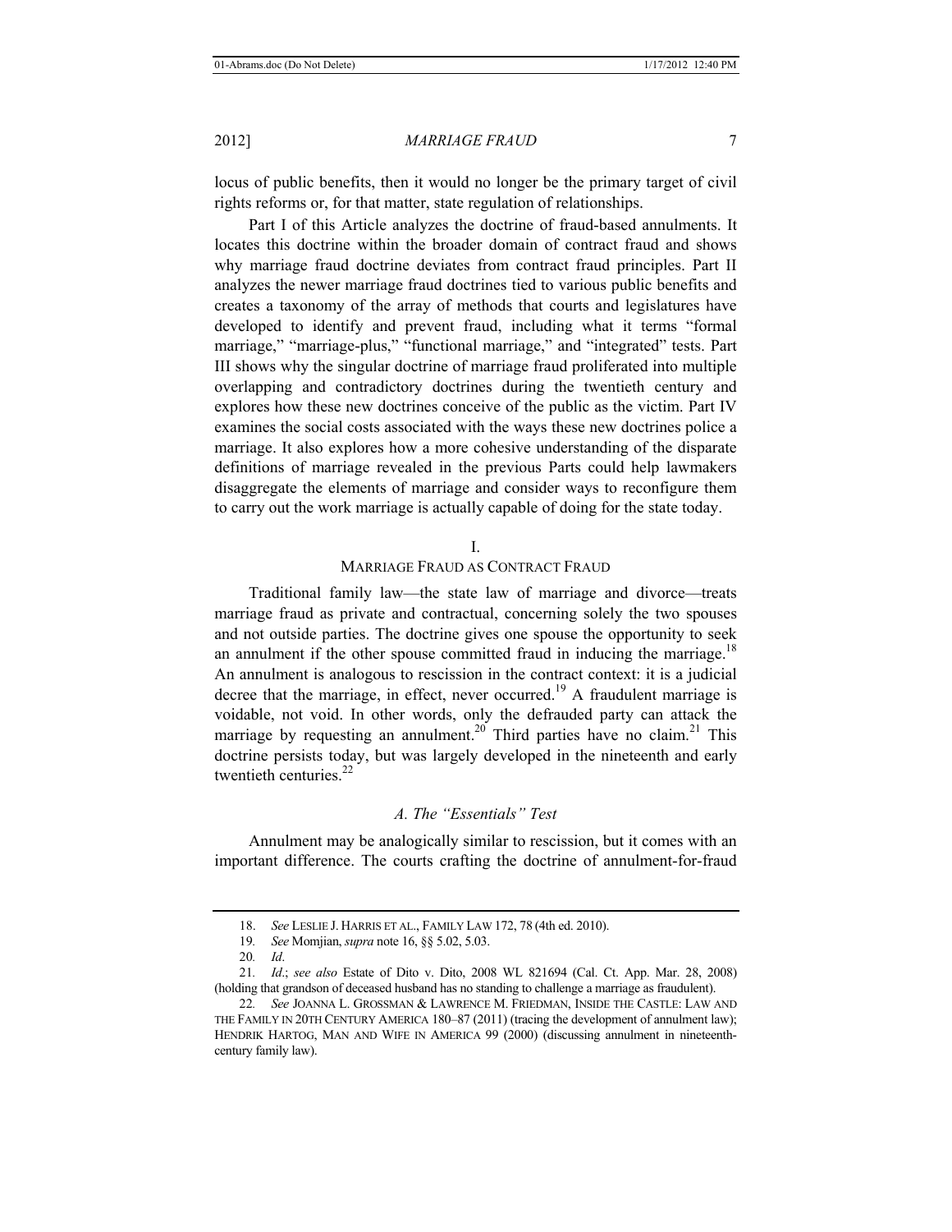locus of public benefits, then it would no longer be the primary target of civil rights reforms or, for that matter, state regulation of relationships.

Part I of this Article analyzes the doctrine of fraud-based annulments. It locates this doctrine within the broader domain of contract fraud and shows why marriage fraud doctrine deviates from contract fraud principles. Part II analyzes the newer marriage fraud doctrines tied to various public benefits and creates a taxonomy of the array of methods that courts and legislatures have developed to identify and prevent fraud, including what it terms "formal marriage," "marriage-plus," "functional marriage," and "integrated" tests. Part III shows why the singular doctrine of marriage fraud proliferated into multiple overlapping and contradictory doctrines during the twentieth century and explores how these new doctrines conceive of the public as the victim. Part IV examines the social costs associated with the ways these new doctrines police a marriage. It also explores how a more cohesive understanding of the disparate definitions of marriage revealed in the previous Parts could help lawmakers disaggregate the elements of marriage and consider ways to reconfigure them to carry out the work marriage is actually capable of doing for the state today.

## I.
## MARRIAGE FRAUD AS CONTRACT FRAUD

Traditional family law—the state law of marriage and divorce—treats marriage fraud as private and contractual, concerning solely the two spouses and not outside parties. The doctrine gives one spouse the opportunity to seek an annulment if the other spouse committed fraud in inducing the marriage.[18] An annulment is analogous to rescission in the contract context: it is a judicial decree that the marriage, in effect, never occurred.[19] A fraudulent marriage is voidable, not void. In other words, only the defrauded party can attack the marriage by requesting an annulment.[20] Third parties have no claim.[21] This doctrine persists today, but was largely developed in the nineteenth and early twentieth centuries.[22]

### *A. The "Essentials" Test*

Annulment may be analogically similar to rescission, but it comes with an important difference. The courts crafting the doctrine of annulment-for-fraud

---

18. *See* LESLIE J. HARRIS ET AL., FAMILY LAW 172, 78 (4th ed. 2010).

19. *See* Momjian, *supra* note 16, §§ 5.02, 5.03.

20. *Id*.

21. *Id.*; *see also* Estate of Dito v. Dito, 2008 WL 821694 (Cal. Ct. App. Mar. 28, 2008) (holding that grandson of deceased husband has no standing to challenge a marriage as fraudulent).

22. *See* JOANNA L. GROSSMAN & LAWRENCE M. FRIEDMAN, INSIDE THE CASTLE: LAW AND THE FAMILY IN 20TH CENTURY AMERICA 180–87 (2011) (tracing the development of annulment law); HENDRIK HARTOG, MAN AND WIFE IN AMERICA 99 (2000) (discussing annulment in nineteenth-century family law).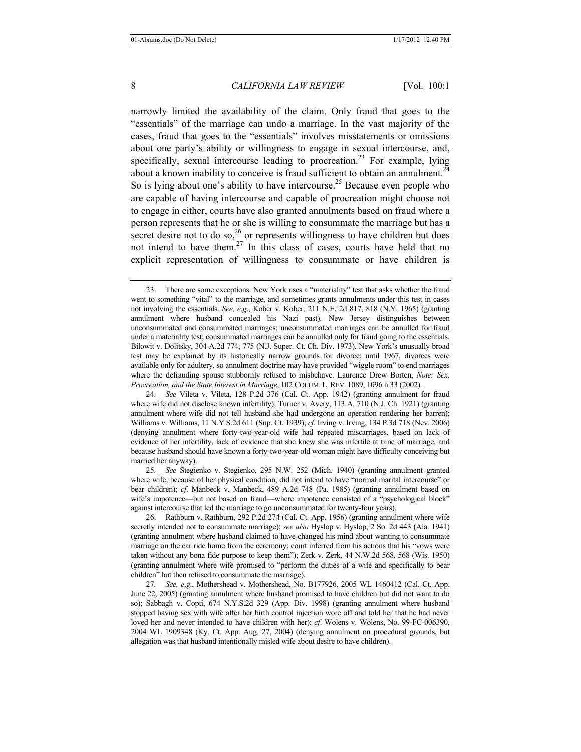narrowly limited the availability of the claim. Only fraud that goes to the "essentials" of the marriage can undo a marriage. In the vast majority of the cases, fraud that goes to the "essentials" involves misstatements or omissions about one party's ability or willingness to engage in sexual intercourse, and, specifically, sexual intercourse leading to procreation.[23] For example, lying about a known inability to conceive is fraud sufficient to obtain an annulment.[24] So is lying about one's ability to have intercourse.[25] Because even people who are capable of having intercourse and capable of procreation might choose not to engage in either, courts have also granted annulments based on fraud where a person represents that he or she is willing to consummate the marriage but has a secret desire not to do so,[26] or represents willingness to have children but does not intend to have them.[27] In this class of cases, courts have held that no explicit representation of willingness to consummate or have children is

---

23. There are some exceptions. New York uses a "materiality" test that asks whether the fraud went to something "vital" to the marriage, and sometimes grants annulments under this test in cases not involving the essentials. *See, e.g.*, Kober v. Kober, 211 N.E. 2d 817, 818 (N.Y. 1965) (granting annulment where husband concealed his Nazi past). New Jersey distinguishes between unconsummated and consummated marriages: unconsummated marriages can be annulled for fraud under a materiality test; consummated marriages can be annulled only for fraud going to the essentials. Bilowit v. Dolitsky, 304 A.2d 774, 775 (N.J. Super. Ct. Ch. Div. 1973). New York's unusually broad test may be explained by its historically narrow grounds for divorce; until 1967, divorces were available only for adultery, so annulment doctrine may have provided "wiggle room" to end marriages where the defrauding spouse stubbornly refused to misbehave. Laurence Drew Borten, *Note: Sex, Procreation, and the State Interest in Marriage*, 102 COLUM. L. REV. 1089, 1096 n.33 (2002).

24. *See* Vileta v. Vileta, 128 P.2d 376 (Cal. Ct. App. 1942) (granting annulment for fraud where wife did not disclose known infertility); Turner v. Avery, 113 A. 710 (N.J. Ch. 1921) (granting annulment where wife did not tell husband she had undergone an operation rendering her barren); Williams v. Williams, 11 N.Y.S.2d 611 (Sup. Ct. 1939); *cf.* Irving v. Irving, 134 P.3d 718 (Nev. 2006) (denying annulment where forty-two-year-old wife had repeated miscarriages, based on lack of evidence of her infertility, lack of evidence that she knew she was infertile at time of marriage, and because husband should have known a forty-two-year-old woman might have difficulty conceiving but married her anyway).

25. *See* Stegienko v. Stegienko, 295 N.W. 252 (Mich. 1940) (granting annulment granted where wife, because of her physical condition, did not intend to have "normal marital intercourse" or bear children); *cf.* Manbeck v. Manbeck, 489 A.2d 748 (Pa. 1985) (granting annulment based on wife's impotence—but not based on fraud—where impotence consisted of a "psychological block" against intercourse that led the marriage to go unconsummated for twenty-four years).

26. Rathburn v. Rathburn, 292 P.2d 274 (Cal. Ct. App. 1956) (granting annulment where wife secretly intended not to consummate marriage); *see also* Hyslop v. Hyslop, 2 So. 2d 443 (Ala. 1941) (granting annulment where husband claimed to have changed his mind about wanting to consummate marriage on the car ride home from the ceremony; court inferred from his actions that his "vows were taken without any bona fide purpose to keep them"); Zerk v. Zerk, 44 N.W.2d 568, 568 (Wis. 1950) (granting annulment where wife promised to "perform the duties of a wife and specifically to bear children" but then refused to consummate the marriage).

27. *See, e.g.*, Mothershead v. Mothershead, No. B177926, 2005 WL 1460412 (Cal. Ct. App. June 22, 2005) (granting annulment where husband promised to have children but did not want to do so); Sabbagh v. Copti, 674 N.Y.S.2d 329 (App. Div. 1998) (granting annulment where husband stopped having sex with wife after her birth control injection wore off and told her that he had never loved her and never intended to have children with her); *cf.* Wolens v. Wolens, No. 99-FC-006390, 2004 WL 1909348 (Ky. Ct. App. Aug. 27, 2004) (denying annulment on procedural grounds, but allegation was that husband intentionally misled wife about desire to have children).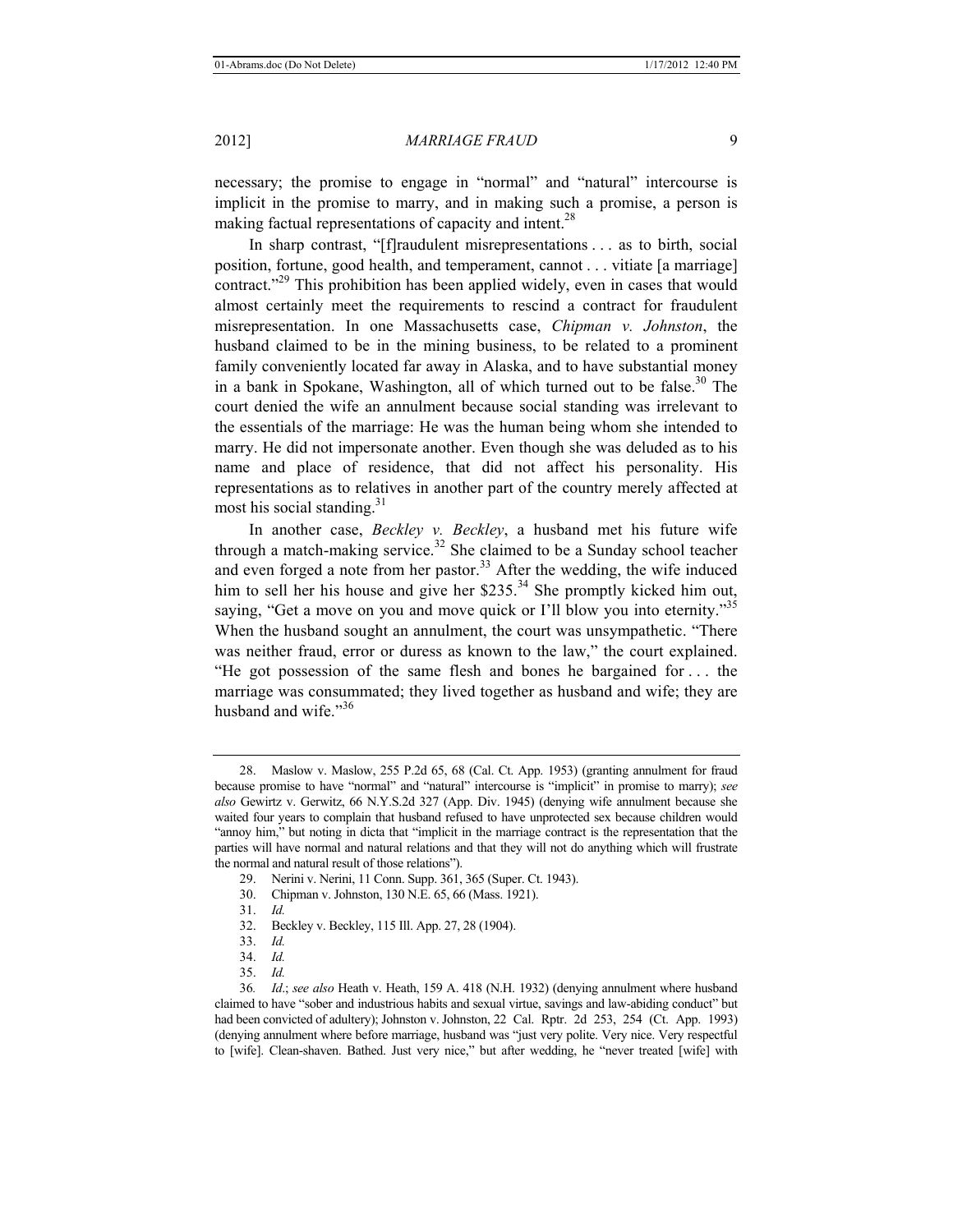necessary; the promise to engage in "normal" and "natural" intercourse is implicit in the promise to marry, and in making such a promise, a person is making factual representations of capacity and intent.[28]

In sharp contrast, "[f]raudulent misrepresentations . . . as to birth, social position, fortune, good health, and temperament, cannot . . . vitiate [a marriage] contract."[29] This prohibition has been applied widely, even in cases that would almost certainly meet the requirements to rescind a contract for fraudulent misrepresentation. In one Massachusetts case, *Chipman v. Johnston*, the husband claimed to be in the mining business, to be related to a prominent family conveniently located far away in Alaska, and to have substantial money in a bank in Spokane, Washington, all of which turned out to be false.[30] The court denied the wife an annulment because social standing was irrelevant to the essentials of the marriage: He was the human being whom she intended to marry. He did not impersonate another. Even though she was deluded as to his name and place of residence, that did not affect his personality. His representations as to relatives in another part of the country merely affected at most his social standing.[31]

In another case, *Beckley v. Beckley*, a husband met his future wife through a match-making service.[32] She claimed to be a Sunday school teacher and even forged a note from her pastor.[33] After the wedding, the wife induced him to sell her his house and give her $235.[34] She promptly kicked him out, saying, "Get a move on you and move quick or I'll blow you into eternity."[35] When the husband sought an annulment, the court was unsympathetic. "There was neither fraud, error or duress as known to the law," the court explained. "He got possession of the same flesh and bones he bargained for . . . the marriage was consummated; they lived together as husband and wife; they are husband and wife."[36]

---

28. Maslow v. Maslow, 255 P.2d 65, 68 (Cal. Ct. App. 1953) (granting annulment for fraud because promise to have "normal" and "natural" intercourse is "implicit" in promise to marry); *see also* Gewirtz v. Gerwitz, 66 N.Y.S.2d 327 (App. Div. 1945) (denying wife annulment because she waited four years to complain that husband refused to have unprotected sex because children would "annoy him," but noting in dicta that "implicit in the marriage contract is the representation that the parties will have normal and natural relations and that they will not do anything which will frustrate the normal and natural result of those relations").

29. Nerini v. Nerini, 11 Conn. Supp. 361, 365 (Super. Ct. 1943).

30. Chipman v. Johnston, 130 N.E. 65, 66 (Mass. 1921).

31. *Id.*

32. Beckley v. Beckley, 115 Ill. App. 27, 28 (1904).

33. *Id.*

34. *Id.*

35. *Id.*

36. *Id.*; *see also* Heath v. Heath, 159 A. 418 (N.H. 1932) (denying annulment where husband claimed to have "sober and industrious habits and sexual virtue, savings and law-abiding conduct" but had been convicted of adultery); Johnston v. Johnston, 22 Cal. Rptr. 2d 253, 254 (Ct. App. 1993) (denying annulment where before marriage, husband was "just very polite. Very nice. Very respectful to [wife]. Clean-shaven. Bathed. Just very nice," but after wedding, he "never treated [wife] with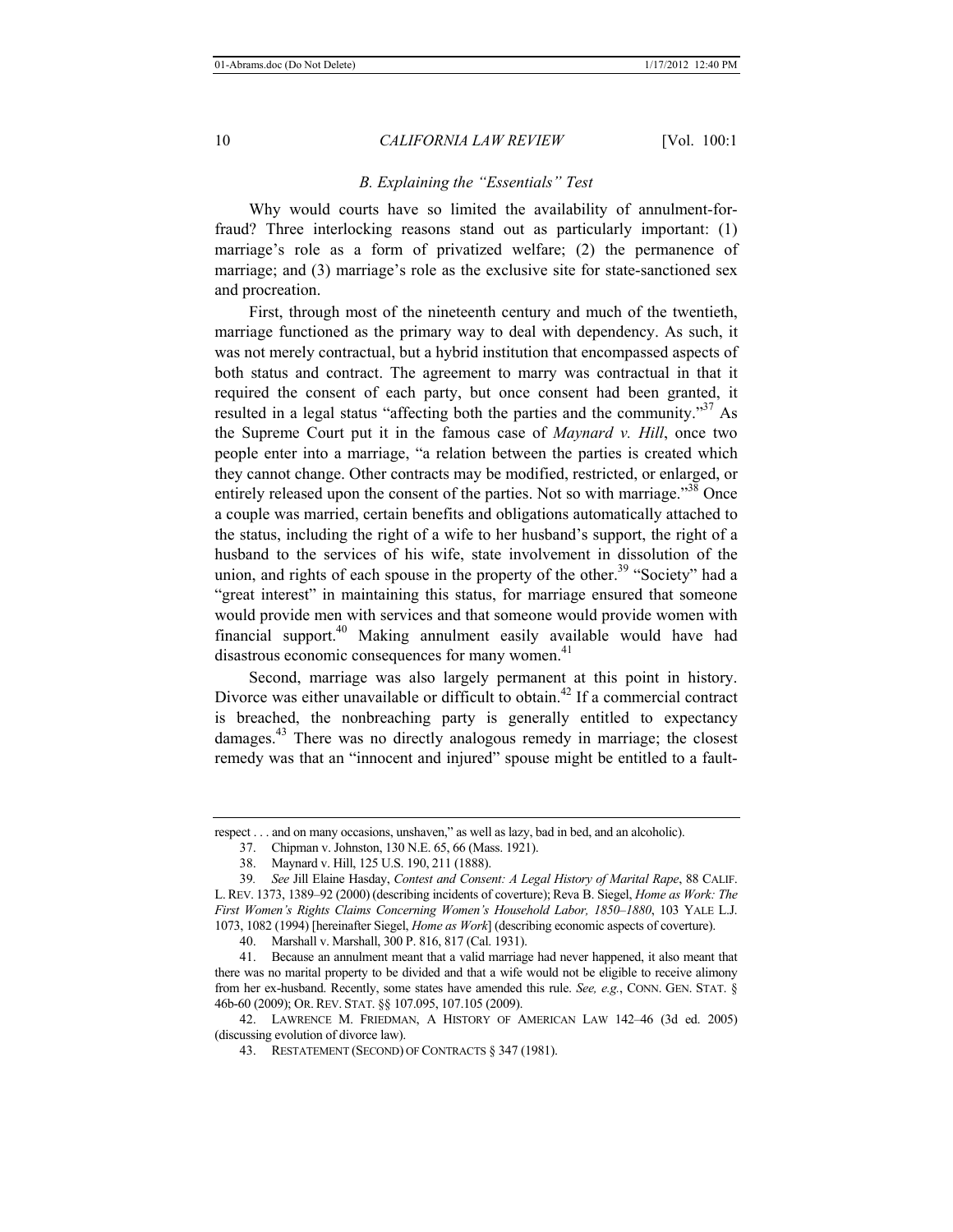### *B. Explaining the "Essentials" Test*

Why would courts have so limited the availability of annulment-for-fraud? Three interlocking reasons stand out as particularly important: (1) marriage's role as a form of privatized welfare; (2) the permanence of marriage; and (3) marriage's role as the exclusive site for state-sanctioned sex and procreation.

First, through most of the nineteenth century and much of the twentieth, marriage functioned as the primary way to deal with dependency. As such, it was not merely contractual, but a hybrid institution that encompassed aspects of both status and contract. The agreement to marry was contractual in that it required the consent of each party, but once consent had been granted, it resulted in a legal status "affecting both the parties and the community."[37] As the Supreme Court put it in the famous case of *Maynard v. Hill*, once two people enter into a marriage, "a relation between the parties is created which they cannot change. Other contracts may be modified, restricted, or enlarged, or entirely released upon the consent of the parties. Not so with marriage."[38] Once a couple was married, certain benefits and obligations automatically attached to the status, including the right of a wife to her husband's support, the right of a husband to the services of his wife, state involvement in dissolution of the union, and rights of each spouse in the property of the other.[39] "Society" had a "great interest" in maintaining this status, for marriage ensured that someone would provide men with services and that someone would provide women with financial support.[40] Making annulment easily available would have had disastrous economic consequences for many women.[41]

Second, marriage was also largely permanent at this point in history. Divorce was either unavailable or difficult to obtain.[42] If a commercial contract is breached, the nonbreaching party is generally entitled to expectancy damages.[43] There was no directly analogous remedy in marriage; the closest remedy was that an "innocent and injured" spouse might be entitled to a fault-

---

respect . . . and on many occasions, unshaven," as well as lazy, bad in bed, and an alcoholic).

37. Chipman v. Johnston, 130 N.E. 65, 66 (Mass. 1921).

38. Maynard v. Hill, 125 U.S. 190, 211 (1888).

39. *See* Jill Elaine Hasday, *Contest and Consent: A Legal History of Marital Rape*, 88 CALIF. L. REV. 1373, 1389–92 (2000) (describing incidents of coverture); Reva B. Siegel, *Home as Work: The First Women's Rights Claims Concerning Women's Household Labor, 1850–1880*, 103 YALE L.J. 1073, 1082 (1994) [hereinafter Siegel, *Home as Work*] (describing economic aspects of coverture).

40. Marshall v. Marshall, 300 P. 816, 817 (Cal. 1931).

41. Because an annulment meant that a valid marriage had never happened, it also meant that there was no marital property to be divided and that a wife would not be eligible to receive alimony from her ex-husband. Recently, some states have amended this rule. *See, e.g.*, CONN. GEN. STAT. § 46b-60 (2009); OR. REV. STAT. §§ 107.095, 107.105 (2009).

42. LAWRENCE M. FRIEDMAN, A HISTORY OF AMERICAN LAW 142–46 (3d ed. 2005) (discussing evolution of divorce law).

43. RESTATEMENT (SECOND) OF CONTRACTS § 347 (1981).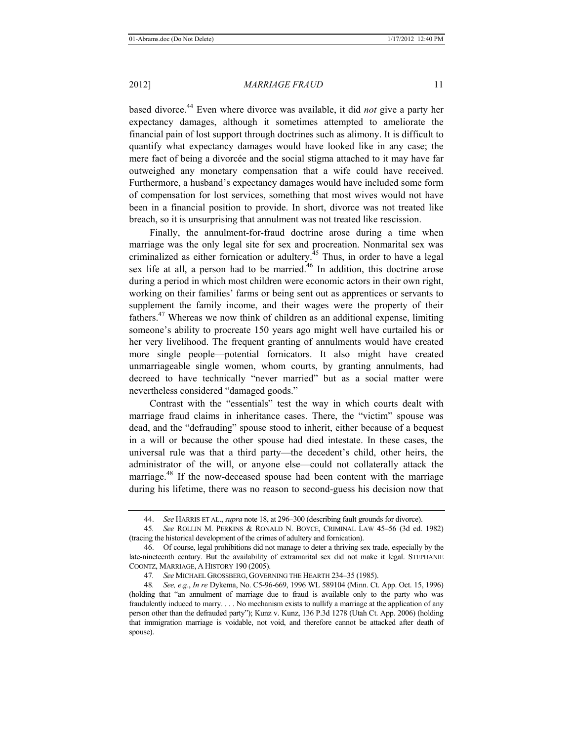based divorce.[44] Even where divorce was available, it did *not* give a party her expectancy damages, although it sometimes attempted to ameliorate the financial pain of lost support through doctrines such as alimony. It is difficult to quantify what expectancy damages would have looked like in any case; the mere fact of being a divorcée and the social stigma attached to it may have far outweighed any monetary compensation that a wife could have received. Furthermore, a husband's expectancy damages would have included some form of compensation for lost services, something that most wives would not have been in a financial position to provide. In short, divorce was not treated like breach, so it is unsurprising that annulment was not treated like rescission.

Finally, the annulment-for-fraud doctrine arose during a time when marriage was the only legal site for sex and procreation. Nonmarital sex was criminalized as either fornication or adultery.[45] Thus, in order to have a legal sex life at all, a person had to be married.[46] In addition, this doctrine arose during a period in which most children were economic actors in their own right, working on their families' farms or being sent out as apprentices or servants to supplement the family income, and their wages were the property of their fathers.[47] Whereas we now think of children as an additional expense, limiting someone's ability to procreate 150 years ago might well have curtailed his or her very livelihood. The frequent granting of annulments would have created more single people—potential fornicators. It also might have created unmarriageable single women, whom courts, by granting annulments, had decreed to have technically "never married" but as a social matter were nevertheless considered "damaged goods."

Contrast with the "essentials" test the way in which courts dealt with marriage fraud claims in inheritance cases. There, the "victim" spouse was dead, and the "defrauding" spouse stood to inherit, either because of a bequest in a will or because the other spouse had died intestate. In these cases, the universal rule was that a third party—the decedent's child, other heirs, the administrator of the will, or anyone else—could not collaterally attack the marriage.[48] If the now-deceased spouse had been content with the marriage during his lifetime, there was no reason to second-guess his decision now that

---

44. *See* HARRIS ET AL., *supra* note 18, at 296–300 (describing fault grounds for divorce).

45. *See* ROLLIN M. PERKINS & RONALD N. BOYCE, CRIMINAL LAW 45–56 (3d ed. 1982) (tracing the historical development of the crimes of adultery and fornication).

46. Of course, legal prohibitions did not manage to deter a thriving sex trade, especially by the late-nineteenth century. But the availability of extramarital sex did not make it legal. STEPHANIE COONTZ, MARRIAGE, A HISTORY 190 (2005).

47. *See* MICHAEL GROSSBERG, GOVERNING THE HEARTH 234–35 (1985).

48. *See, e.g.*, *In re* Dykema, No. C5-96-669, 1996 WL 589104 (Minn. Ct. App. Oct. 15, 1996) (holding that "an annulment of marriage due to fraud is available only to the party who was fraudulently induced to marry. . . . No mechanism exists to nullify a marriage at the application of any person other than the defrauded party"); Kunz v. Kunz, 136 P.3d 1278 (Utah Ct. App. 2006) (holding that immigration marriage is voidable, not void, and therefore cannot be attacked after death of spouse).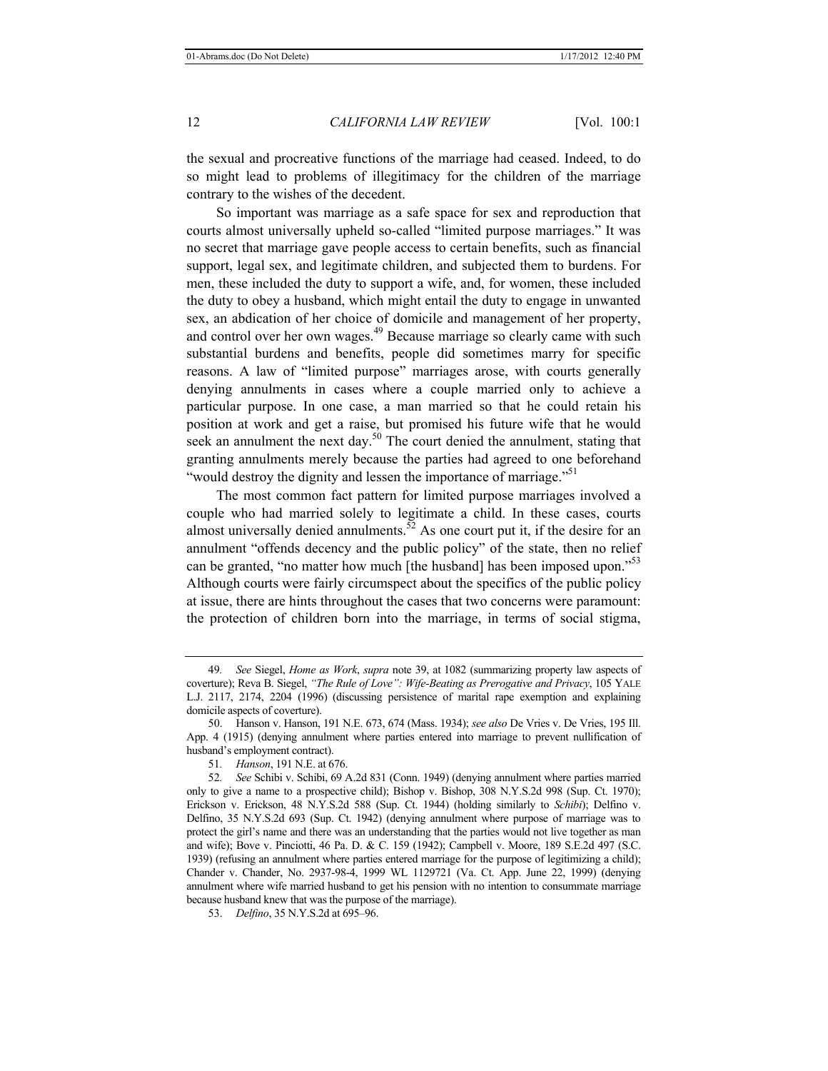the sexual and procreative functions of the marriage had ceased. Indeed, to do so might lead to problems of illegitimacy for the children of the marriage contrary to the wishes of the decedent.

So important was marriage as a safe space for sex and reproduction that courts almost universally upheld so-called "limited purpose marriages." It was no secret that marriage gave people access to certain benefits, such as financial support, legal sex, and legitimate children, and subjected them to burdens. For men, these included the duty to support a wife, and, for women, these included the duty to obey a husband, which might entail the duty to engage in unwanted sex, an abdication of her choice of domicile and management of her property, and control over her own wages.[49] Because marriage so clearly came with such substantial burdens and benefits, people did sometimes marry for specific reasons. A law of "limited purpose" marriages arose, with courts generally denying annulments in cases where a couple married only to achieve a particular purpose. In one case, a man married so that he could retain his position at work and get a raise, but promised his future wife that he would seek an annulment the next day.[50] The court denied the annulment, stating that granting annulments merely because the parties had agreed to one beforehand "would destroy the dignity and lessen the importance of marriage."[51]

The most common fact pattern for limited purpose marriages involved a couple who had married solely to legitimate a child. In these cases, courts almost universally denied annulments.[52] As one court put it, if the desire for an annulment "offends decency and the public policy" of the state, then no relief can be granted, "no matter how much [the husband] has been imposed upon."[53] Although courts were fairly circumspect about the specifics of the public policy at issue, there are hints throughout the cases that two concerns were paramount: the protection of children born into the marriage, in terms of social stigma,

---

49. *See* Siegel, *Home as Work*, *supra* note 39, at 1082 (summarizing property law aspects of coverture); Reva B. Siegel, *"The Rule of Love": Wife-Beating as Prerogative and Privacy*, 105 YALE L.J. 2117, 2174, 2204 (1996) (discussing persistence of marital rape exemption and explaining domicile aspects of coverture).

50. Hanson v. Hanson, 191 N.E. 673, 674 (Mass. 1934); *see also* De Vries v. De Vries, 195 Ill. App. 4 (1915) (denying annulment where parties entered into marriage to prevent nullification of husband's employment contract).

51. *Hanson*, 191 N.E. at 676.

52. *See* Schibi v. Schibi, 69 A.2d 831 (Conn. 1949) (denying annulment where parties married only to give a name to a prospective child); Bishop v. Bishop, 308 N.Y.S.2d 998 (Sup. Ct. 1970); Erickson v. Erickson, 48 N.Y.S.2d 588 (Sup. Ct. 1944) (holding similarly to *Schibi*); Delfino v. Delfino, 35 N.Y.S.2d 693 (Sup. Ct. 1942) (denying annulment where purpose of marriage was to protect the girl's name and there was an understanding that the parties would not live together as man and wife); Bove v. Pinciotti, 46 Pa. D. & C. 159 (1942); Campbell v. Moore, 189 S.E.2d 497 (S.C. 1939) (refusing an annulment where parties entered marriage for the purpose of legitimizing a child); Chander v. Chander, No. 2937-98-4, 1999 WL 1129721 (Va. Ct. App. June 22, 1999) (denying annulment where wife married husband to get his pension with no intention to consummate marriage because husband knew that was the purpose of the marriage).

53. *Delfino*, 35 N.Y.S.2d at 695–96.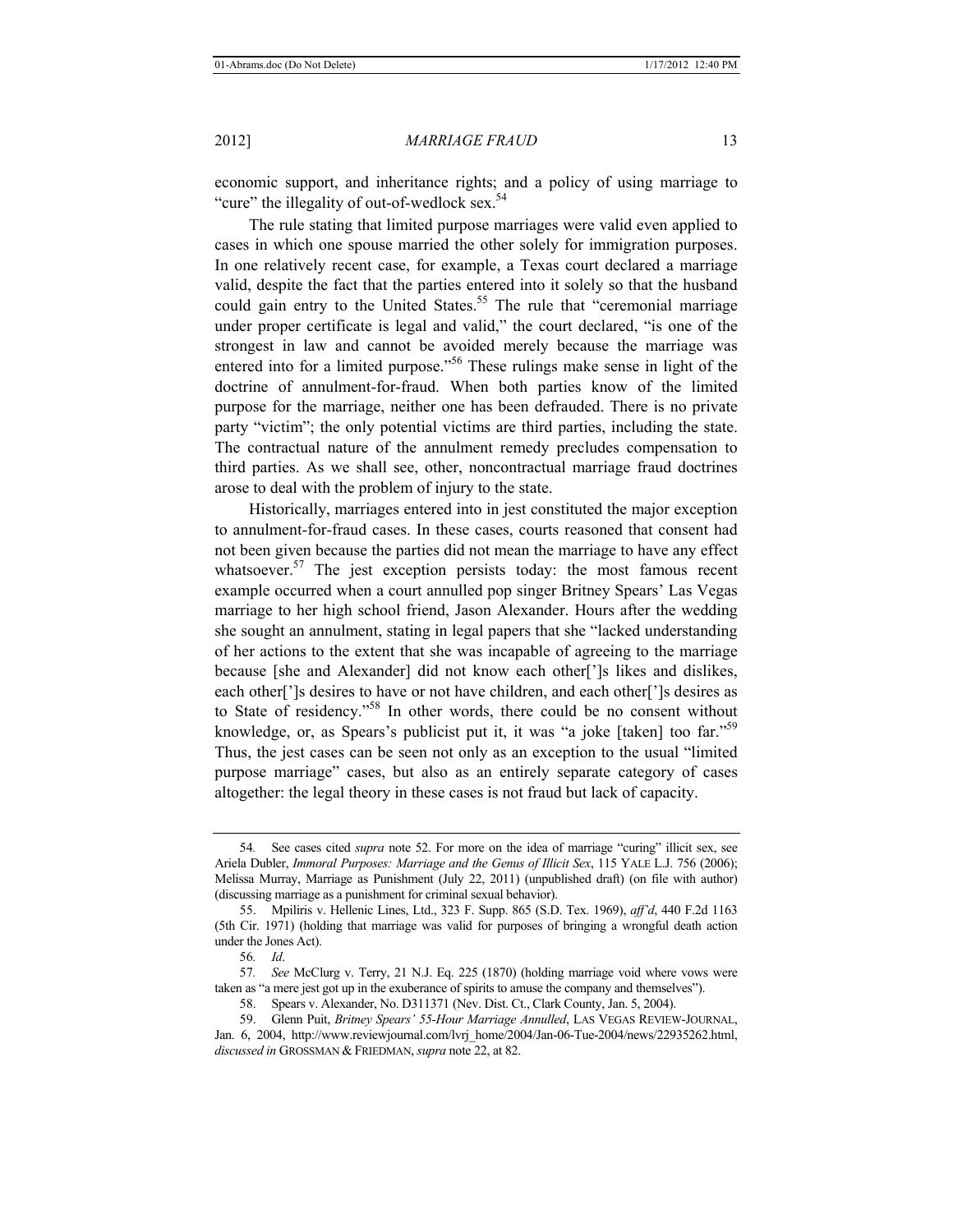economic support, and inheritance rights; and a policy of using marriage to "cure" the illegality of out-of-wedlock sex.[54]

The rule stating that limited purpose marriages were valid even applied to cases in which one spouse married the other solely for immigration purposes. In one relatively recent case, for example, a Texas court declared a marriage valid, despite the fact that the parties entered into it solely so that the husband could gain entry to the United States.[55] The rule that "ceremonial marriage under proper certificate is legal and valid," the court declared, "is one of the strongest in law and cannot be avoided merely because the marriage was entered into for a limited purpose."[56] These rulings make sense in light of the doctrine of annulment-for-fraud. When both parties know of the limited purpose for the marriage, neither one has been defrauded. There is no private party "victim"; the only potential victims are third parties, including the state. The contractual nature of the annulment remedy precludes compensation to third parties. As we shall see, other, noncontractual marriage fraud doctrines arose to deal with the problem of injury to the state.

Historically, marriages entered into in jest constituted the major exception to annulment-for-fraud cases. In these cases, courts reasoned that consent had not been given because the parties did not mean the marriage to have any effect whatsoever.[57] The jest exception persists today: the most famous recent example occurred when a court annulled pop singer Britney Spears' Las Vegas marriage to her high school friend, Jason Alexander. Hours after the wedding she sought an annulment, stating in legal papers that she "lacked understanding of her actions to the extent that she was incapable of agreeing to the marriage because [she and Alexander] did not know each other[']s likes and dislikes, each other[']s desires to have or not have children, and each other[']s desires as to State of residency."[58] In other words, there could be no consent without knowledge, or, as Spears's publicist put it, it was "a joke [taken] too far."[59] Thus, the jest cases can be seen not only as an exception to the usual "limited purpose marriage" cases, but also as an entirely separate category of cases altogether: the legal theory in these cases is not fraud but lack of capacity.

---

54. See cases cited *supra* note 52. For more on the idea of marriage "curing" illicit sex, see Ariela Dubler, *Immoral Purposes: Marriage and the Genus of Illicit Sex*, 115 YALE L.J. 756 (2006); Melissa Murray, Marriage as Punishment (July 22, 2011) (unpublished draft) (on file with author) (discussing marriage as a punishment for criminal sexual behavior).

55. Mpiliris v. Hellenic Lines, Ltd., 323 F. Supp. 865 (S.D. Tex. 1969), *aff'd*, 440 F.2d 1163 (5th Cir. 1971) (holding that marriage was valid for purposes of bringing a wrongful death action under the Jones Act).

56. *Id*.

57. *See* McClurg v. Terry, 21 N.J. Eq. 225 (1870) (holding marriage void where vows were taken as "a mere jest got up in the exuberance of spirits to amuse the company and themselves").

58. Spears v. Alexander, No. D311371 (Nev. Dist. Ct., Clark County, Jan. 5, 2004).

59. Glenn Puit, *Britney Spears' 55-Hour Marriage Annulled*, LAS VEGAS REVIEW-JOURNAL, Jan. 6, 2004, http://www.reviewjournal.com/lvrj_home/2004/Jan-06-Tue-2004/news/22935262.html, *discussed in* GROSSMAN & FRIEDMAN, *supra* note 22, at 82.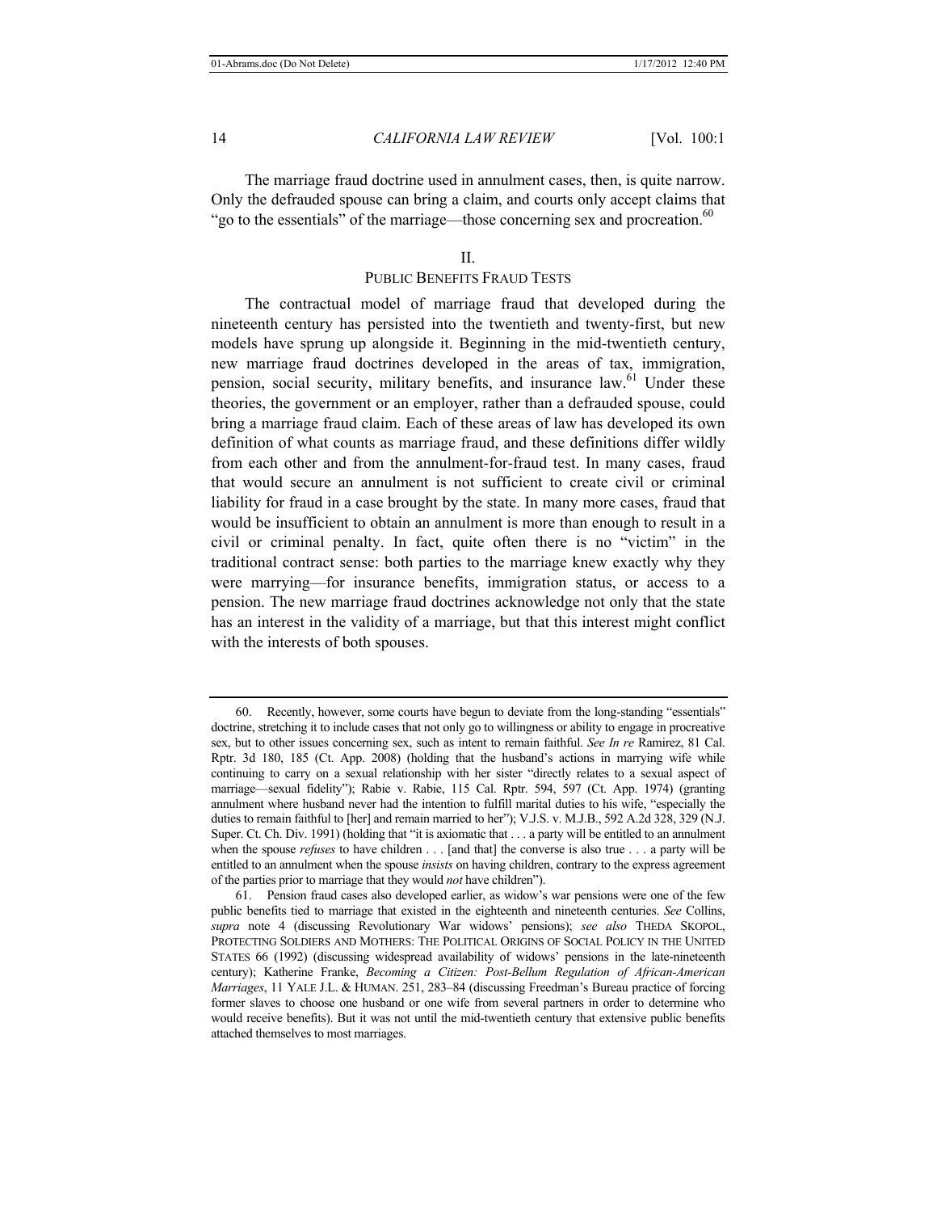The marriage fraud doctrine used in annulment cases, then, is quite narrow. Only the defrauded spouse can bring a claim, and courts only accept claims that "go to the essentials" of the marriage—those concerning sex and procreation.[60]

## II.
## PUBLIC BENEFITS FRAUD TESTS

The contractual model of marriage fraud that developed during the nineteenth century has persisted into the twentieth and twenty-first, but new models have sprung up alongside it. Beginning in the mid-twentieth century, new marriage fraud doctrines developed in the areas of tax, immigration, pension, social security, military benefits, and insurance law.[61] Under these theories, the government or an employer, rather than a defrauded spouse, could bring a marriage fraud claim. Each of these areas of law has developed its own definition of what counts as marriage fraud, and these definitions differ wildly from each other and from the annulment-for-fraud test. In many cases, fraud that would secure an annulment is not sufficient to create civil or criminal liability for fraud in a case brought by the state. In many more cases, fraud that would be insufficient to obtain an annulment is more than enough to result in a civil or criminal penalty. In fact, quite often there is no "victim" in the traditional contract sense: both parties to the marriage knew exactly why they were marrying—for insurance benefits, immigration status, or access to a pension. The new marriage fraud doctrines acknowledge not only that the state has an interest in the validity of a marriage, but that this interest might conflict with the interests of both spouses.

---

60. Recently, however, some courts have begun to deviate from the long-standing "essentials" doctrine, stretching it to include cases that not only go to willingness or ability to engage in procreative sex, but to other issues concerning sex, such as intent to remain faithful. *See In re* Ramirez, 81 Cal. Rptr. 3d 180, 185 (Ct. App. 2008) (holding that the husband's actions in marrying wife while continuing to carry on a sexual relationship with her sister "directly relates to a sexual aspect of marriage—sexual fidelity"); Rabie v. Rabie, 115 Cal. Rptr. 594, 597 (Ct. App. 1974) (granting annulment where husband never had the intention to fulfill marital duties to his wife, "especially the duties to remain faithful to [her] and remain married to her"); V.J.S. v. M.J.B., 592 A.2d 328, 329 (N.J. Super. Ct. Ch. Div. 1991) (holding that "it is axiomatic that . . . a party will be entitled to an annulment when the spouse *refuses* to have children . . . [and that] the converse is also true . . . a party will be entitled to an annulment when the spouse *insists* on having children, contrary to the express agreement of the parties prior to marriage that they would *not* have children").

61. Pension fraud cases also developed earlier, as widow's war pensions were one of the few public benefits tied to marriage that existed in the eighteenth and nineteenth centuries. *See* Collins, *supra* note 4 (discussing Revolutionary War widows' pensions); *see also* THEDA SKOPOL, PROTECTING SOLDIERS AND MOTHERS: THE POLITICAL ORIGINS OF SOCIAL POLICY IN THE UNITED STATES 66 (1992) (discussing widespread availability of widows' pensions in the late-nineteenth century); Katherine Franke, *Becoming a Citizen: Post-Bellum Regulation of African-American Marriages*, 11 YALE J.L. & HUMAN. 251, 283–84 (discussing Freedman's Bureau practice of forcing former slaves to choose one husband or one wife from several partners in order to determine who would receive benefits). But it was not until the mid-twentieth century that extensive public benefits attached themselves to most marriages.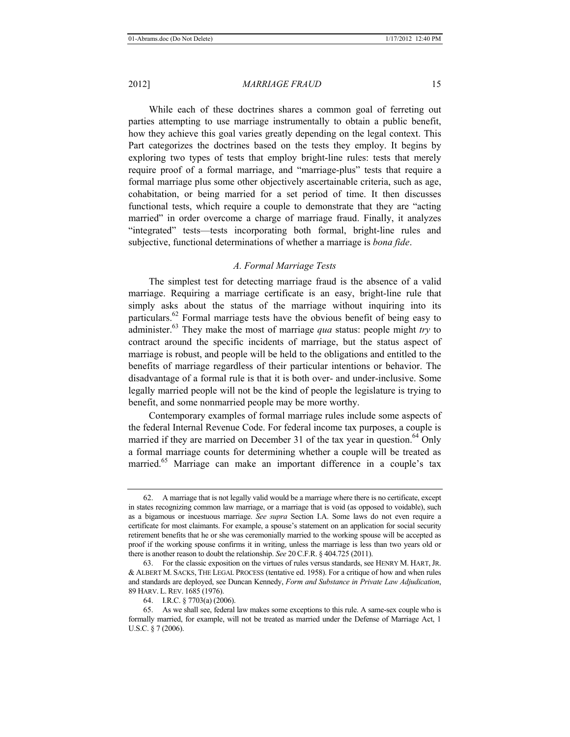While each of these doctrines shares a common goal of ferreting out parties attempting to use marriage instrumentally to obtain a public benefit, how they achieve this goal varies greatly depending on the legal context. This Part categorizes the doctrines based on the tests they employ. It begins by exploring two types of tests that employ bright-line rules: tests that merely require proof of a formal marriage, and "marriage-plus" tests that require a formal marriage plus some other objectively ascertainable criteria, such as age, cohabitation, or being married for a set period of time. It then discusses functional tests, which require a couple to demonstrate that they are "acting married" in order overcome a charge of marriage fraud. Finally, it analyzes "integrated" tests—tests incorporating both formal, bright-line rules and subjective, functional determinations of whether a marriage is *bona fide*.

### A. Formal Marriage Tests

The simplest test for detecting marriage fraud is the absence of a valid marriage. Requiring a marriage certificate is an easy, bright-line rule that simply asks about the status of the marriage without inquiring into its particulars.[62] Formal marriage tests have the obvious benefit of being easy to administer.[63] They make the most of marriage *qua* status: people might *try* to contract around the specific incidents of marriage, but the status aspect of marriage is robust, and people will be held to the obligations and entitled to the benefits of marriage regardless of their particular intentions or behavior. The disadvantage of a formal rule is that it is both over- and under-inclusive. Some legally married people will not be the kind of people the legislature is trying to benefit, and some nonmarried people may be more worthy.

Contemporary examples of formal marriage rules include some aspects of the federal Internal Revenue Code. For federal income tax purposes, a couple is married if they are married on December 31 of the tax year in question.[64] Only a formal marriage counts for determining whether a couple will be treated as married.[65] Marriage can make an important difference in a couple's tax

---

62. A marriage that is not legally valid would be a marriage where there is no certificate, except in states recognizing common law marriage, or a marriage that is void (as opposed to voidable), such as a bigamous or incestuous marriage. *See supra* Section I.A. Some laws do not even require a certificate for most claimants. For example, a spouse's statement on an application for social security retirement benefits that he or she was ceremonially married to the working spouse will be accepted as proof if the working spouse confirms it in writing, unless the marriage is less than two years old or there is another reason to doubt the relationship. *See* 20 C.F.R. § 404.725 (2011).

63. For the classic exposition on the virtues of rules versus standards, see HENRY M. HART, JR. & ALBERT M. SACKS, THE LEGAL PROCESS (tentative ed. 1958). For a critique of how and when rules and standards are deployed, see Duncan Kennedy, *Form and Substance in Private Law Adjudication*, 89 HARV. L. REV. 1685 (1976).

64. I.R.C. § 7703(a) (2006).

65. As we shall see, federal law makes some exceptions to this rule. A same-sex couple who is formally married, for example, will not be treated as married under the Defense of Marriage Act, 1 U.S.C. § 7 (2006).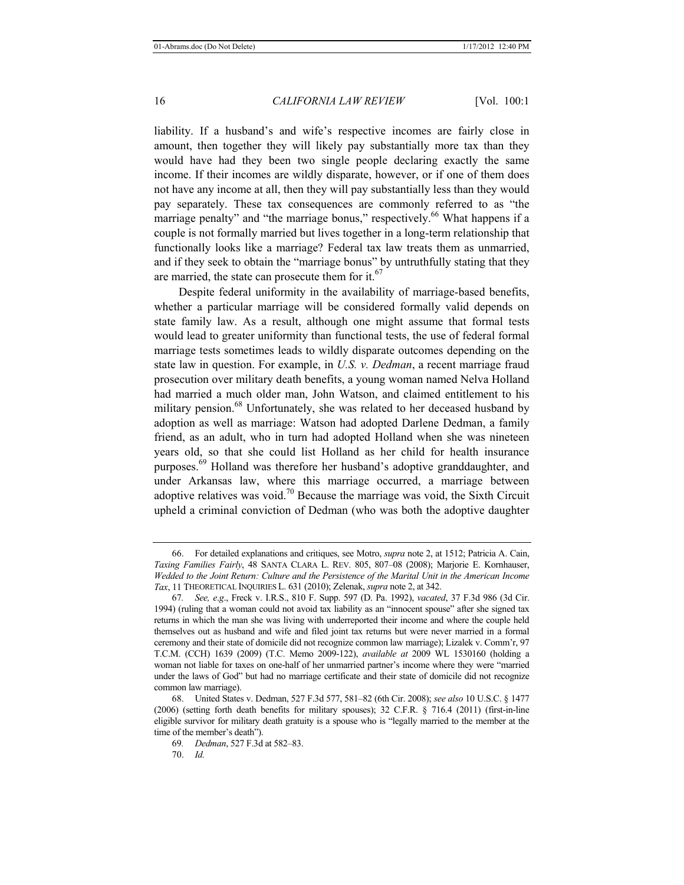liability. If a husband's and wife's respective incomes are fairly close in amount, then together they will likely pay substantially more tax than they would have had they been two single people declaring exactly the same income. If their incomes are wildly disparate, however, or if one of them does not have any income at all, then they will pay substantially less than they would pay separately. These tax consequences are commonly referred to as "the marriage penalty" and "the marriage bonus," respectively.[66] What happens if a couple is not formally married but lives together in a long-term relationship that functionally looks like a marriage? Federal tax law treats them as unmarried, and if they seek to obtain the "marriage bonus" by untruthfully stating that they are married, the state can prosecute them for it.[67]

Despite federal uniformity in the availability of marriage-based benefits, whether a particular marriage will be considered formally valid depends on state family law. As a result, although one might assume that formal tests would lead to greater uniformity than functional tests, the use of federal formal marriage tests sometimes leads to wildly disparate outcomes depending on the state law in question. For example, in *U.S. v. Dedman*, a recent marriage fraud prosecution over military death benefits, a young woman named Nelva Holland had married a much older man, John Watson, and claimed entitlement to his military pension.[68] Unfortunately, she was related to her deceased husband by adoption as well as marriage: Watson had adopted Darlene Dedman, a family friend, as an adult, who in turn had adopted Holland when she was nineteen years old, so that she could list Holland as her child for health insurance purposes.[69] Holland was therefore her husband's adoptive granddaughter, and under Arkansas law, where this marriage occurred, a marriage between adoptive relatives was void.[70] Because the marriage was void, the Sixth Circuit upheld a criminal conviction of Dedman (who was both the adoptive daughter

---

66. For detailed explanations and critiques, see Motro, *supra* note 2, at 1512; Patricia A. Cain, *Taxing Families Fairly*, 48 SANTA CLARA L. REV. 805, 807–08 (2008); Marjorie E. Kornhauser, *Wedded to the Joint Return: Culture and the Persistence of the Marital Unit in the American Income Tax*, 11 THEORETICAL INQUIRIES L. 631 (2010); Zelenak, *supra* note 2, at 342.

67. *See, e.g*., Freck v. I.R.S., 810 F. Supp. 597 (D. Pa. 1992), *vacated*, 37 F.3d 986 (3d Cir. 1994) (ruling that a woman could not avoid tax liability as an "innocent spouse" after she signed tax returns in which the man she was living with underreported their income and where the couple held themselves out as husband and wife and filed joint tax returns but were never married in a formal ceremony and their state of domicile did not recognize common law marriage); Lizalek v. Comm'r, 97 T.C.M. (CCH) 1639 (2009) (T.C. Memo 2009-122), *available at* 2009 WL 1530160 (holding a woman not liable for taxes on one-half of her unmarried partner's income where they were "married under the laws of God" but had no marriage certificate and their state of domicile did not recognize common law marriage).

68. United States v. Dedman, 527 F.3d 577, 581–82 (6th Cir. 2008); *see also* 10 U.S.C. § 1477 (2006) (setting forth death benefits for military spouses); 32 C.F.R. § 716.4 (2011) (first-in-line eligible survivor for military death gratuity is a spouse who is "legally married to the member at the time of the member's death").

69. *Dedman*, 527 F.3d at 582–83.

70. *Id.*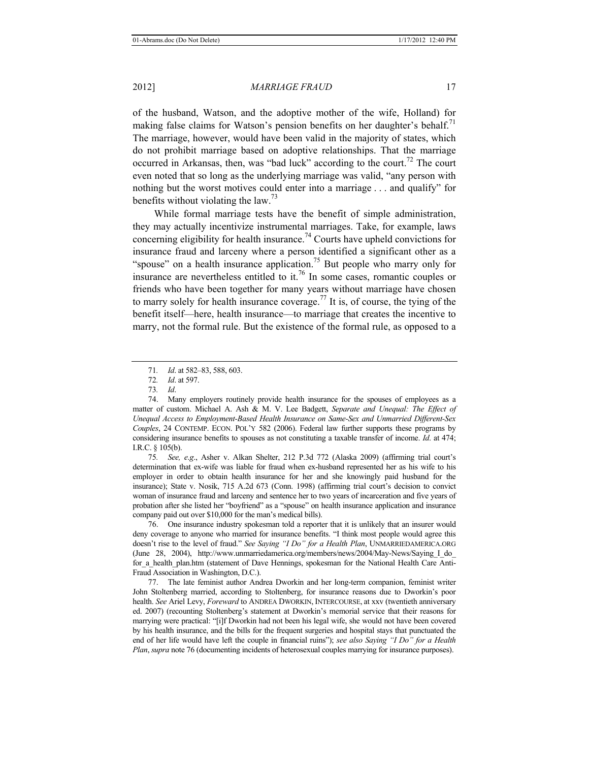of the husband, Watson, and the adoptive mother of the wife, Holland) for making false claims for Watson's pension benefits on her daughter's behalf.[71] The marriage, however, would have been valid in the majority of states, which do not prohibit marriage based on adoptive relationships. That the marriage occurred in Arkansas, then, was "bad luck" according to the court.[72] The court even noted that so long as the underlying marriage was valid, "any person with nothing but the worst motives could enter into a marriage . . . and qualify" for benefits without violating the law.[73]

While formal marriage tests have the benefit of simple administration, they may actually incentivize instrumental marriages. Take, for example, laws concerning eligibility for health insurance.[74] Courts have upheld convictions for insurance fraud and larceny where a person identified a significant other as a "spouse" on a health insurance application.[75] But people who marry only for insurance are nevertheless entitled to it.[76] In some cases, romantic couples or friends who have been together for many years without marriage have chosen to marry solely for health insurance coverage.[77] It is, of course, the tying of the benefit itself—here, health insurance—to marriage that creates the incentive to marry, not the formal rule. But the existence of the formal rule, as opposed to a

---

71. *Id*. at 582–83, 588, 603.

72. *Id*. at 597.

73. *Id*.

74. Many employers routinely provide health insurance for the spouses of employees as a matter of custom. Michael A. Ash & M. V. Lee Badgett, *Separate and Unequal: The Effect of Unequal Access to Employment-Based Health Insurance on Same-Sex and Unmarried Different-Sex Couples*, 24 CONTEMP. ECON. POL'Y 582 (2006). Federal law further supports these programs by considering insurance benefits to spouses as not constituting a taxable transfer of income. *Id*. at 474; I.R.C. § 105(b).

75. *See, e.g*., Asher v. Alkan Shelter, 212 P.3d 772 (Alaska 2009) (affirming trial court's determination that ex-wife was liable for fraud when ex-husband represented her as his wife to his employer in order to obtain health insurance for her and she knowingly paid husband for the insurance); State v. Nosik, 715 A.2d 673 (Conn. 1998) (affirming trial court's decision to convict woman of insurance fraud and larceny and sentence her to two years of incarceration and five years of probation after she listed her "boyfriend" as a "spouse" on health insurance application and insurance company paid out over $10,000 for the man's medical bills).

76. One insurance industry spokesman told a reporter that it is unlikely that an insurer would deny coverage to anyone who married for insurance benefits. "I think most people would agree this doesn't rise to the level of fraud." *See Saying "I Do" for a Health Plan*, UNMARRIEDAMERICA.ORG (June 28, 2004), http://www.unmarriedamerica.org/members/news/2004/May-News/Saying_I_do_for_a_health_plan.htm (statement of Dave Hennings, spokesman for the National Health Care Anti-Fraud Association in Washington, D.C.).

77. The late feminist author Andrea Dworkin and her long-term companion, feminist writer John Stoltenberg married, according to Stoltenberg, for insurance reasons due to Dworkin's poor health. *See* Ariel Levy, *Foreward* to ANDREA DWORKIN, INTERCOURSE, at xxv (twentieth anniversary ed. 2007) (recounting Stoltenberg's statement at Dworkin's memorial service that their reasons for marrying were practical: "[i]f Dworkin had not been his legal wife, she would not have been covered by his health insurance, and the bills for the frequent surgeries and hospital stays that punctuated the end of her life would have left the couple in financial ruins"); *see also Saying "I Do" for a Health Plan*, *supra* note 76 (documenting incidents of heterosexual couples marrying for insurance purposes).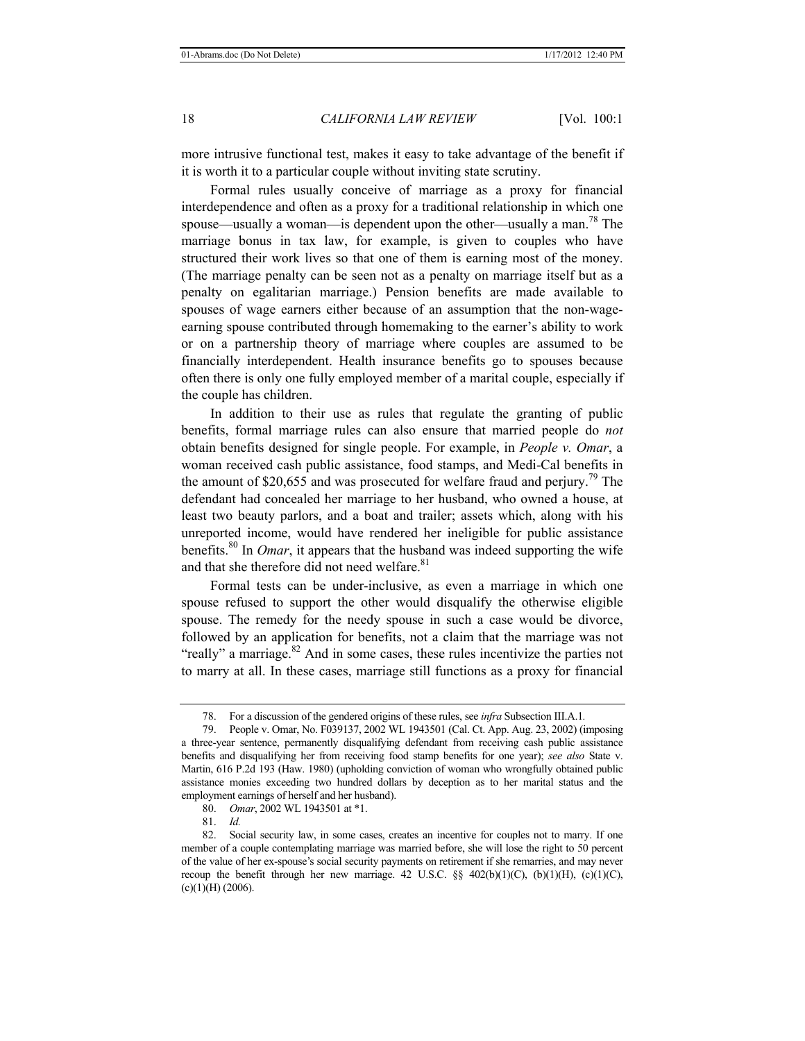more intrusive functional test, makes it easy to take advantage of the benefit if it is worth it to a particular couple without inviting state scrutiny.

Formal rules usually conceive of marriage as a proxy for financial interdependence and often as a proxy for a traditional relationship in which one spouse—usually a woman—is dependent upon the other—usually a man.[78] The marriage bonus in tax law, for example, is given to couples who have structured their work lives so that one of them is earning most of the money. (The marriage penalty can be seen not as a penalty on marriage itself but as a penalty on egalitarian marriage.) Pension benefits are made available to spouses of wage earners either because of an assumption that the non-wage-earning spouse contributed through homemaking to the earner's ability to work or on a partnership theory of marriage where couples are assumed to be financially interdependent. Health insurance benefits go to spouses because often there is only one fully employed member of a marital couple, especially if the couple has children.

In addition to their use as rules that regulate the granting of public benefits, formal marriage rules can also ensure that married people do *not* obtain benefits designed for single people. For example, in *People v. Omar*, a woman received cash public assistance, food stamps, and Medi-Cal benefits in the amount of $20,655 and was prosecuted for welfare fraud and perjury.[79] The defendant had concealed her marriage to her husband, who owned a house, at least two beauty parlors, and a boat and trailer; assets which, along with his unreported income, would have rendered her ineligible for public assistance benefits.[80] In *Omar*, it appears that the husband was indeed supporting the wife and that she therefore did not need welfare.[81]

Formal tests can be under-inclusive, as even a marriage in which one spouse refused to support the other would disqualify the otherwise eligible spouse. The remedy for the needy spouse in such a case would be divorce, followed by an application for benefits, not a claim that the marriage was not "really" a marriage.[82] And in some cases, these rules incentivize the parties not to marry at all. In these cases, marriage still functions as a proxy for financial

---

78. For a discussion of the gendered origins of these rules, see *infra* Subsection III.A.1.

79. People v. Omar, No. F039137, 2002 WL 1943501 (Cal. Ct. App. Aug. 23, 2002) (imposing a three-year sentence, permanently disqualifying defendant from receiving cash public assistance benefits and disqualifying her from receiving food stamp benefits for one year); *see also* State v. Martin, 616 P.2d 193 (Haw. 1980) (upholding conviction of woman who wrongfully obtained public assistance monies exceeding two hundred dollars by deception as to her marital status and the employment earnings of herself and her husband).

80. *Omar*, 2002 WL 1943501 at *1.

81. *Id.*

82. Social security law, in some cases, creates an incentive for couples not to marry. If one member of a couple contemplating marriage was married before, she will lose the right to 50 percent of the value of her ex-spouse's social security payments on retirement if she remarries, and may never recoup the benefit through her new marriage. 42 U.S.C. §§ 402(b)(1)(C), (b)(1)(H), (c)(1)(C), (c)(1)(H) (2006).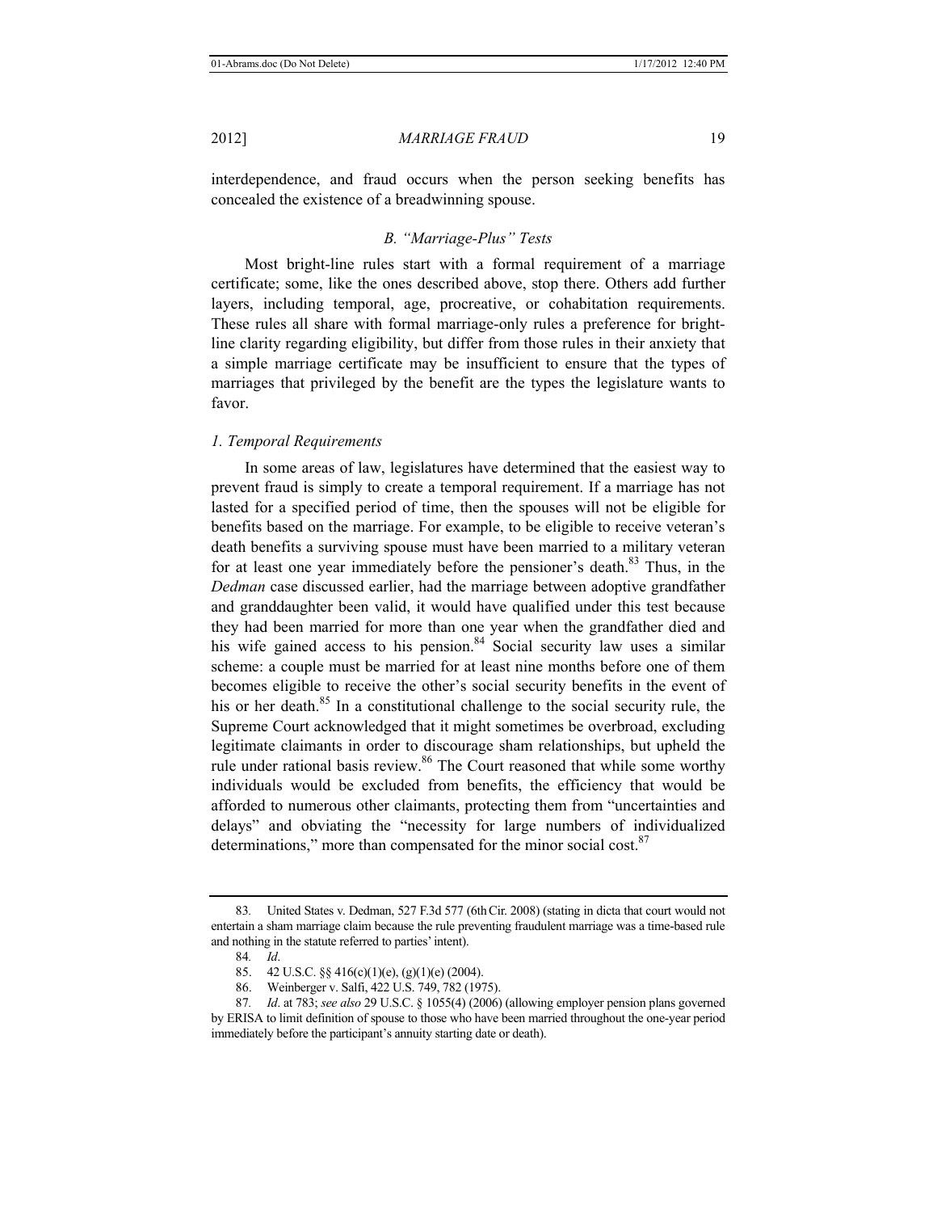interdependence, and fraud occurs when the person seeking benefits has concealed the existence of a breadwinning spouse.

### *B. "Marriage-Plus" Tests*

Most bright-line rules start with a formal requirement of a marriage certificate; some, like the ones described above, stop there. Others add further layers, including temporal, age, procreative, or cohabitation requirements. These rules all share with formal marriage-only rules a preference for bright-line clarity regarding eligibility, but differ from those rules in their anxiety that a simple marriage certificate may be insufficient to ensure that the types of marriages that privileged by the benefit are the types the legislature wants to favor.

#### *1. Temporal Requirements*

In some areas of law, legislatures have determined that the easiest way to prevent fraud is simply to create a temporal requirement. If a marriage has not lasted for a specified period of time, then the spouses will not be eligible for benefits based on the marriage. For example, to be eligible to receive veteran's death benefits a surviving spouse must have been married to a military veteran for at least one year immediately before the pensioner's death.[83] Thus, in the *Dedman* case discussed earlier, had the marriage between adoptive grandfather and granddaughter been valid, it would have qualified under this test because they had been married for more than one year when the grandfather died and his wife gained access to his pension.[84] Social security law uses a similar scheme: a couple must be married for at least nine months before one of them becomes eligible to receive the other's social security benefits in the event of his or her death.[85] In a constitutional challenge to the social security rule, the Supreme Court acknowledged that it might sometimes be overbroad, excluding legitimate claimants in order to discourage sham relationships, but upheld the rule under rational basis review.[86] The Court reasoned that while some worthy individuals would be excluded from benefits, the efficiency that would be afforded to numerous other claimants, protecting them from "uncertainties and delays" and obviating the "necessity for large numbers of individualized determinations," more than compensated for the minor social cost.[87]

---

83. United States v. Dedman, 527 F.3d 577 (6th Cir. 2008) (stating in dicta that court would not entertain a sham marriage claim because the rule preventing fraudulent marriage was a time-based rule and nothing in the statute referred to parties' intent).

84. *Id*.

85. 42 U.S.C. §§ 416(c)(1)(e), (g)(1)(e) (2004).

86. Weinberger v. Salfi, 422 U.S. 749, 782 (1975).

87. *Id*. at 783; *see also* 29 U.S.C. § 1055(4) (2006) (allowing employer pension plans governed by ERISA to limit definition of spouse to those who have been married throughout the one-year period immediately before the participant's annuity starting date or death).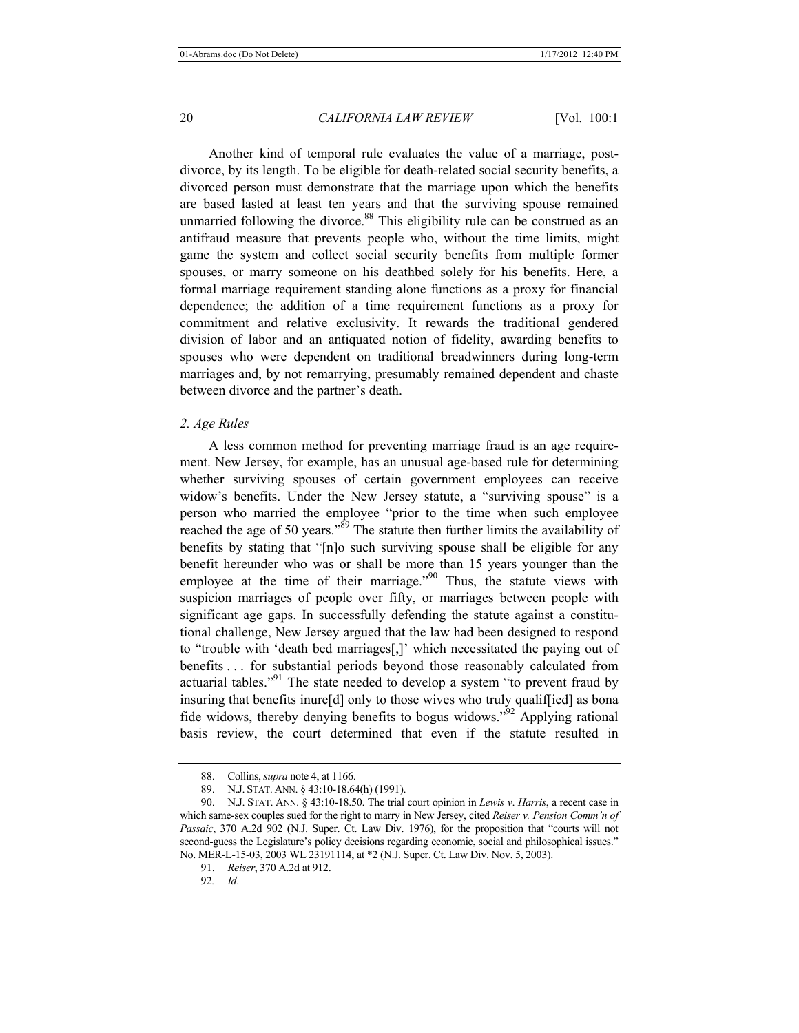Another kind of temporal rule evaluates the value of a marriage, post-divorce, by its length. To be eligible for death-related social security benefits, a divorced person must demonstrate that the marriage upon which the benefits are based lasted at least ten years and that the surviving spouse remained unmarried following the divorce.[88] This eligibility rule can be construed as an antifraud measure that prevents people who, without the time limits, might game the system and collect social security benefits from multiple former spouses, or marry someone on his deathbed solely for his benefits. Here, a formal marriage requirement standing alone functions as a proxy for financial dependence; the addition of a time requirement functions as a proxy for commitment and relative exclusivity. It rewards the traditional gendered division of labor and an antiquated notion of fidelity, awarding benefits to spouses who were dependent on traditional breadwinners during long-term marriages and, by not remarrying, presumably remained dependent and chaste between divorce and the partner's death.

*2. Age Rules*

A less common method for preventing marriage fraud is an age requirement. New Jersey, for example, has an unusual age-based rule for determining whether surviving spouses of certain government employees can receive widow's benefits. Under the New Jersey statute, a "surviving spouse" is a person who married the employee "prior to the time when such employee reached the age of 50 years."[89] The statute then further limits the availability of benefits by stating that "[n]o such surviving spouse shall be eligible for any benefit hereunder who was or shall be more than 15 years younger than the employee at the time of their marriage."[90] Thus, the statute views with suspicion marriages of people over fifty, or marriages between people with significant age gaps. In successfully defending the statute against a constitutional challenge, New Jersey argued that the law had been designed to respond to "trouble with 'death bed marriages[,]' which necessitated the paying out of benefits . . . for substantial periods beyond those reasonably calculated from actuarial tables."[91] The state needed to develop a system "to prevent fraud by insuring that benefits inure[d] only to those wives who truly qualif[ied] as bona fide widows, thereby denying benefits to bogus widows."[92] Applying rational basis review, the court determined that even if the statute resulted in

---

88. Collins, *supra* note 4, at 1166.

89. N.J. STAT. ANN. § 43:10-18.64(h) (1991).

90. N.J. STAT. ANN. § 43:10-18.50. The trial court opinion in *Lewis v. Harris*, a recent case in which same-sex couples sued for the right to marry in New Jersey, cited *Reiser v. Pension Comm'n of Passaic*, 370 A.2d 902 (N.J. Super. Ct. Law Div. 1976), for the proposition that "courts will not second-guess the Legislature's policy decisions regarding economic, social and philosophical issues." No. MER-L-15-03, 2003 WL 23191114, at *2 (N.J. Super. Ct. Law Div. Nov. 5, 2003).

91. *Reiser*, 370 A.2d at 912.

92. *Id*.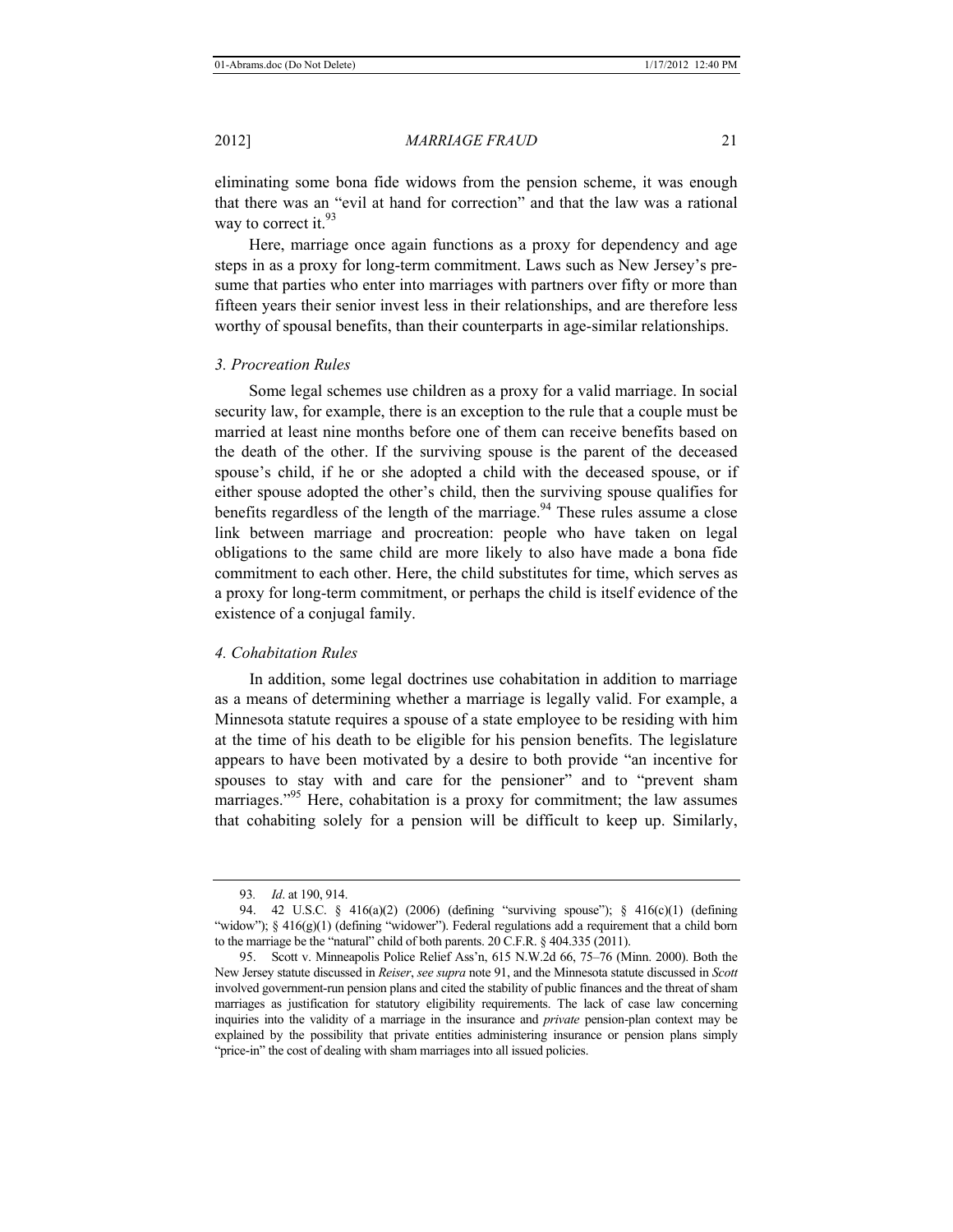eliminating some bona fide widows from the pension scheme, it was enough that there was an "evil at hand for correction" and that the law was a rational way to correct it.[93]

Here, marriage once again functions as a proxy for dependency and age steps in as a proxy for long-term commitment. Laws such as New Jersey's presume that parties who enter into marriages with partners over fifty or more than fifteen years their senior invest less in their relationships, and are therefore less worthy of spousal benefits, than their counterparts in age-similar relationships.

### *3. Procreation Rules*

Some legal schemes use children as a proxy for a valid marriage. In social security law, for example, there is an exception to the rule that a couple must be married at least nine months before one of them can receive benefits based on the death of the other. If the surviving spouse is the parent of the deceased spouse's child, if he or she adopted a child with the deceased spouse, or if either spouse adopted the other's child, then the surviving spouse qualifies for benefits regardless of the length of the marriage.[94] These rules assume a close link between marriage and procreation: people who have taken on legal obligations to the same child are more likely to also have made a bona fide commitment to each other. Here, the child substitutes for time, which serves as a proxy for long-term commitment, or perhaps the child is itself evidence of the existence of a conjugal family.

### *4. Cohabitation Rules*

In addition, some legal doctrines use cohabitation in addition to marriage as a means of determining whether a marriage is legally valid. For example, a Minnesota statute requires a spouse of a state employee to be residing with him at the time of his death to be eligible for his pension benefits. The legislature appears to have been motivated by a desire to both provide "an incentive for spouses to stay with and care for the pensioner" and to "prevent sham marriages."[95] Here, cohabitation is a proxy for commitment; the law assumes that cohabiting solely for a pension will be difficult to keep up. Similarly,

---

93. *Id*. at 190, 914.

94. 42 U.S.C. § 416(a)(2) (2006) (defining "surviving spouse"); § 416(c)(1) (defining "widow"); § 416(g)(1) (defining "widower"). Federal regulations add a requirement that a child born to the marriage be the "natural" child of both parents. 20 C.F.R. § 404.335 (2011).

95. Scott v. Minneapolis Police Relief Ass'n, 615 N.W.2d 66, 75–76 (Minn. 2000). Both the New Jersey statute discussed in *Reiser*, *see supra* note 91, and the Minnesota statute discussed in *Scott* involved government-run pension plans and cited the stability of public finances and the threat of sham marriages as justification for statutory eligibility requirements. The lack of case law concerning inquiries into the validity of a marriage in the insurance and *private* pension-plan context may be explained by the possibility that private entities administering insurance or pension plans simply "price-in" the cost of dealing with sham marriages into all issued policies.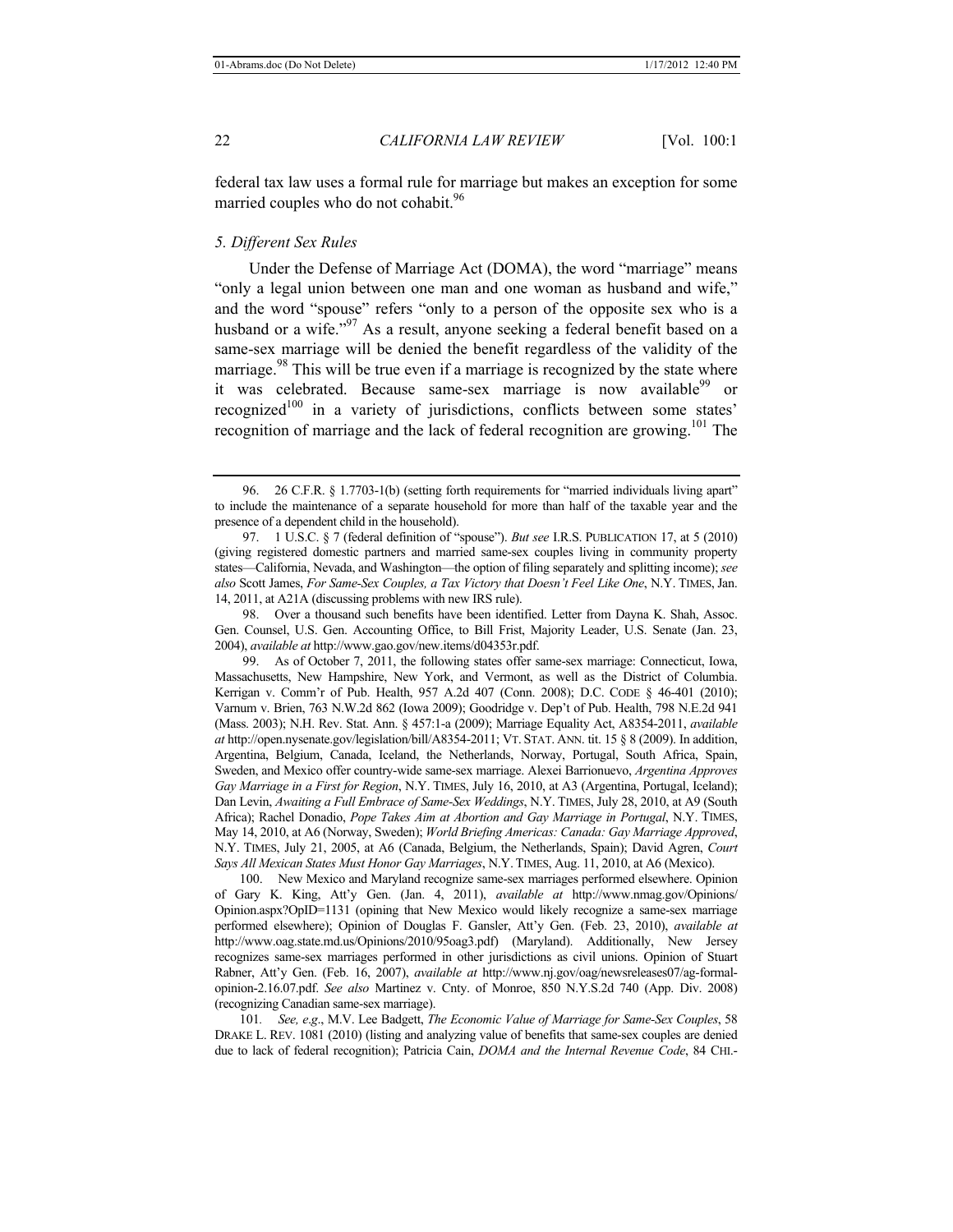federal tax law uses a formal rule for marriage but makes an exception for some married couples who do not cohabit.[96]

### *5. Different Sex Rules*

Under the Defense of Marriage Act (DOMA), the word "marriage" means "only a legal union between one man and one woman as husband and wife," and the word "spouse" refers "only to a person of the opposite sex who is a husband or a wife."[97] As a result, anyone seeking a federal benefit based on a same-sex marriage will be denied the benefit regardless of the validity of the marriage.[98] This will be true even if a marriage is recognized by the state where it was celebrated. Because same-sex marriage is now available[99] or recognized[100] in a variety of jurisdictions, conflicts between some states' recognition of marriage and the lack of federal recognition are growing.[101] The

---

96. 26 C.F.R. § 1.7703-1(b) (setting forth requirements for "married individuals living apart" to include the maintenance of a separate household for more than half of the taxable year and the presence of a dependent child in the household).

97. 1 U.S.C. § 7 (federal definition of "spouse"). *But see* I.R.S. PUBLICATION 17, at 5 (2010) (giving registered domestic partners and married same-sex couples living in community property states—California, Nevada, and Washington—the option of filing separately and splitting income); *see also* Scott James, *For Same-Sex Couples, a Tax Victory that Doesn't Feel Like One*, N.Y. TIMES, Jan. 14, 2011, at A21A (discussing problems with new IRS rule).

98. Over a thousand such benefits have been identified. Letter from Dayna K. Shah, Assoc. Gen. Counsel, U.S. Gen. Accounting Office, to Bill Frist, Majority Leader, U.S. Senate (Jan. 23, 2004), *available at* http://www.gao.gov/new.items/d04353r.pdf.

99. As of October 7, 2011, the following states offer same-sex marriage: Connecticut, Iowa, Massachusetts, New Hampshire, New York, and Vermont, as well as the District of Columbia. Kerrigan v. Comm'r of Pub. Health, 957 A.2d 407 (Conn. 2008); D.C. CODE § 46-401 (2010); Varnum v. Brien, 763 N.W.2d 862 (Iowa 2009); Goodridge v. Dep't of Pub. Health, 798 N.E.2d 941 (Mass. 2003); N.H. Rev. Stat. Ann. § 457:1-a (2009); Marriage Equality Act, A8354-2011, *available at* http://open.nysenate.gov/legislation/bill/A8354-2011; VT. STAT. ANN. tit. 15 § 8 (2009). In addition, Argentina, Belgium, Canada, Iceland, the Netherlands, Norway, Portugal, South Africa, Spain, Sweden, and Mexico offer country-wide same-sex marriage. Alexei Barrionuevo, *Argentina Approves Gay Marriage in a First for Region*, N.Y. TIMES, July 16, 2010, at A3 (Argentina, Portugal, Iceland); Dan Levin, *Awaiting a Full Embrace of Same-Sex Weddings*, N.Y. TIMES, July 28, 2010, at A9 (South Africa); Rachel Donadio, *Pope Takes Aim at Abortion and Gay Marriage in Portugal*, N.Y. TIMES, May 14, 2010, at A6 (Norway, Sweden); *World Briefing Americas: Canada: Gay Marriage Approved*, N.Y. TIMES, July 21, 2005, at A6 (Canada, Belgium, the Netherlands, Spain); David Agren, *Court Says All Mexican States Must Honor Gay Marriages*, N.Y. TIMES, Aug. 11, 2010, at A6 (Mexico).

100. New Mexico and Maryland recognize same-sex marriages performed elsewhere. Opinion of Gary K. King, Att'y Gen. (Jan. 4, 2011), *available at* http://www.nmag.gov/Opinions/Opinion.aspx?OpID=1131 (opining that New Mexico would likely recognize a same-sex marriage performed elsewhere); Opinion of Douglas F. Gansler, Att'y Gen. (Feb. 23, 2010), *available at* http://www.oag.state.md.us/Opinions/2010/95oag3.pdf) (Maryland). Additionally, New Jersey recognizes same-sex marriages performed in other jurisdictions as civil unions. Opinion of Stuart Rabner, Att'y Gen. (Feb. 16, 2007), *available at* http://www.nj.gov/oag/newsreleases07/ag-formal-opinion-2.16.07.pdf. *See also* Martinez v. Cnty. of Monroe, 850 N.Y.S.2d 740 (App. Div. 2008) (recognizing Canadian same-sex marriage).

101. *See, e.g.*, M.V. Lee Badgett, *The Economic Value of Marriage for Same-Sex Couples*, 58 DRAKE L. REV. 1081 (2010) (listing and analyzing value of benefits that same-sex couples are denied due to lack of federal recognition); Patricia Cain, *DOMA and the Internal Revenue Code*, 84 CHI.-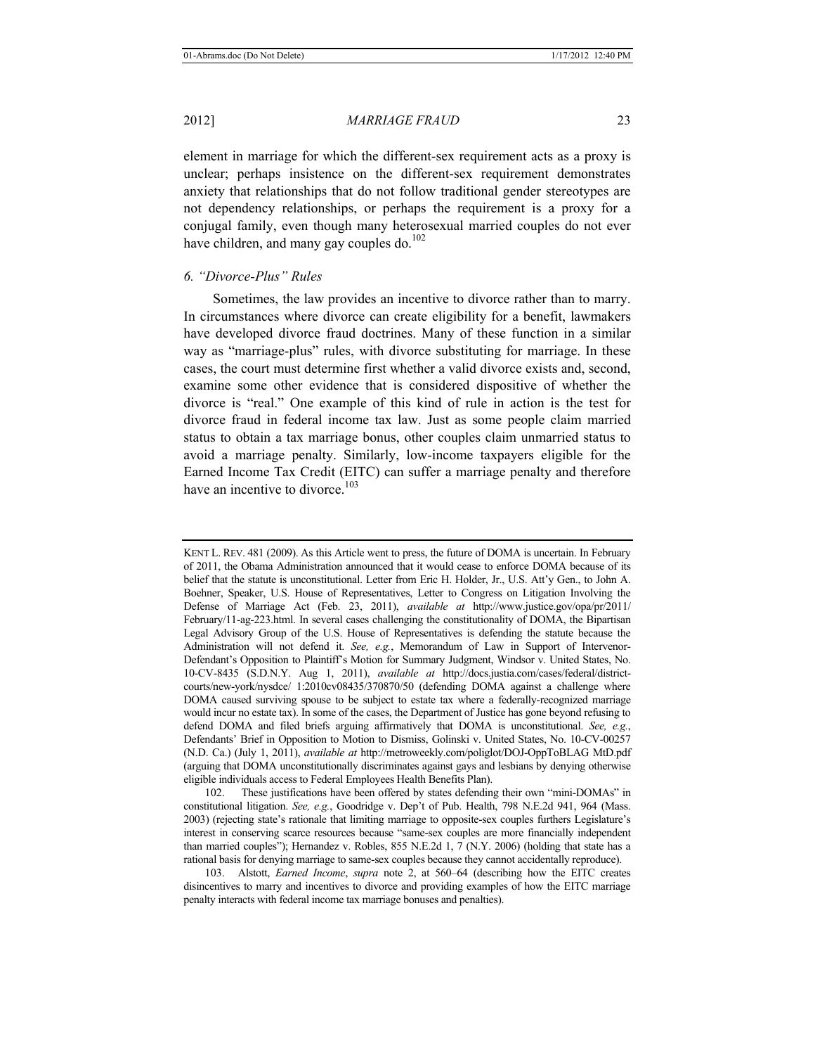element in marriage for which the different-sex requirement acts as a proxy is unclear; perhaps insistence on the different-sex requirement demonstrates anxiety that relationships that do not follow traditional gender stereotypes are not dependency relationships, or perhaps the requirement is a proxy for a conjugal family, even though many heterosexual married couples do not ever have children, and many gay couples do.[102]

### *6. "Divorce-Plus" Rules*

Sometimes, the law provides an incentive to divorce rather than to marry. In circumstances where divorce can create eligibility for a benefit, lawmakers have developed divorce fraud doctrines. Many of these function in a similar way as "marriage-plus" rules, with divorce substituting for marriage. In these cases, the court must determine first whether a valid divorce exists and, second, examine some other evidence that is considered dispositive of whether the divorce is "real." One example of this kind of rule in action is the test for divorce fraud in federal income tax law. Just as some people claim married status to obtain a tax marriage bonus, other couples claim unmarried status to avoid a marriage penalty. Similarly, low-income taxpayers eligible for the Earned Income Tax Credit (EITC) can suffer a marriage penalty and therefore have an incentive to divorce.[103]

---

KENT L. REV. 481 (2009). As this Article went to press, the future of DOMA is uncertain. In February of 2011, the Obama Administration announced that it would cease to enforce DOMA because of its belief that the statute is unconstitutional. Letter from Eric H. Holder, Jr., U.S. Att'y Gen., to John A. Boehner, Speaker, U.S. House of Representatives, Letter to Congress on Litigation Involving the Defense of Marriage Act (Feb. 23, 2011), *available at* http://www.justice.gov/opa/pr/2011/February/11-ag-223.html. In several cases challenging the constitutionality of DOMA, the Bipartisan Legal Advisory Group of the U.S. House of Representatives is defending the statute because the Administration will not defend it. *See, e.g.*, Memorandum of Law in Support of Intervenor-Defendant's Opposition to Plaintiff's Motion for Summary Judgment, Windsor v. United States, No. 10-CV-8435 (S.D.N.Y. Aug 1, 2011), *available at* http://docs.justia.com/cases/federal/district-courts/new-york/nysdce/ 1:2010cv08435/370870/50 (defending DOMA against a challenge where DOMA caused surviving spouse to be subject to estate tax where a federally-recognized marriage would incur no estate tax). In some of the cases, the Department of Justice has gone beyond refusing to defend DOMA and filed briefs arguing affirmatively that DOMA is unconstitutional. *See, e.g.*, Defendants' Brief in Opposition to Motion to Dismiss, Golinski v. United States, No. 10-CV-00257 (N.D. Ca.) (July 1, 2011), *available at* http://metroweekly.com/poliglot/DOJ-OppToBLAG MtD.pdf (arguing that DOMA unconstitutionally discriminates against gays and lesbians by denying otherwise eligible individuals access to Federal Employees Health Benefits Plan).

102. These justifications have been offered by states defending their own "mini-DOMAs" in constitutional litigation. *See, e.g.*, Goodridge v. Dep't of Pub. Health, 798 N.E.2d 941, 964 (Mass. 2003) (rejecting state's rationale that limiting marriage to opposite-sex couples furthers Legislature's interest in conserving scarce resources because "same-sex couples are more financially independent than married couples"); Hernandez v. Robles, 855 N.E.2d 1, 7 (N.Y. 2006) (holding that state has a rational basis for denying marriage to same-sex couples because they cannot accidentally reproduce).

103. Alstott, *Earned Income*, *supra* note 2, at 560–64 (describing how the EITC creates disincentives to marry and incentives to divorce and providing examples of how the EITC marriage penalty interacts with federal income tax marriage bonuses and penalties).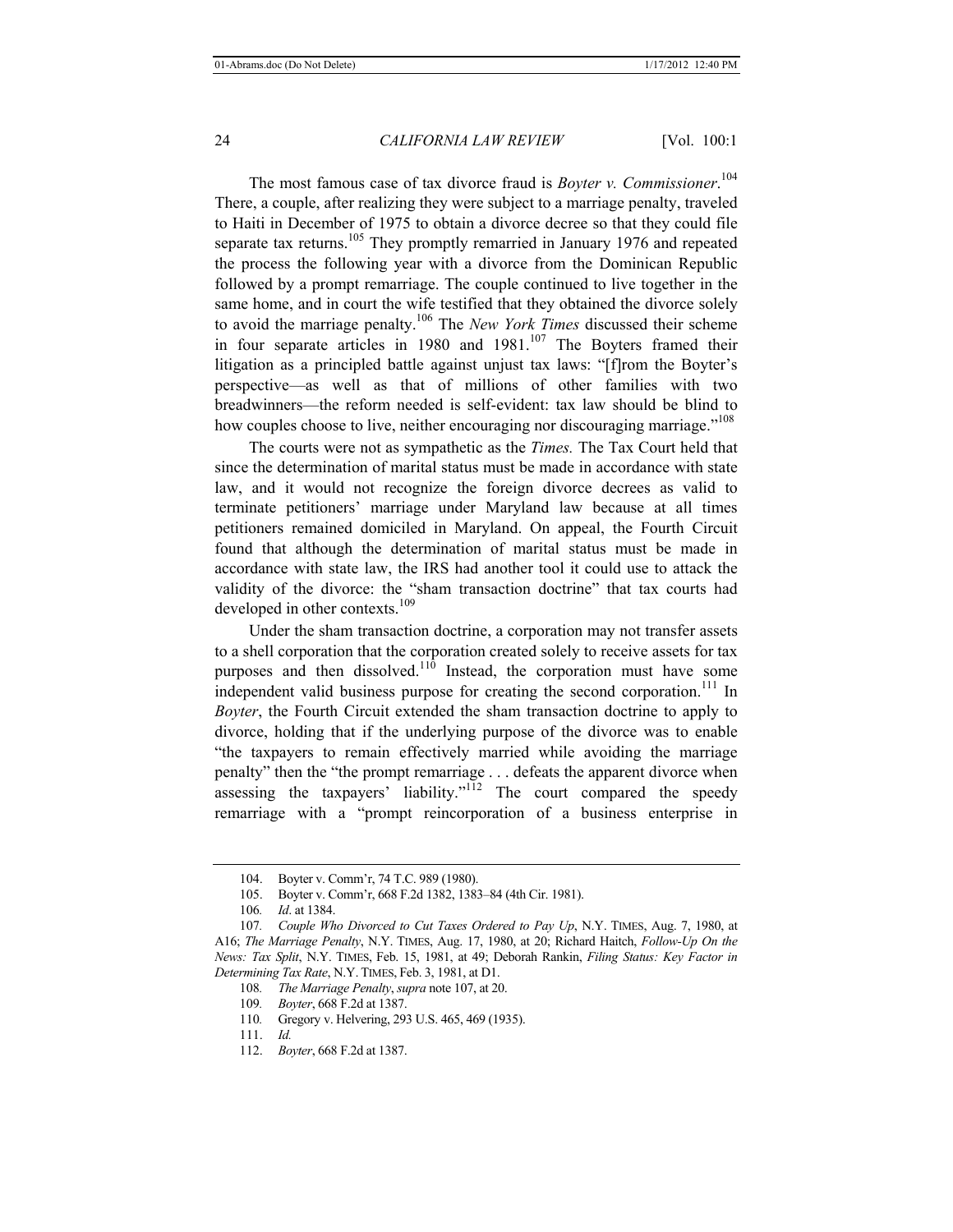The most famous case of tax divorce fraud is *Boyter v. Commissioner*.[104] There, a couple, after realizing they were subject to a marriage penalty, traveled to Haiti in December of 1975 to obtain a divorce decree so that they could file separate tax returns.[105] They promptly remarried in January 1976 and repeated the process the following year with a divorce from the Dominican Republic followed by a prompt remarriage. The couple continued to live together in the same home, and in court the wife testified that they obtained the divorce solely to avoid the marriage penalty.[106] The *New York Times* discussed their scheme in four separate articles in 1980 and 1981.[107] The Boyters framed their litigation as a principled battle against unjust tax laws: "[f]rom the Boyter's perspective—as well as that of millions of other families with two breadwinners—the reform needed is self-evident: tax law should be blind to how couples choose to live, neither encouraging nor discouraging marriage."[108]

The courts were not as sympathetic as the *Times.* The Tax Court held that since the determination of marital status must be made in accordance with state law, and it would not recognize the foreign divorce decrees as valid to terminate petitioners' marriage under Maryland law because at all times petitioners remained domiciled in Maryland. On appeal, the Fourth Circuit found that although the determination of marital status must be made in accordance with state law, the IRS had another tool it could use to attack the validity of the divorce: the "sham transaction doctrine" that tax courts had developed in other contexts.[109]

Under the sham transaction doctrine, a corporation may not transfer assets to a shell corporation that the corporation created solely to receive assets for tax purposes and then dissolved.[110] Instead, the corporation must have some independent valid business purpose for creating the second corporation.[111] In *Boyter*, the Fourth Circuit extended the sham transaction doctrine to apply to divorce, holding that if the underlying purpose of the divorce was to enable "the taxpayers to remain effectively married while avoiding the marriage penalty" then the "the prompt remarriage . . . defeats the apparent divorce when assessing the taxpayers' liability."[112] The court compared the speedy remarriage with a "prompt reincorporation of a business enterprise in

---

104. Boyter v. Comm'r, 74 T.C. 989 (1980).

105. Boyter v. Comm'r, 668 F.2d 1382, 1383–84 (4th Cir. 1981).

106. *Id*. at 1384.

107. *Couple Who Divorced to Cut Taxes Ordered to Pay Up*, N.Y. TIMES, Aug. 7, 1980, at A16; *The Marriage Penalty*, N.Y. TIMES, Aug. 17, 1980, at 20; Richard Haitch, *Follow-Up On the News: Tax Split*, N.Y. TIMES, Feb. 15, 1981, at 49; Deborah Rankin, *Filing Status: Key Factor in Determining Tax Rate*, N.Y. TIMES, Feb. 3, 1981, at D1.

108. *The Marriage Penalty*, *supra* note 107, at 20.

109. *Boyter*, 668 F.2d at 1387.

110. Gregory v. Helvering, 293 U.S. 465, 469 (1935).

111. *Id.*

112. *Boyter*, 668 F.2d at 1387.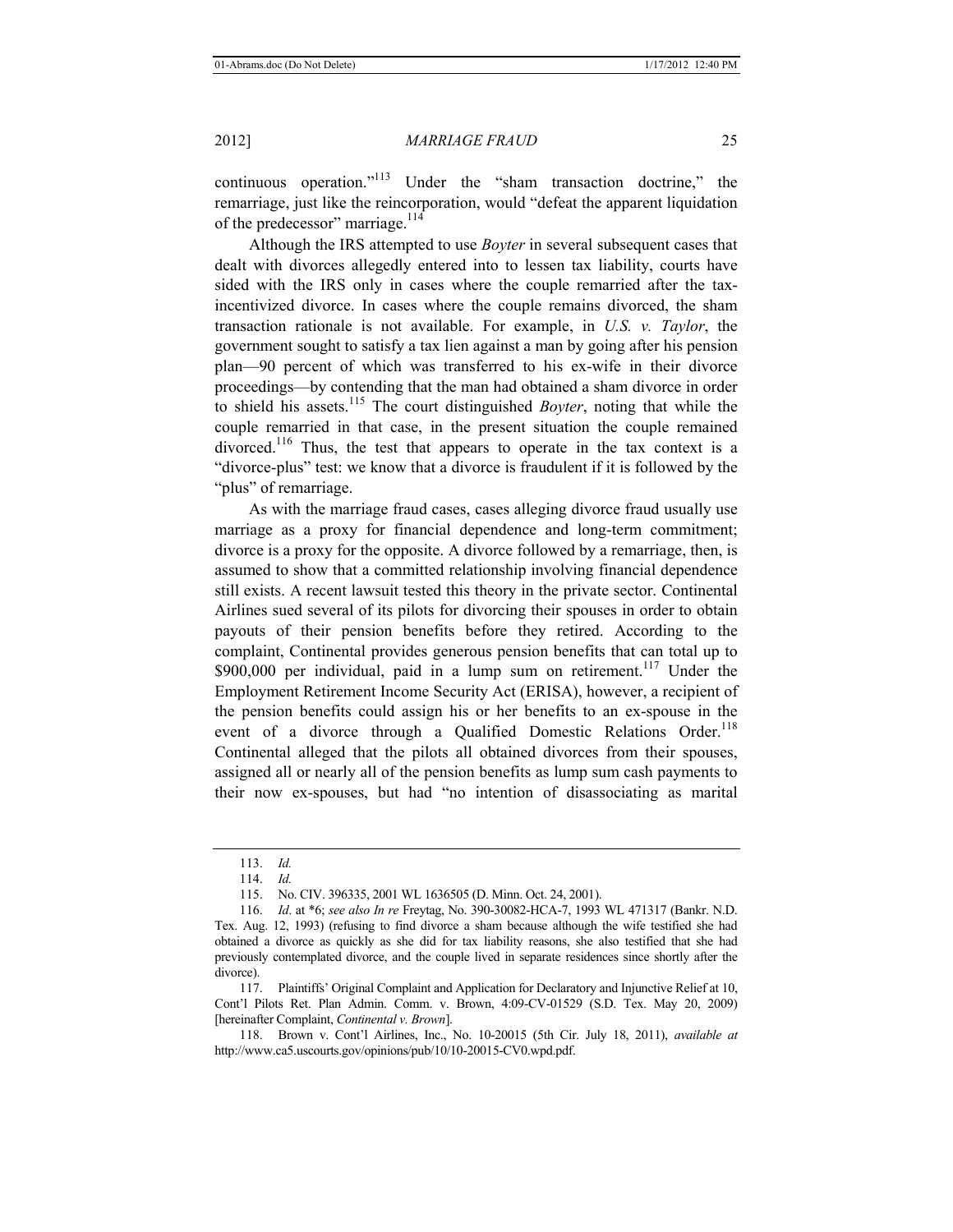continuous operation."[113] Under the "sham transaction doctrine," the remarriage, just like the reincorporation, would "defeat the apparent liquidation of the predecessor" marriage.[114]

Although the IRS attempted to use *Boyter* in several subsequent cases that dealt with divorces allegedly entered into to lessen tax liability, courts have sided with the IRS only in cases where the couple remarried after the tax-incentivized divorce. In cases where the couple remains divorced, the sham transaction rationale is not available. For example, in *U.S. v. Taylor*, the government sought to satisfy a tax lien against a man by going after his pension plan—90 percent of which was transferred to his ex-wife in their divorce proceedings—by contending that the man had obtained a sham divorce in order to shield his assets.[115] The court distinguished *Boyter*, noting that while the couple remarried in that case, in the present situation the couple remained divorced.[116] Thus, the test that appears to operate in the tax context is a "divorce-plus" test: we know that a divorce is fraudulent if it is followed by the "plus" of remarriage.

As with the marriage fraud cases, cases alleging divorce fraud usually use marriage as a proxy for financial dependence and long-term commitment; divorce is a proxy for the opposite. A divorce followed by a remarriage, then, is assumed to show that a committed relationship involving financial dependence still exists. A recent lawsuit tested this theory in the private sector. Continental Airlines sued several of its pilots for divorcing their spouses in order to obtain payouts of their pension benefits before they retired. According to the complaint, Continental provides generous pension benefits that can total up to $900,000 per individual, paid in a lump sum on retirement.[117] Under the Employment Retirement Income Security Act (ERISA), however, a recipient of the pension benefits could assign his or her benefits to an ex-spouse in the event of a divorce through a Qualified Domestic Relations Order.[118] Continental alleged that the pilots all obtained divorces from their spouses, assigned all or nearly all of the pension benefits as lump sum cash payments to their now ex-spouses, but had "no intention of disassociating as marital

---

113. *Id.*

114. *Id.*

115. No. CIV. 396335, 2001 WL 1636505 (D. Minn. Oct. 24, 2001).

116. *Id*. at \*6; *see also In re* Freytag, No. 390-30082-HCA-7, 1993 WL 471317 (Bankr. N.D. Tex. Aug. 12, 1993) (refusing to find divorce a sham because although the wife testified she had obtained a divorce as quickly as she did for tax liability reasons, she also testified that she had previously contemplated divorce, and the couple lived in separate residences since shortly after the divorce).

117. Plaintiffs' Original Complaint and Application for Declaratory and Injunctive Relief at 10, Cont'l Pilots Ret. Plan Admin. Comm. v. Brown, 4:09-CV-01529 (S.D. Tex. May 20, 2009) [hereinafter Complaint, *Continental v. Brown*].

118. Brown v. Cont'l Airlines, Inc., No. 10-20015 (5th Cir. July 18, 2011), *available at* http://www.ca5.uscourts.gov/opinions/pub/10/10-20015-CV0.wpd.pdf.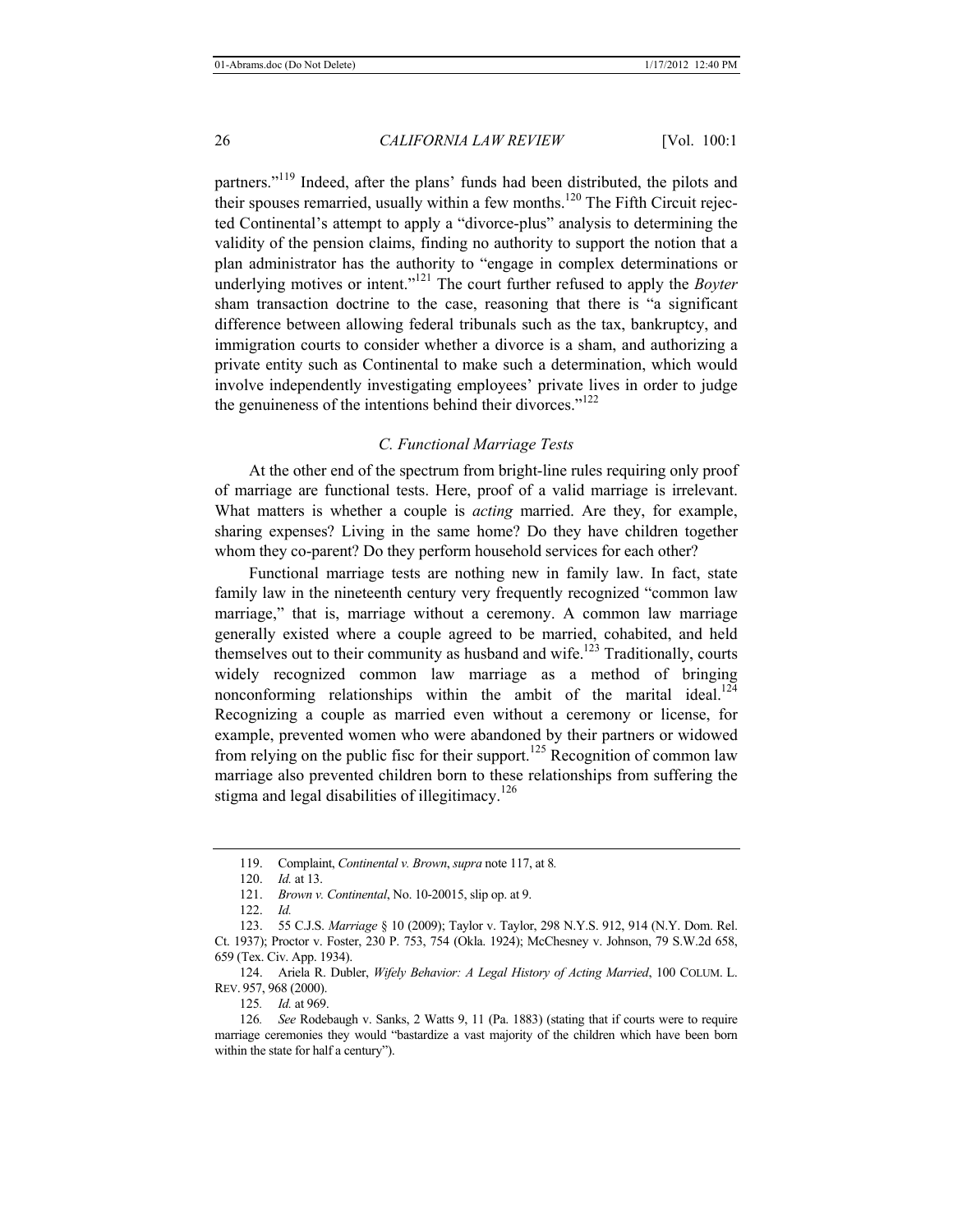partners."[119] Indeed, after the plans' funds had been distributed, the pilots and their spouses remarried, usually within a few months.[120] The Fifth Circuit rejected Continental's attempt to apply a "divorce-plus" analysis to determining the validity of the pension claims, finding no authority to support the notion that a plan administrator has the authority to "engage in complex determinations or underlying motives or intent."[121] The court further refused to apply the *Boyter* sham transaction doctrine to the case, reasoning that there is "a significant difference between allowing federal tribunals such as the tax, bankruptcy, and immigration courts to consider whether a divorce is a sham, and authorizing a private entity such as Continental to make such a determination, which would involve independently investigating employees' private lives in order to judge the genuineness of the intentions behind their divorces."[122]

### *C. Functional Marriage Tests*

At the other end of the spectrum from bright-line rules requiring only proof of marriage are functional tests. Here, proof of a valid marriage is irrelevant. What matters is whether a couple is *acting* married. Are they, for example, sharing expenses? Living in the same home? Do they have children together whom they co-parent? Do they perform household services for each other?

Functional marriage tests are nothing new in family law. In fact, state family law in the nineteenth century very frequently recognized "common law marriage," that is, marriage without a ceremony. A common law marriage generally existed where a couple agreed to be married, cohabited, and held themselves out to their community as husband and wife.[123] Traditionally, courts widely recognized common law marriage as a method of bringing nonconforming relationships within the ambit of the marital ideal.[124] Recognizing a couple as married even without a ceremony or license, for example, prevented women who were abandoned by their partners or widowed from relying on the public fisc for their support.[125] Recognition of common law marriage also prevented children born to these relationships from suffering the stigma and legal disabilities of illegitimacy.[126]

---

119. Complaint, *Continental v. Brown*, *supra* note 117, at 8.

120. *Id.* at 13.

121. *Brown v. Continental*, No. 10-20015, slip op. at 9.

122. *Id.*

123. 55 C.J.S. *Marriage* § 10 (2009); Taylor v. Taylor, 298 N.Y.S. 912, 914 (N.Y. Dom. Rel. Ct. 1937); Proctor v. Foster, 230 P. 753, 754 (Okla. 1924); McChesney v. Johnson, 79 S.W.2d 658, 659 (Tex. Civ. App. 1934).

124. Ariela R. Dubler, *Wifely Behavior: A Legal History of Acting Married*, 100 COLUM. L. REV. 957, 968 (2000).

125. *Id.* at 969.

126. *See* Rodebaugh v. Sanks, 2 Watts 9, 11 (Pa. 1883) (stating that if courts were to require marriage ceremonies they would "bastardize a vast majority of the children which have been born within the state for half a century").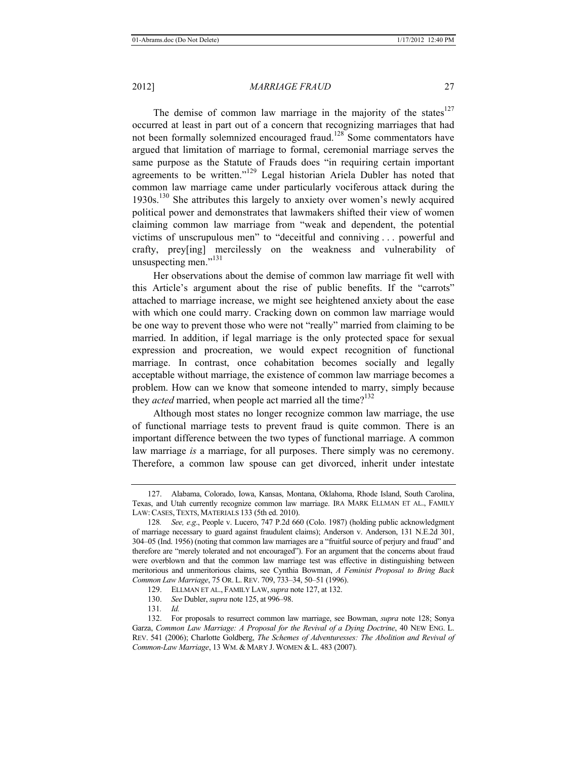The demise of common law marriage in the majority of the states[127] occurred at least in part out of a concern that recognizing marriages that had not been formally solemnized encouraged fraud.[128] Some commentators have argued that limitation of marriage to formal, ceremonial marriage serves the same purpose as the Statute of Frauds does "in requiring certain important agreements to be written."[129] Legal historian Ariela Dubler has noted that common law marriage came under particularly vociferous attack during the 1930s.[130] She attributes this largely to anxiety over women's newly acquired political power and demonstrates that lawmakers shifted their view of women claiming common law marriage from "weak and dependent, the potential victims of unscrupulous men" to "deceitful and conniving . . . powerful and crafty, prey[ing] mercilessly on the weakness and vulnerability of unsuspecting men."[131]

Her observations about the demise of common law marriage fit well with this Article's argument about the rise of public benefits. If the "carrots" attached to marriage increase, we might see heightened anxiety about the ease with which one could marry. Cracking down on common law marriage would be one way to prevent those who were not "really" married from claiming to be married. In addition, if legal marriage is the only protected space for sexual expression and procreation, we would expect recognition of functional marriage. In contrast, once cohabitation becomes socially and legally acceptable without marriage, the existence of common law marriage becomes a problem. How can we know that someone intended to marry, simply because they *acted* married, when people act married all the time?[132]

Although most states no longer recognize common law marriage, the use of functional marriage tests to prevent fraud is quite common. There is an important difference between the two types of functional marriage. A common law marriage *is* a marriage, for all purposes. There simply was no ceremony. Therefore, a common law spouse can get divorced, inherit under intestate

---

127. Alabama, Colorado, Iowa, Kansas, Montana, Oklahoma, Rhode Island, South Carolina, Texas, and Utah currently recognize common law marriage. IRA MARK ELLMAN ET AL., FAMILY LAW: CASES, TEXTS, MATERIALS 133 (5th ed. 2010).

128. *See, e.g.*, People v. Lucero, 747 P.2d 660 (Colo. 1987) (holding public acknowledgment of marriage necessary to guard against fraudulent claims); Anderson v. Anderson, 131 N.E.2d 301, 304–05 (Ind. 1956) (noting that common law marriages are a "fruitful source of perjury and fraud" and therefore are "merely tolerated and not encouraged"). For an argument that the concerns about fraud were overblown and that the common law marriage test was effective in distinguishing between meritorious and unmeritorious claims, see Cynthia Bowman, *A Feminist Proposal to Bring Back Common Law Marriage*, 75 OR. L. REV. 709, 733–34, 50–51 (1996).

129. ELLMAN ET AL., FAMILY LAW, *supra* note 127, at 132.

130. *See* Dubler, *supra* note 125, at 996–98.

131. *Id.*

132. For proposals to resurrect common law marriage, see Bowman, *supra* note 128; Sonya Garza, *Common Law Marriage: A Proposal for the Revival of a Dying Doctrine*, 40 NEW ENG. L. REV. 541 (2006); Charlotte Goldberg, *The Schemes of Adventuresses: The Abolition and Revival of Common-Law Marriage*, 13 WM. & MARY J. WOMEN & L. 483 (2007).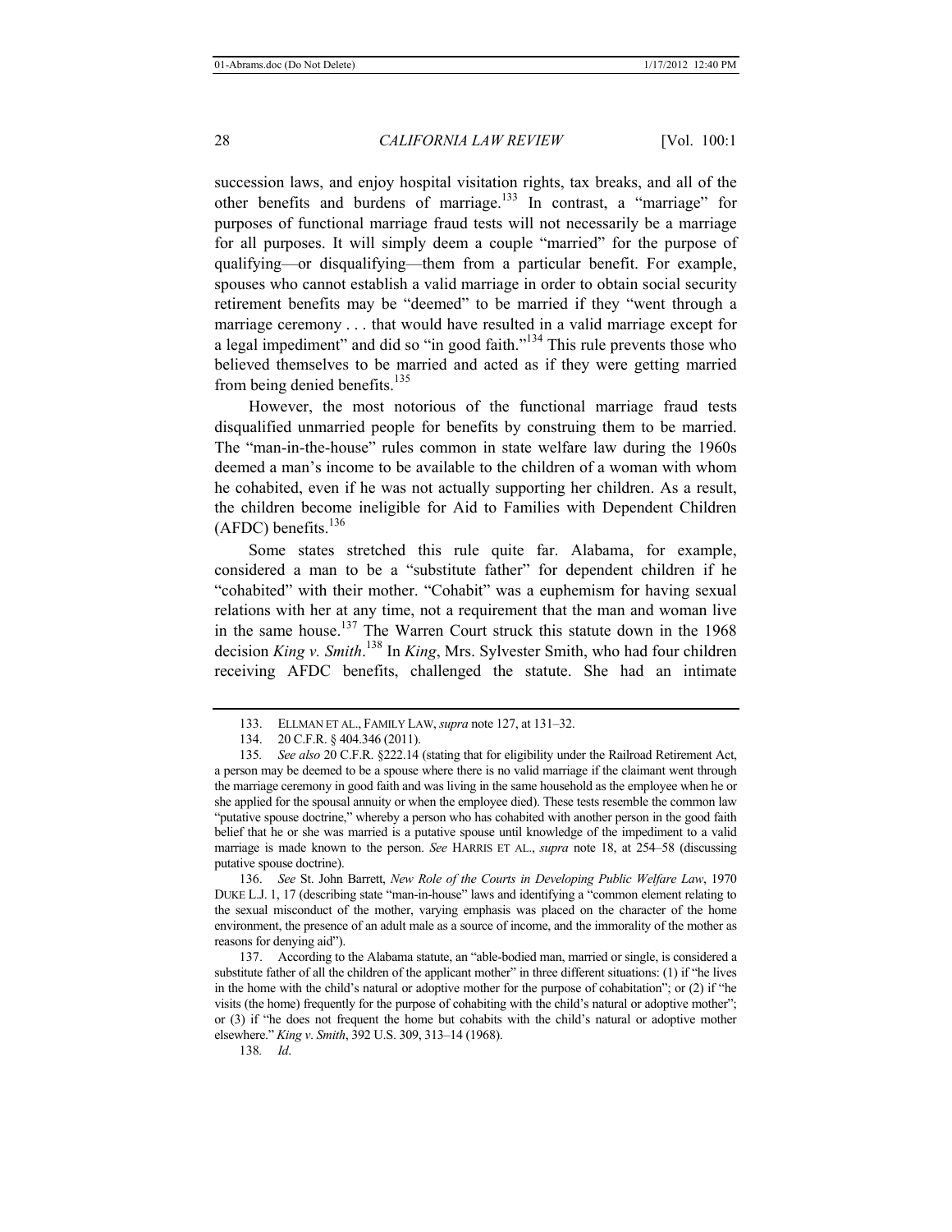succession laws, and enjoy hospital visitation rights, tax breaks, and all of the other benefits and burdens of marriage.[133] In contrast, a "marriage" for purposes of functional marriage fraud tests will not necessarily be a marriage for all purposes. It will simply deem a couple "married" for the purpose of qualifying—or disqualifying—them from a particular benefit. For example, spouses who cannot establish a valid marriage in order to obtain social security retirement benefits may be "deemed" to be married if they "went through a marriage ceremony . . . that would have resulted in a valid marriage except for a legal impediment" and did so "in good faith."[134] This rule prevents those who believed themselves to be married and acted as if they were getting married from being denied benefits.[135]

However, the most notorious of the functional marriage fraud tests disqualified unmarried people for benefits by construing them to be married. The "man-in-the-house" rules common in state welfare law during the 1960s deemed a man's income to be available to the children of a woman with whom he cohabited, even if he was not actually supporting her children. As a result, the children become ineligible for Aid to Families with Dependent Children (AFDC) benefits.[136]

Some states stretched this rule quite far. Alabama, for example, considered a man to be a "substitute father" for dependent children if he "cohabited" with their mother. "Cohabit" was a euphemism for having sexual relations with her at any time, not a requirement that the man and woman live in the same house.[137] The Warren Court struck this statute down in the 1968 decision *King v. Smith*.[138] In *King*, Mrs. Sylvester Smith, who had four children receiving AFDC benefits, challenged the statute. She had an intimate

---

133. ELLMAN ET AL., FAMILY LAW, *supra* note 127, at 131–32.

134. 20 C.F.R. § 404.346 (2011).

135. *See also* 20 C.F.R. §222.14 (stating that for eligibility under the Railroad Retirement Act, a person may be deemed to be a spouse where there is no valid marriage if the claimant went through the marriage ceremony in good faith and was living in the same household as the employee when he or she applied for the spousal annuity or when the employee died). These tests resemble the common law "putative spouse doctrine," whereby a person who has cohabited with another person in the good faith belief that he or she was married is a putative spouse until knowledge of the impediment to a valid marriage is made known to the person. *See* HARRIS ET AL., *supra* note 18, at 254–58 (discussing putative spouse doctrine).

136. *See* St. John Barrett, *New Role of the Courts in Developing Public Welfare Law*, 1970 DUKE L.J. 1, 17 (describing state "man-in-house" laws and identifying a "common element relating to the sexual misconduct of the mother, varying emphasis was placed on the character of the home environment, the presence of an adult male as a source of income, and the immorality of the mother as reasons for denying aid").

137. According to the Alabama statute, an "able-bodied man, married or single, is considered a substitute father of all the children of the applicant mother" in three different situations: (1) if "he lives in the home with the child's natural or adoptive mother for the purpose of cohabitation"; or (2) if "he visits (the home) frequently for the purpose of cohabiting with the child's natural or adoptive mother"; or (3) if "he does not frequent the home but cohabits with the child's natural or adoptive mother elsewhere." *King v. Smith*, 392 U.S. 309, 313–14 (1968).

138. *Id*.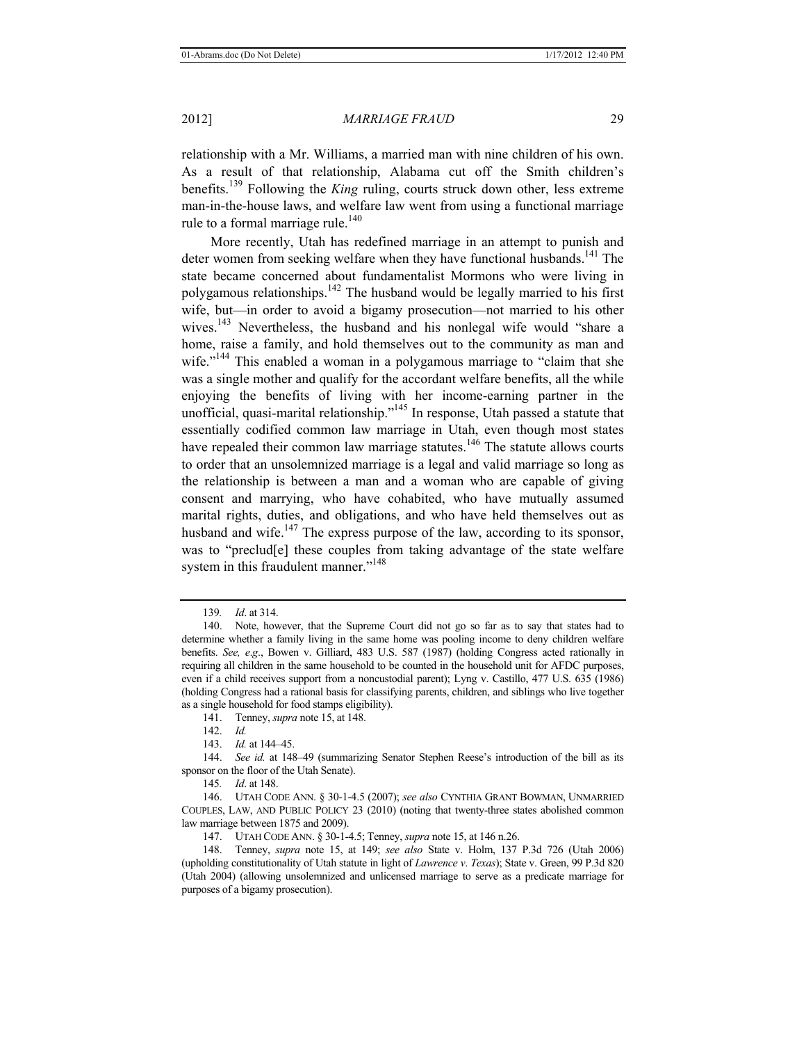relationship with a Mr. Williams, a married man with nine children of his own. As a result of that relationship, Alabama cut off the Smith children's benefits.[139] Following the *King* ruling, courts struck down other, less extreme man-in-the-house laws, and welfare law went from using a functional marriage rule to a formal marriage rule.[140]

More recently, Utah has redefined marriage in an attempt to punish and deter women from seeking welfare when they have functional husbands.[141] The state became concerned about fundamentalist Mormons who were living in polygamous relationships.[142] The husband would be legally married to his first wife, but—in order to avoid a bigamy prosecution—not married to his other wives.[143] Nevertheless, the husband and his nonlegal wife would "share a home, raise a family, and hold themselves out to the community as man and wife."[144] This enabled a woman in a polygamous marriage to "claim that she was a single mother and qualify for the accordant welfare benefits, all the while enjoying the benefits of living with her income-earning partner in the unofficial, quasi-marital relationship."[145] In response, Utah passed a statute that essentially codified common law marriage in Utah, even though most states have repealed their common law marriage statutes.[146] The statute allows courts to order that an unsolemnized marriage is a legal and valid marriage so long as the relationship is between a man and a woman who are capable of giving consent and marrying, who have cohabited, who have mutually assumed marital rights, duties, and obligations, and who have held themselves out as husband and wife.[147] The express purpose of the law, according to its sponsor, was to "preclud[e] these couples from taking advantage of the state welfare system in this fraudulent manner."[148]

---

139. *Id*. at 314.

140. Note, however, that the Supreme Court did not go so far as to say that states had to determine whether a family living in the same home was pooling income to deny children welfare benefits. *See, e.g*., Bowen v. Gilliard, 483 U.S. 587 (1987) (holding Congress acted rationally in requiring all children in the same household to be counted in the household unit for AFDC purposes, even if a child receives support from a noncustodial parent); Lyng v. Castillo, 477 U.S. 635 (1986) (holding Congress had a rational basis for classifying parents, children, and siblings who live together as a single household for food stamps eligibility).

141. Tenney, *supra* note 15, at 148.

142. *Id.*

143. *Id.* at 144–45.

144. *See id.* at 148–49 (summarizing Senator Stephen Reese's introduction of the bill as its sponsor on the floor of the Utah Senate).

145. *Id*. at 148.

146. UTAH CODE ANN. § 30-1-4.5 (2007); *see also* CYNTHIA GRANT BOWMAN, UNMARRIED COUPLES, LAW, AND PUBLIC POLICY 23 (2010) (noting that twenty-three states abolished common law marriage between 1875 and 2009).

147. UTAH CODE ANN. § 30-1-4.5; Tenney, *supra* note 15, at 146 n.26.

148. Tenney, *supra* note 15, at 149; *see also* State v. Holm, 137 P.3d 726 (Utah 2006) (upholding constitutionality of Utah statute in light of *Lawrence v. Texas*); State v. Green, 99 P.3d 820 (Utah 2004) (allowing unsolemnized and unlicensed marriage to serve as a predicate marriage for purposes of a bigamy prosecution).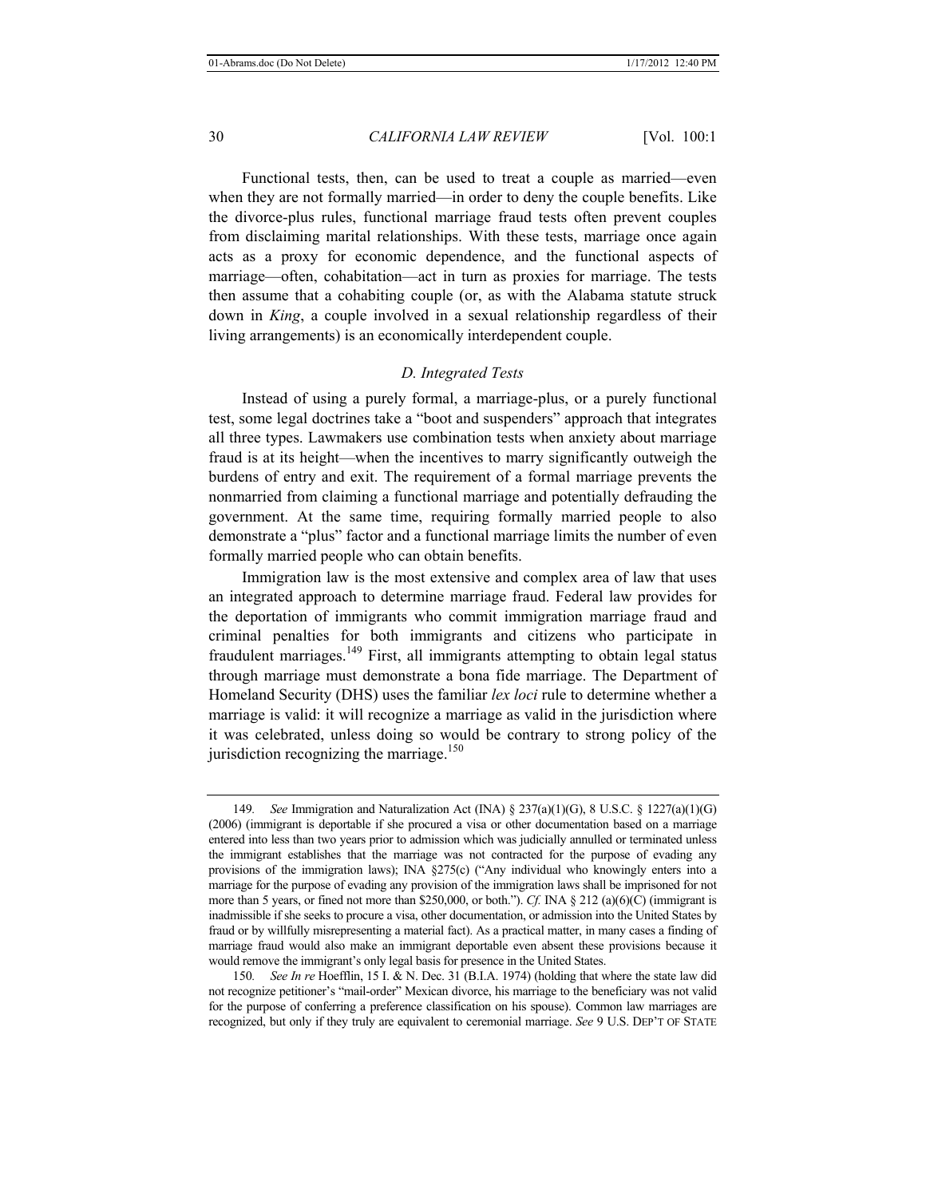Functional tests, then, can be used to treat a couple as married—even when they are not formally married—in order to deny the couple benefits. Like the divorce-plus rules, functional marriage fraud tests often prevent couples from disclaiming marital relationships. With these tests, marriage once again acts as a proxy for economic dependence, and the functional aspects of marriage—often, cohabitation—act in turn as proxies for marriage. The tests then assume that a cohabiting couple (or, as with the Alabama statute struck down in *King*, a couple involved in a sexual relationship regardless of their living arrangements) is an economically interdependent couple.

### *D. Integrated Tests*

Instead of using a purely formal, a marriage-plus, or a purely functional test, some legal doctrines take a "boot and suspenders" approach that integrates all three types. Lawmakers use combination tests when anxiety about marriage fraud is at its height—when the incentives to marry significantly outweigh the burdens of entry and exit. The requirement of a formal marriage prevents the nonmarried from claiming a functional marriage and potentially defrauding the government. At the same time, requiring formally married people to also demonstrate a "plus" factor and a functional marriage limits the number of even formally married people who can obtain benefits.

Immigration law is the most extensive and complex area of law that uses an integrated approach to determine marriage fraud. Federal law provides for the deportation of immigrants who commit immigration marriage fraud and criminal penalties for both immigrants and citizens who participate in fraudulent marriages.[149] First, all immigrants attempting to obtain legal status through marriage must demonstrate a bona fide marriage. The Department of Homeland Security (DHS) uses the familiar *lex loci* rule to determine whether a marriage is valid: it will recognize a marriage as valid in the jurisdiction where it was celebrated, unless doing so would be contrary to strong policy of the jurisdiction recognizing the marriage.[150]

---

149. *See* Immigration and Naturalization Act (INA) § 237(a)(1)(G), 8 U.S.C. § 1227(a)(1)(G) (2006) (immigrant is deportable if she procured a visa or other documentation based on a marriage entered into less than two years prior to admission which was judicially annulled or terminated unless the immigrant establishes that the marriage was not contracted for the purpose of evading any provisions of the immigration laws); INA §275(c) ("Any individual who knowingly enters into a marriage for the purpose of evading any provision of the immigration laws shall be imprisoned for not more than 5 years, or fined not more than $250,000, or both."). *Cf.* INA § 212 (a)(6)(C) (immigrant is inadmissible if she seeks to procure a visa, other documentation, or admission into the United States by fraud or by willfully misrepresenting a material fact). As a practical matter, in many cases a finding of marriage fraud would also make an immigrant deportable even absent these provisions because it would remove the immigrant's only legal basis for presence in the United States.

150. *See In re* Hoefflin, 15 I. & N. Dec. 31 (B.I.A. 1974) (holding that where the state law did not recognize petitioner's "mail-order" Mexican divorce, his marriage to the beneficiary was not valid for the purpose of conferring a preference classification on his spouse). Common law marriages are recognized, but only if they truly are equivalent to ceremonial marriage. *See* 9 U.S. DEP'T OF STATE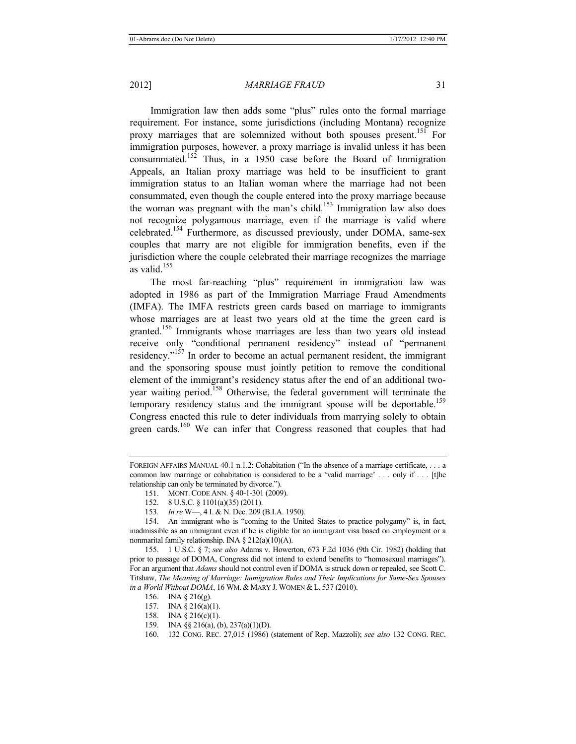Immigration law then adds some "plus" rules onto the formal marriage requirement. For instance, some jurisdictions (including Montana) recognize proxy marriages that are solemnized without both spouses present.[151] For immigration purposes, however, a proxy marriage is invalid unless it has been consummated.[152] Thus, in a 1950 case before the Board of Immigration Appeals, an Italian proxy marriage was held to be insufficient to grant immigration status to an Italian woman where the marriage had not been consummated, even though the couple entered into the proxy marriage because the woman was pregnant with the man's child.[153] Immigration law also does not recognize polygamous marriage, even if the marriage is valid where celebrated.[154] Furthermore, as discussed previously, under DOMA, same-sex couples that marry are not eligible for immigration benefits, even if the jurisdiction where the couple celebrated their marriage recognizes the marriage as valid.[155]

The most far-reaching "plus" requirement in immigration law was adopted in 1986 as part of the Immigration Marriage Fraud Amendments (IMFA). The IMFA restricts green cards based on marriage to immigrants whose marriages are at least two years old at the time the green card is granted.[156] Immigrants whose marriages are less than two years old instead receive only "conditional permanent residency" instead of "permanent residency."[157] In order to become an actual permanent resident, the immigrant and the sponsoring spouse must jointly petition to remove the conditional element of the immigrant's residency status after the end of an additional two-year waiting period.[158] Otherwise, the federal government will terminate the temporary residency status and the immigrant spouse will be deportable.[159] Congress enacted this rule to deter individuals from marrying solely to obtain green cards.[160] We can infer that Congress reasoned that couples that had

---

FOREIGN AFFAIRS MANUAL 40.1 n.1.2: Cohabitation ("In the absence of a marriage certificate, . . . a common law marriage or cohabitation is considered to be a 'valid marriage' . . . only if . . . [t]he relationship can only be terminated by divorce.").

151. MONT. CODE ANN. § 40-1-301 (2009).

152. 8 U.S.C. § 1101(a)(35) (2011).

153. *In re* W—, 4 I. & N. Dec. 209 (B.I.A. 1950).

154. An immigrant who is "coming to the United States to practice polygamy" is, in fact, inadmissible as an immigrant even if he is eligible for an immigrant visa based on employment or a nonmarital family relationship. INA § 212(a)(10)(A).

155. 1 U.S.C. § 7; *see also* Adams v. Howerton, 673 F.2d 1036 (9th Cir. 1982) (holding that prior to passage of DOMA, Congress did not intend to extend benefits to "homosexual marriages"). For an argument that *Adams* should not control even if DOMA is struck down or repealed, see Scott C. Titshaw, *The Meaning of Marriage: Immigration Rules and Their Implications for Same-Sex Spouses in a World Without DOMA*, 16 WM. & MARY J. WOMEN & L. 537 (2010).

156. INA § 216(g).

157. INA § 216(a)(1).

158. INA § 216(c)(1).

159. INA §§ 216(a), (b), 237(a)(1)(D).

160. 132 CONG. REC. 27,015 (1986) (statement of Rep. Mazzoli); *see also* 132 CONG. REC.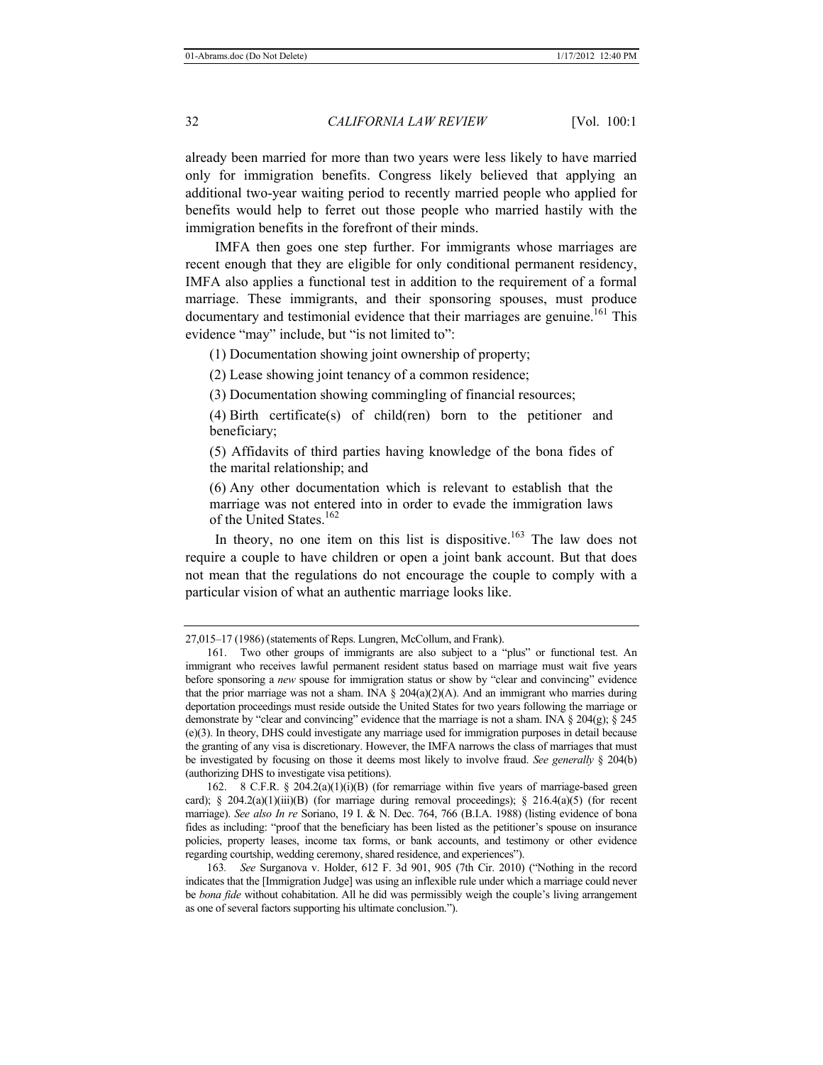already been married for more than two years were less likely to have married only for immigration benefits. Congress likely believed that applying an additional two-year waiting period to recently married people who applied for benefits would help to ferret out those people who married hastily with the immigration benefits in the forefront of their minds.

IMFA then goes one step further. For immigrants whose marriages are recent enough that they are eligible for only conditional permanent residency, IMFA also applies a functional test in addition to the requirement of a formal marriage. These immigrants, and their sponsoring spouses, must produce documentary and testimonial evidence that their marriages are genuine.[161] This evidence "may" include, but "is not limited to":

> (1) Documentation showing joint ownership of property;
>
> (2) Lease showing joint tenancy of a common residence;
>
> (3) Documentation showing commingling of financial resources;
>
> (4) Birth certificate(s) of child(ren) born to the petitioner and beneficiary;
>
> (5) Affidavits of third parties having knowledge of the bona fides of the marital relationship; and
>
> (6) Any other documentation which is relevant to establish that the marriage was not entered into in order to evade the immigration laws of the United States.[162]

In theory, no one item on this list is dispositive.[163] The law does not require a couple to have children or open a joint bank account. But that does not mean that the regulations do not encourage the couple to comply with a particular vision of what an authentic marriage looks like.

---

27,015–17 (1986) (statements of Reps. Lungren, McCollum, and Frank).

161. Two other groups of immigrants are also subject to a "plus" or functional test. An immigrant who receives lawful permanent resident status based on marriage must wait five years before sponsoring a *new* spouse for immigration status or show by "clear and convincing" evidence that the prior marriage was not a sham. INA § 204(a)(2)(A). And an immigrant who marries during deportation proceedings must reside outside the United States for two years following the marriage or demonstrate by "clear and convincing" evidence that the marriage is not a sham. INA § 204(g); § 245 (e)(3). In theory, DHS could investigate any marriage used for immigration purposes in detail because the granting of any visa is discretionary. However, the IMFA narrows the class of marriages that must be investigated by focusing on those it deems most likely to involve fraud. *See generally* § 204(b) (authorizing DHS to investigate visa petitions).

162. 8 C.F.R. § 204.2(a)(1)(i)(B) (for remarriage within five years of marriage-based green card); § 204.2(a)(1)(iii)(B) (for marriage during removal proceedings); § 216.4(a)(5) (for recent marriage). *See also In re* Soriano, 19 I. & N. Dec. 764, 766 (B.I.A. 1988) (listing evidence of bona fides as including: "proof that the beneficiary has been listed as the petitioner's spouse on insurance policies, property leases, income tax forms, or bank accounts, and testimony or other evidence regarding courtship, wedding ceremony, shared residence, and experiences").

163. *See* Surganova v. Holder, 612 F. 3d 901, 905 (7th Cir. 2010) ("Nothing in the record indicates that the [Immigration Judge] was using an inflexible rule under which a marriage could never be *bona fide* without cohabitation. All he did was permissibly weigh the couple's living arrangement as one of several factors supporting his ultimate conclusion.").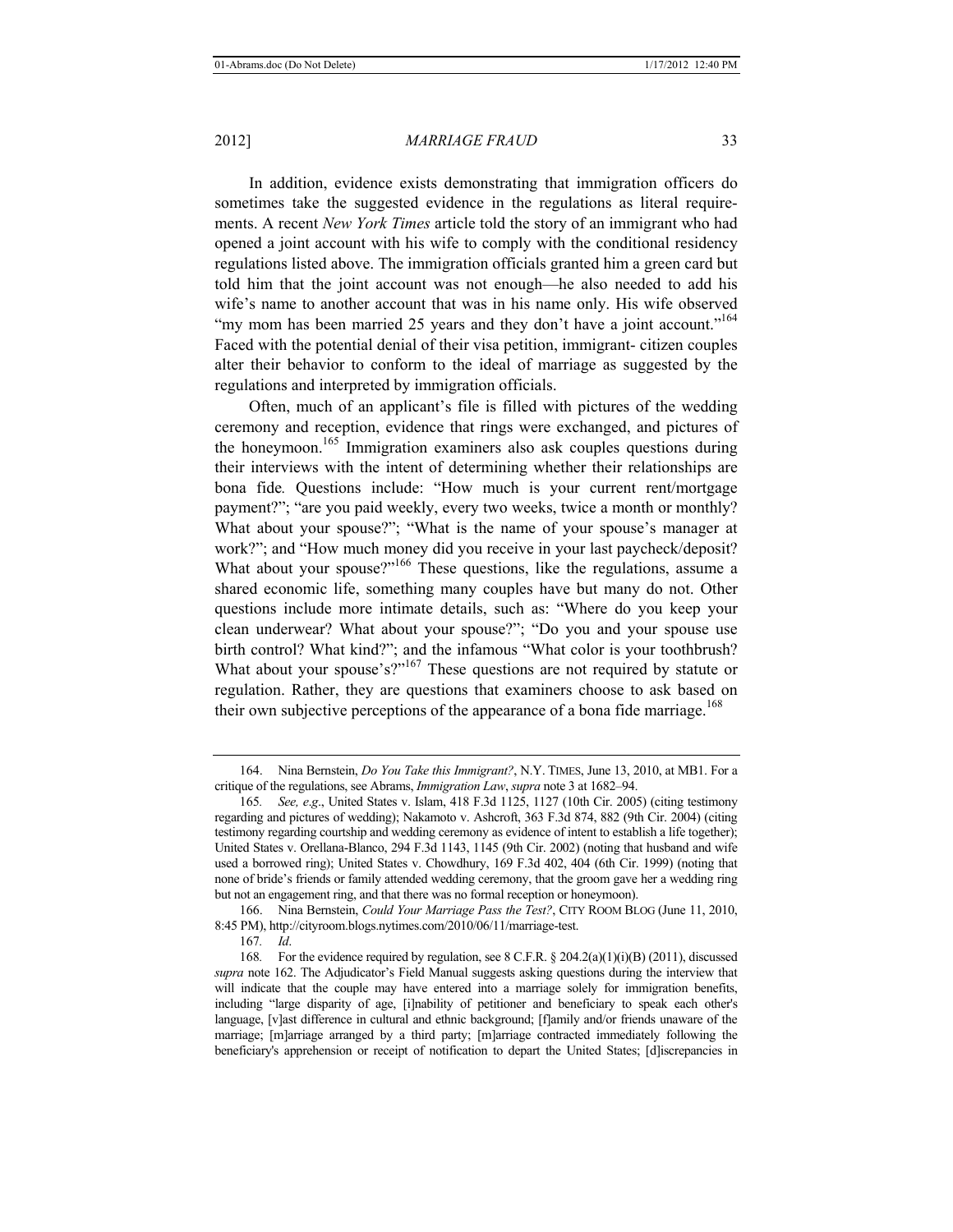In addition, evidence exists demonstrating that immigration officers do sometimes take the suggested evidence in the regulations as literal requirements. A recent *New York Times* article told the story of an immigrant who had opened a joint account with his wife to comply with the conditional residency regulations listed above. The immigration officials granted him a green card but told him that the joint account was not enough—he also needed to add his wife's name to another account that was in his name only. His wife observed "my mom has been married 25 years and they don't have a joint account."[164] Faced with the potential denial of their visa petition, immigrant- citizen couples alter their behavior to conform to the ideal of marriage as suggested by the regulations and interpreted by immigration officials.

Often, much of an applicant's file is filled with pictures of the wedding ceremony and reception, evidence that rings were exchanged, and pictures of the honeymoon.[165] Immigration examiners also ask couples questions during their interviews with the intent of determining whether their relationships are bona fide. Questions include: "How much is your current rent/mortgage payment?"; "are you paid weekly, every two weeks, twice a month or monthly? What about your spouse?"; "What is the name of your spouse's manager at work?"; and "How much money did you receive in your last paycheck/deposit? What about your spouse?"[166] These questions, like the regulations, assume a shared economic life, something many couples have but many do not. Other questions include more intimate details, such as: "Where do you keep your clean underwear? What about your spouse?"; "Do you and your spouse use birth control? What kind?"; and the infamous "What color is your toothbrush? What about your spouse's?"[167] These questions are not required by statute or regulation. Rather, they are questions that examiners choose to ask based on their own subjective perceptions of the appearance of a bona fide marriage.[168]

---

164. Nina Bernstein, *Do You Take this Immigrant?*, N.Y. TIMES, June 13, 2010, at MB1. For a critique of the regulations, see Abrams, *Immigration Law*, *supra* note 3 at 1682–94.

165. *See, e.g.*, United States v. Islam, 418 F.3d 1125, 1127 (10th Cir. 2005) (citing testimony regarding and pictures of wedding); Nakamoto v. Ashcroft, 363 F.3d 874, 882 (9th Cir. 2004) (citing testimony regarding courtship and wedding ceremony as evidence of intent to establish a life together); United States v. Orellana-Blanco, 294 F.3d 1143, 1145 (9th Cir. 2002) (noting that husband and wife used a borrowed ring); United States v. Chowdhury, 169 F.3d 402, 404 (6th Cir. 1999) (noting that none of bride's friends or family attended wedding ceremony, that the groom gave her a wedding ring but not an engagement ring, and that there was no formal reception or honeymoon).

166. Nina Bernstein, *Could Your Marriage Pass the Test?*, CITY ROOM BLOG (June 11, 2010, 8:45 PM), http://cityroom.blogs.nytimes.com/2010/06/11/marriage-test.

167. *Id*.

168. For the evidence required by regulation, see 8 C.F.R. § 204.2(a)(1)(i)(B) (2011), discussed *supra* note 162. The Adjudicator's Field Manual suggests asking questions during the interview that will indicate that the couple may have entered into a marriage solely for immigration benefits, including "large disparity of age, [i]nability of petitioner and beneficiary to speak each other's language, [v]ast difference in cultural and ethnic background; [f]amily and/or friends unaware of the marriage; [m]arriage arranged by a third party; [m]arriage contracted immediately following the beneficiary's apprehension or receipt of notification to depart the United States; [d]iscrepancies in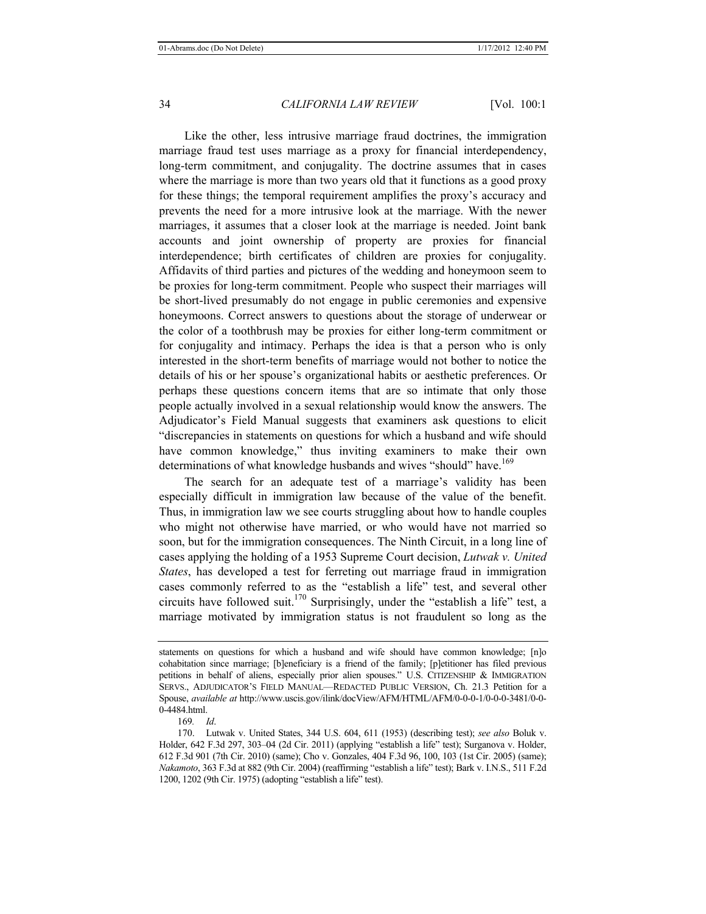Like the other, less intrusive marriage fraud doctrines, the immigration marriage fraud test uses marriage as a proxy for financial interdependency, long-term commitment, and conjugality. The doctrine assumes that in cases where the marriage is more than two years old that it functions as a good proxy for these things; the temporal requirement amplifies the proxy's accuracy and prevents the need for a more intrusive look at the marriage. With the newer marriages, it assumes that a closer look at the marriage is needed. Joint bank accounts and joint ownership of property are proxies for financial interdependence; birth certificates of children are proxies for conjugality. Affidavits of third parties and pictures of the wedding and honeymoon seem to be proxies for long-term commitment. People who suspect their marriages will be short-lived presumably do not engage in public ceremonies and expensive honeymoons. Correct answers to questions about the storage of underwear or the color of a toothbrush may be proxies for either long-term commitment or for conjugality and intimacy. Perhaps the idea is that a person who is only interested in the short-term benefits of marriage would not bother to notice the details of his or her spouse's organizational habits or aesthetic preferences. Or perhaps these questions concern items that are so intimate that only those people actually involved in a sexual relationship would know the answers. The Adjudicator's Field Manual suggests that examiners ask questions to elicit "discrepancies in statements on questions for which a husband and wife should have common knowledge," thus inviting examiners to make their own determinations of what knowledge husbands and wives "should" have.[169]

The search for an adequate test of a marriage's validity has been especially difficult in immigration law because of the value of the benefit. Thus, in immigration law we see courts struggling about how to handle couples who might not otherwise have married, or who would have not married so soon, but for the immigration consequences. The Ninth Circuit, in a long line of cases applying the holding of a 1953 Supreme Court decision, *Lutwak v. United States*, has developed a test for ferreting out marriage fraud in immigration cases commonly referred to as the "establish a life" test, and several other circuits have followed suit.[170] Surprisingly, under the "establish a life" test, a marriage motivated by immigration status is not fraudulent so long as the

---

statements on questions for which a husband and wife should have common knowledge; [n]o cohabitation since marriage; [b]eneficiary is a friend of the family; [p]etitioner has filed previous petitions in behalf of aliens, especially prior alien spouses." U.S. CITIZENSHIP & IMMIGRATION SERVS., ADJUDICATOR'S FIELD MANUAL—REDACTED PUBLIC VERSION, Ch. 21.3 Petition for a Spouse, *available at* http://www.uscis.gov/ilink/docView/AFM/HTML/AFM/0-0-0-1/0-0-0-3481/0-0-0-4484.html.

169. *Id*.

170. Lutwak v. United States, 344 U.S. 604, 611 (1953) (describing test); *see also* Boluk v. Holder, 642 F.3d 297, 303–04 (2d Cir. 2011) (applying "establish a life" test); Surganova v. Holder, 612 F.3d 901 (7th Cir. 2010) (same); Cho v. Gonzales, 404 F.3d 96, 100, 103 (1st Cir. 2005) (same); *Nakamoto*, 363 F.3d at 882 (9th Cir. 2004) (reaffirming "establish a life" test); Bark v. I.N.S., 511 F.2d 1200, 1202 (9th Cir. 1975) (adopting "establish a life" test).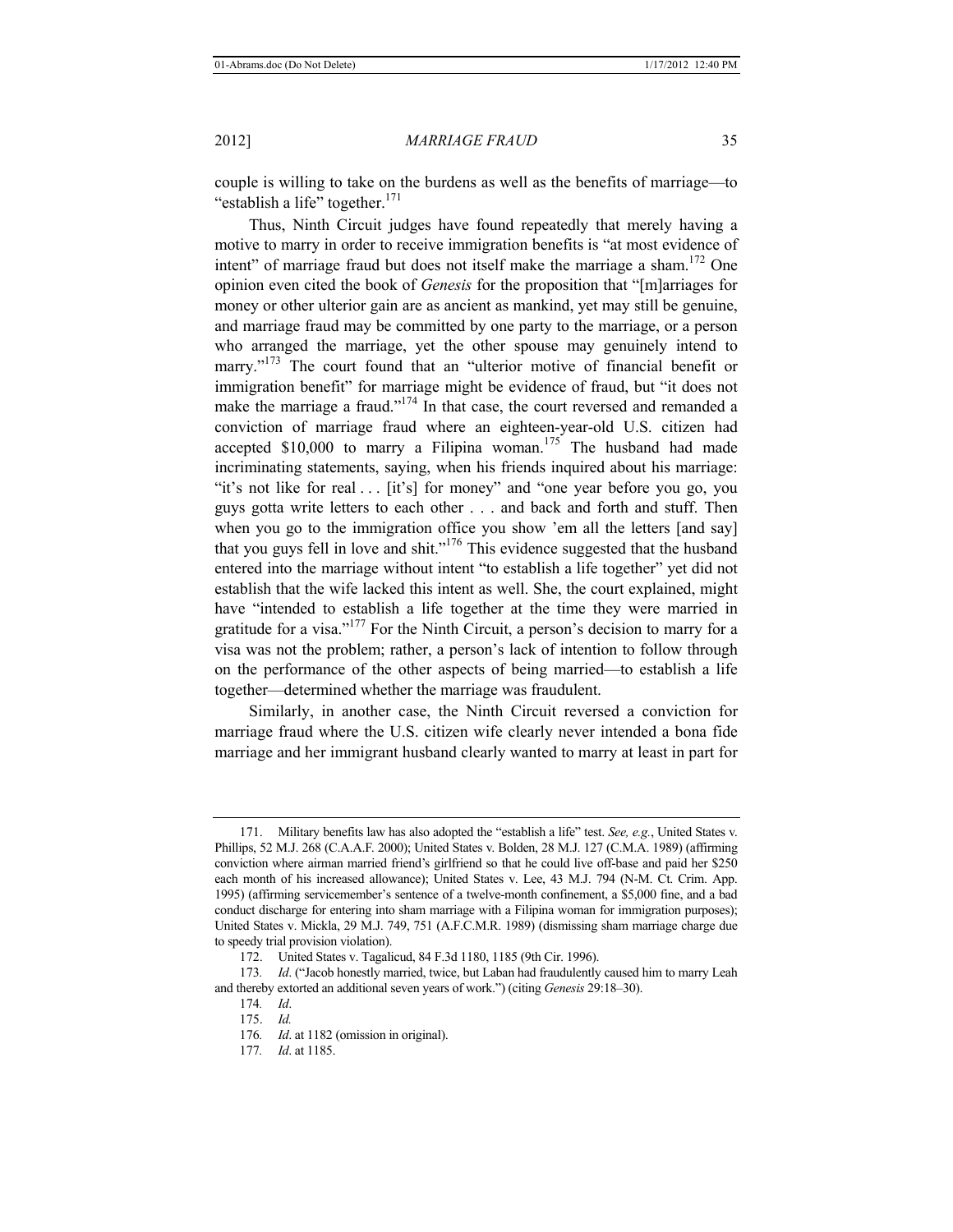couple is willing to take on the burdens as well as the benefits of marriage—to "establish a life" together.[171]

Thus, Ninth Circuit judges have found repeatedly that merely having a motive to marry in order to receive immigration benefits is "at most evidence of intent" of marriage fraud but does not itself make the marriage a sham.[172] One opinion even cited the book of *Genesis* for the proposition that "[m]arriages for money or other ulterior gain are as ancient as mankind, yet may still be genuine, and marriage fraud may be committed by one party to the marriage, or a person who arranged the marriage, yet the other spouse may genuinely intend to marry."[173] The court found that an "ulterior motive of financial benefit or immigration benefit" for marriage might be evidence of fraud, but "it does not make the marriage a fraud."[174] In that case, the court reversed and remanded a conviction of marriage fraud where an eighteen-year-old U.S. citizen had accepted $10,000 to marry a Filipina woman.[175] The husband had made incriminating statements, saying, when his friends inquired about his marriage: "it's not like for real . . . [it's] for money" and "one year before you go, you guys gotta write letters to each other . . . and back and forth and stuff. Then when you go to the immigration office you show 'em all the letters [and say] that you guys fell in love and shit."[176] This evidence suggested that the husband entered into the marriage without intent "to establish a life together" yet did not establish that the wife lacked this intent as well. She, the court explained, might have "intended to establish a life together at the time they were married in gratitude for a visa."[177] For the Ninth Circuit, a person's decision to marry for a visa was not the problem; rather, a person's lack of intention to follow through on the performance of the other aspects of being married—to establish a life together—determined whether the marriage was fraudulent.

Similarly, in another case, the Ninth Circuit reversed a conviction for marriage fraud where the U.S. citizen wife clearly never intended a bona fide marriage and her immigrant husband clearly wanted to marry at least in part for

---

171. Military benefits law has also adopted the "establish a life" test. *See, e.g.*, United States v. Phillips, 52 M.J. 268 (C.A.A.F. 2000); United States v. Bolden, 28 M.J. 127 (C.M.A. 1989) (affirming conviction where airman married friend's girlfriend so that he could live off-base and paid her $250 each month of his increased allowance); United States v. Lee, 43 M.J. 794 (N-M. Ct. Crim. App. 1995) (affirming servicemember's sentence of a twelve-month confinement, a $5,000 fine, and a bad conduct discharge for entering into sham marriage with a Filipina woman for immigration purposes); United States v. Mickla, 29 M.J. 749, 751 (A.F.C.M.R. 1989) (dismissing sham marriage charge due to speedy trial provision violation).

172. United States v. Tagalicud, 84 F.3d 1180, 1185 (9th Cir. 1996).

173. *Id*. ("Jacob honestly married, twice, but Laban had fraudulently caused him to marry Leah and thereby extorted an additional seven years of work.") (citing *Genesis* 29:18–30).

174. *Id*.

175. *Id.*

176. *Id*. at 1182 (omission in original).

177. *Id*. at 1185.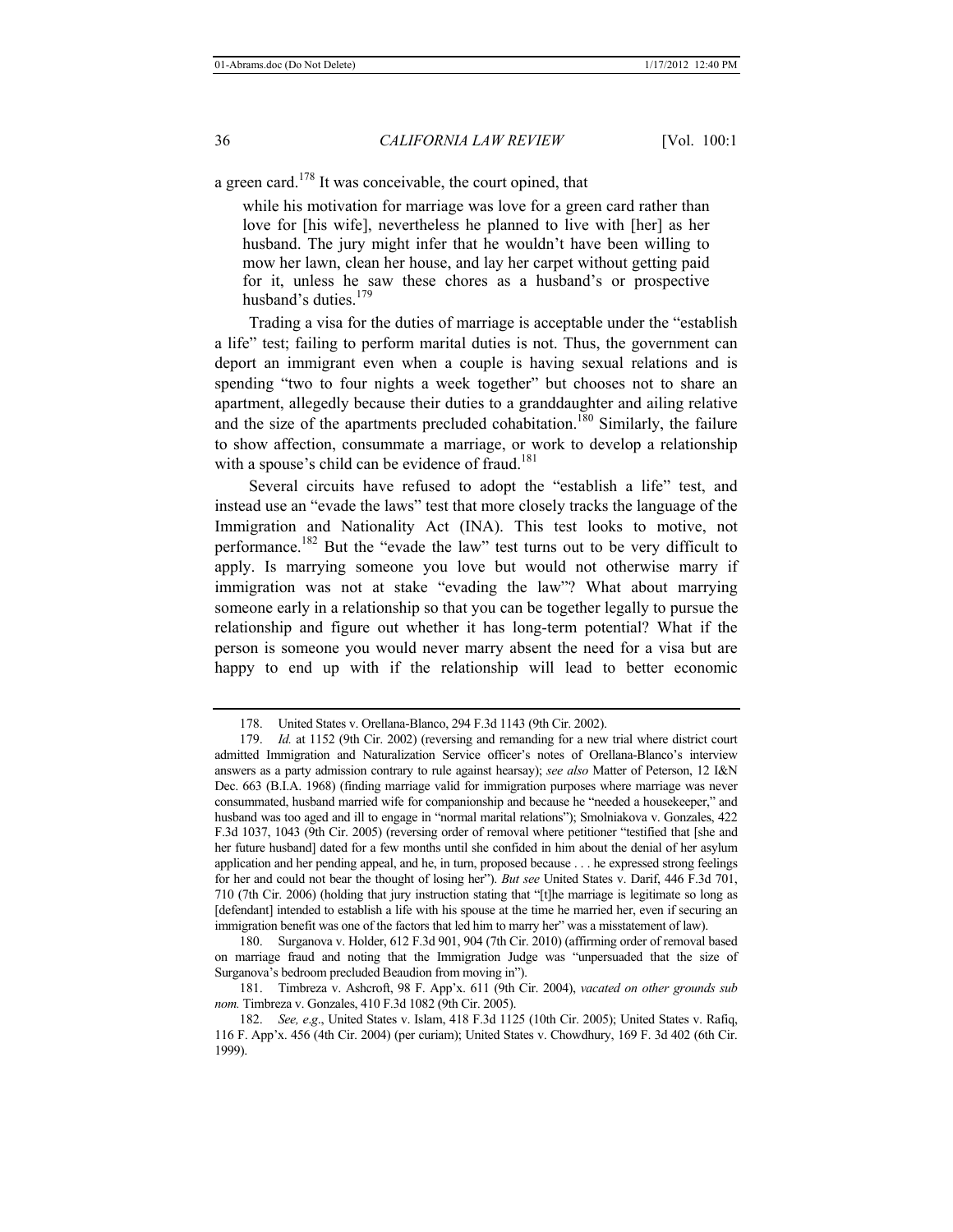a green card.[178] It was conceivable, the court opined, that

> while his motivation for marriage was love for a green card rather than love for [his wife], nevertheless he planned to live with [her] as her husband. The jury might infer that he wouldn't have been willing to mow her lawn, clean her house, and lay her carpet without getting paid for it, unless he saw these chores as a husband's or prospective husband's duties.[179]

Trading a visa for the duties of marriage is acceptable under the "establish a life" test; failing to perform marital duties is not. Thus, the government can deport an immigrant even when a couple is having sexual relations and is spending "two to four nights a week together" but chooses not to share an apartment, allegedly because their duties to a granddaughter and ailing relative and the size of the apartments precluded cohabitation.[180] Similarly, the failure to show affection, consummate a marriage, or work to develop a relationship with a spouse's child can be evidence of fraud.[181]

Several circuits have refused to adopt the "establish a life" test, and instead use an "evade the laws" test that more closely tracks the language of the Immigration and Nationality Act (INA). This test looks to motive, not performance.[182] But the "evade the law" test turns out to be very difficult to apply. Is marrying someone you love but would not otherwise marry if immigration was not at stake "evading the law"? What about marrying someone early in a relationship so that you can be together legally to pursue the relationship and figure out whether it has long-term potential? What if the person is someone you would never marry absent the need for a visa but are happy to end up with if the relationship will lead to better economic

---

178. United States v. Orellana-Blanco, 294 F.3d 1143 (9th Cir. 2002).

179. *Id.* at 1152 (9th Cir. 2002) (reversing and remanding for a new trial where district court admitted Immigration and Naturalization Service officer's notes of Orellana-Blanco's interview answers as a party admission contrary to rule against hearsay); *see also* Matter of Peterson, 12 I&N Dec. 663 (B.I.A. 1968) (finding marriage valid for immigration purposes where marriage was never consummated, husband married wife for companionship and because he "needed a housekeeper," and husband was too aged and ill to engage in "normal marital relations"); Smolniakova v. Gonzales, 422 F.3d 1037, 1043 (9th Cir. 2005) (reversing order of removal where petitioner "testified that [she and her future husband] dated for a few months until she confided in him about the denial of her asylum application and her pending appeal, and he, in turn, proposed because . . . he expressed strong feelings for her and could not bear the thought of losing her"). *But see* United States v. Darif, 446 F.3d 701, 710 (7th Cir. 2006) (holding that jury instruction stating that "[t]he marriage is legitimate so long as [defendant] intended to establish a life with his spouse at the time he married her, even if securing an immigration benefit was one of the factors that led him to marry her" was a misstatement of law).

180. Surganova v. Holder, 612 F.3d 901, 904 (7th Cir. 2010) (affirming order of removal based on marriage fraud and noting that the Immigration Judge was "unpersuaded that the size of Surganova's bedroom precluded Beaudion from moving in").

181. Timbreza v. Ashcroft, 98 F. App'x. 611 (9th Cir. 2004), *vacated on other grounds sub nom.* Timbreza v. Gonzales, 410 F.3d 1082 (9th Cir. 2005).

182. *See, e.g*., United States v. Islam, 418 F.3d 1125 (10th Cir. 2005); United States v. Rafiq, 116 F. App'x. 456 (4th Cir. 2004) (per curiam); United States v. Chowdhury, 169 F. 3d 402 (6th Cir. 1999).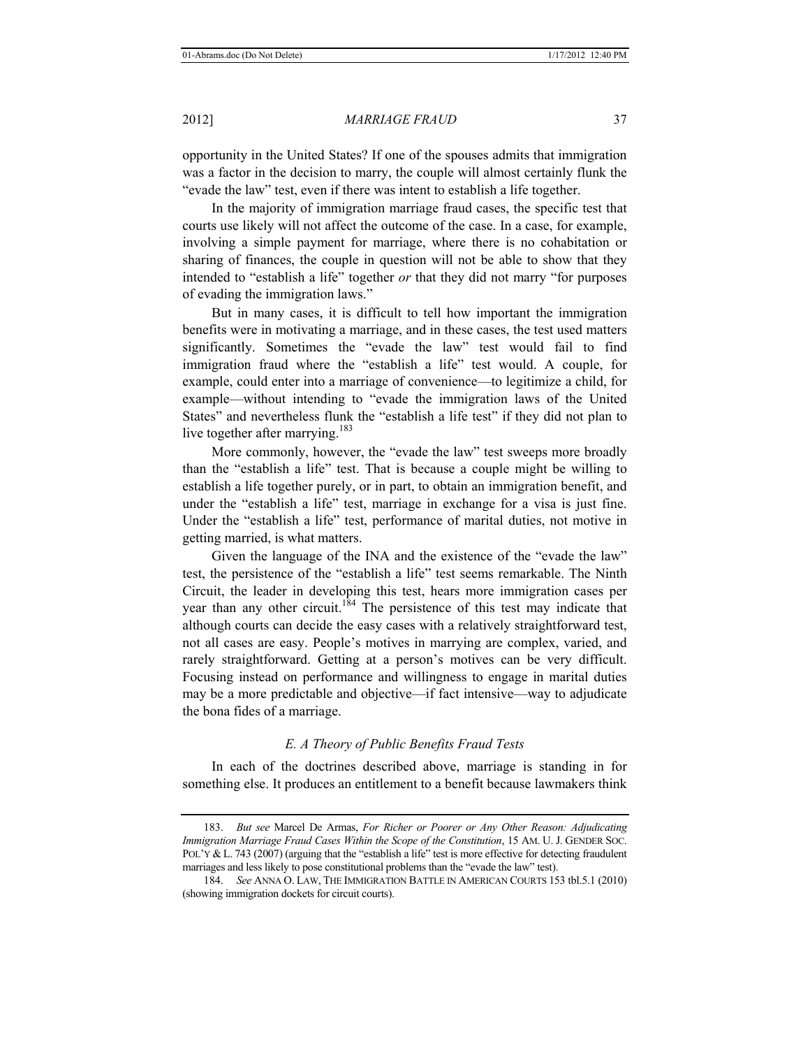opportunity in the United States? If one of the spouses admits that immigration was a factor in the decision to marry, the couple will almost certainly flunk the "evade the law" test, even if there was intent to establish a life together.

In the majority of immigration marriage fraud cases, the specific test that courts use likely will not affect the outcome of the case. In a case, for example, involving a simple payment for marriage, where there is no cohabitation or sharing of finances, the couple in question will not be able to show that they intended to "establish a life" together *or* that they did not marry "for purposes of evading the immigration laws."

But in many cases, it is difficult to tell how important the immigration benefits were in motivating a marriage, and in these cases, the test used matters significantly. Sometimes the "evade the law" test would fail to find immigration fraud where the "establish a life" test would. A couple, for example, could enter into a marriage of convenience—to legitimize a child, for example—without intending to "evade the immigration laws of the United States" and nevertheless flunk the "establish a life test" if they did not plan to live together after marrying.[183]

More commonly, however, the "evade the law" test sweeps more broadly than the "establish a life" test. That is because a couple might be willing to establish a life together purely, or in part, to obtain an immigration benefit, and under the "establish a life" test, marriage in exchange for a visa is just fine. Under the "establish a life" test, performance of marital duties, not motive in getting married, is what matters.

Given the language of the INA and the existence of the "evade the law" test, the persistence of the "establish a life" test seems remarkable. The Ninth Circuit, the leader in developing this test, hears more immigration cases per year than any other circuit.[184] The persistence of this test may indicate that although courts can decide the easy cases with a relatively straightforward test, not all cases are easy. People's motives in marrying are complex, varied, and rarely straightforward. Getting at a person's motives can be very difficult. Focusing instead on performance and willingness to engage in marital duties may be a more predictable and objective—if fact intensive—way to adjudicate the bona fides of a marriage.

### *E. A Theory of Public Benefits Fraud Tests*

In each of the doctrines described above, marriage is standing in for something else. It produces an entitlement to a benefit because lawmakers think

---

183. *But see* Marcel De Armas, *For Richer or Poorer or Any Other Reason: Adjudicating Immigration Marriage Fraud Cases Within the Scope of the Constitution*, 15 AM. U. J. GENDER SOC. POL'Y & L. 743 (2007) (arguing that the "establish a life" test is more effective for detecting fraudulent marriages and less likely to pose constitutional problems than the "evade the law" test).

184. *See* ANNA O. LAW, THE IMMIGRATION BATTLE IN AMERICAN COURTS 153 tbl.5.1 (2010) (showing immigration dockets for circuit courts).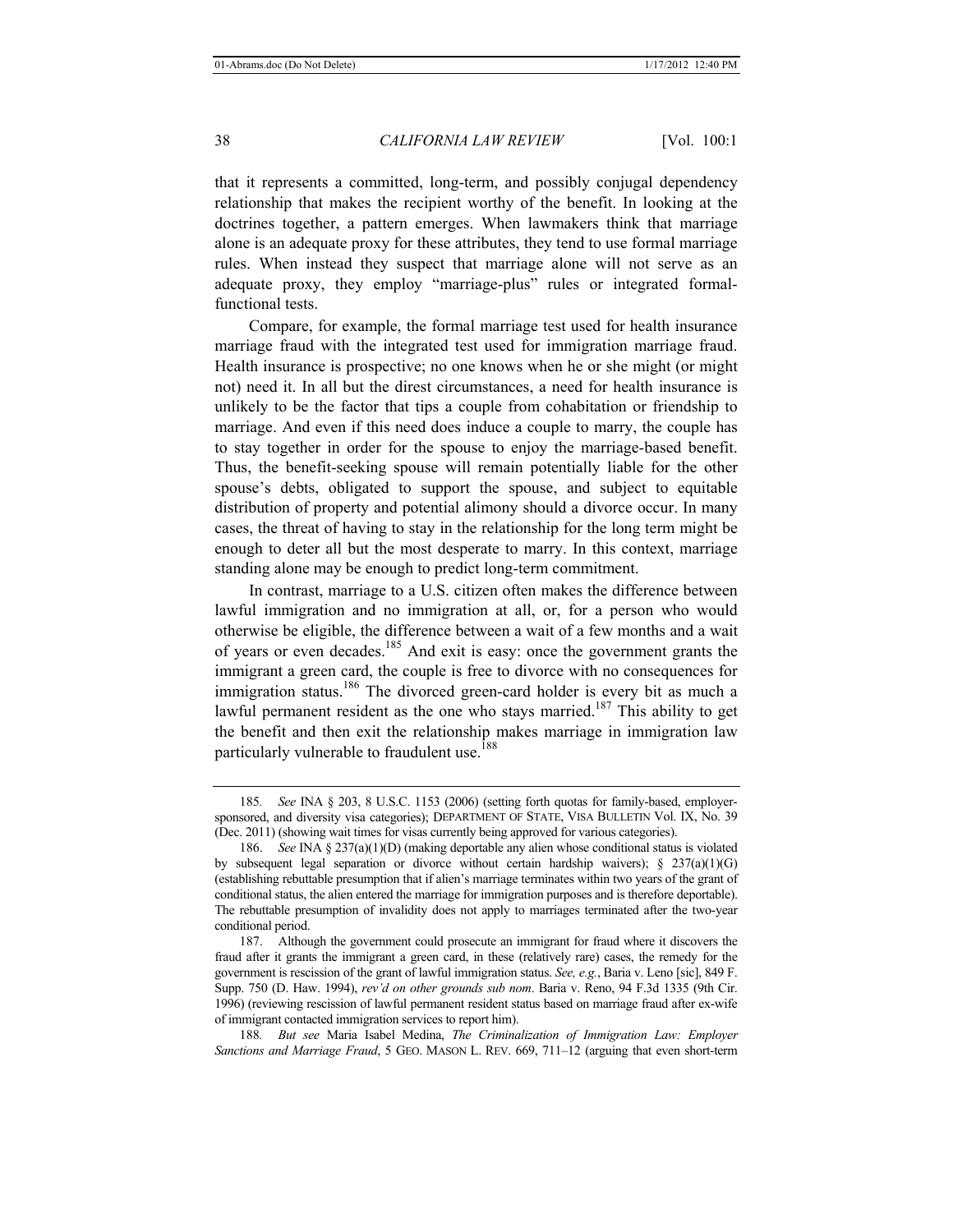that it represents a committed, long-term, and possibly conjugal dependency relationship that makes the recipient worthy of the benefit. In looking at the doctrines together, a pattern emerges. When lawmakers think that marriage alone is an adequate proxy for these attributes, they tend to use formal marriage rules. When instead they suspect that marriage alone will not serve as an adequate proxy, they employ "marriage-plus" rules or integrated formal-functional tests.

Compare, for example, the formal marriage test used for health insurance marriage fraud with the integrated test used for immigration marriage fraud. Health insurance is prospective; no one knows when he or she might (or might not) need it. In all but the direst circumstances, a need for health insurance is unlikely to be the factor that tips a couple from cohabitation or friendship to marriage. And even if this need does induce a couple to marry, the couple has to stay together in order for the spouse to enjoy the marriage-based benefit. Thus, the benefit-seeking spouse will remain potentially liable for the other spouse's debts, obligated to support the spouse, and subject to equitable distribution of property and potential alimony should a divorce occur. In many cases, the threat of having to stay in the relationship for the long term might be enough to deter all but the most desperate to marry. In this context, marriage standing alone may be enough to predict long-term commitment.

In contrast, marriage to a U.S. citizen often makes the difference between lawful immigration and no immigration at all, or, for a person who would otherwise be eligible, the difference between a wait of a few months and a wait of years or even decades.[185] And exit is easy: once the government grants the immigrant a green card, the couple is free to divorce with no consequences for immigration status.[186] The divorced green-card holder is every bit as much a lawful permanent resident as the one who stays married.[187] This ability to get the benefit and then exit the relationship makes marriage in immigration law particularly vulnerable to fraudulent use.[188]

---

185. *See* INA § 203, 8 U.S.C. 1153 (2006) (setting forth quotas for family-based, employer-sponsored, and diversity visa categories); DEPARTMENT OF STATE, VISA BULLETIN Vol. IX, No. 39 (Dec. 2011) (showing wait times for visas currently being approved for various categories).

186. *See* INA § 237(a)(1)(D) (making deportable any alien whose conditional status is violated by subsequent legal separation or divorce without certain hardship waivers); § 237(a)(1)(G) (establishing rebuttable presumption that if alien's marriage terminates within two years of the grant of conditional status, the alien entered the marriage for immigration purposes and is therefore deportable). The rebuttable presumption of invalidity does not apply to marriages terminated after the two-year conditional period.

187. Although the government could prosecute an immigrant for fraud where it discovers the fraud after it grants the immigrant a green card, in these (relatively rare) cases, the remedy for the government is rescission of the grant of lawful immigration status. *See, e.g.*, Baria v. Leno [sic], 849 F. Supp. 750 (D. Haw. 1994), *rev'd on other grounds sub nom*. Baria v. Reno, 94 F.3d 1335 (9th Cir. 1996) (reviewing rescission of lawful permanent resident status based on marriage fraud after ex-wife of immigrant contacted immigration services to report him).

188. *But see* Maria Isabel Medina, *The Criminalization of Immigration Law: Employer Sanctions and Marriage Fraud*, 5 GEO. MASON L. REV. 669, 711–12 (arguing that even short-term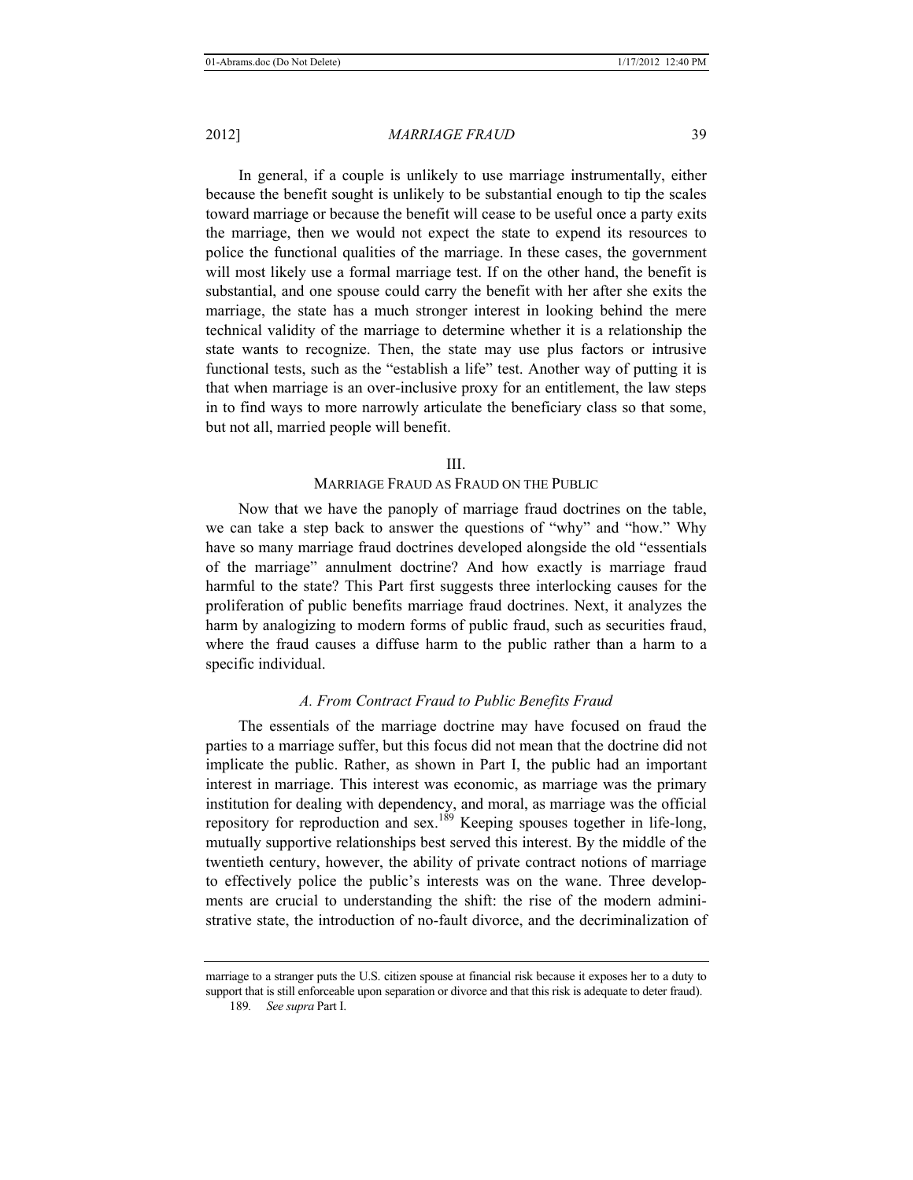In general, if a couple is unlikely to use marriage instrumentally, either because the benefit sought is unlikely to be substantial enough to tip the scales toward marriage or because the benefit will cease to be useful once a party exits the marriage, then we would not expect the state to expend its resources to police the functional qualities of the marriage. In these cases, the government will most likely use a formal marriage test. If on the other hand, the benefit is substantial, and one spouse could carry the benefit with her after she exits the marriage, the state has a much stronger interest in looking behind the mere technical validity of the marriage to determine whether it is a relationship the state wants to recognize. Then, the state may use plus factors or intrusive functional tests, such as the "establish a life" test. Another way of putting it is that when marriage is an over-inclusive proxy for an entitlement, the law steps in to find ways to more narrowly articulate the beneficiary class so that some, but not all, married people will benefit.

## III.
## MARRIAGE FRAUD AS FRAUD ON THE PUBLIC

Now that we have the panoply of marriage fraud doctrines on the table, we can take a step back to answer the questions of "why" and "how." Why have so many marriage fraud doctrines developed alongside the old "essentials of the marriage" annulment doctrine? And how exactly is marriage fraud harmful to the state? This Part first suggests three interlocking causes for the proliferation of public benefits marriage fraud doctrines. Next, it analyzes the harm by analogizing to modern forms of public fraud, such as securities fraud, where the fraud causes a diffuse harm to the public rather than a harm to a specific individual.

### *A. From Contract Fraud to Public Benefits Fraud*

The essentials of the marriage doctrine may have focused on fraud the parties to a marriage suffer, but this focus did not mean that the doctrine did not implicate the public. Rather, as shown in Part I, the public had an important interest in marriage. This interest was economic, as marriage was the primary institution for dealing with dependency, and moral, as marriage was the official repository for reproduction and sex.[189] Keeping spouses together in life-long, mutually supportive relationships best served this interest. By the middle of the twentieth century, however, the ability of private contract notions of marriage to effectively police the public's interests was on the wane. Three developments are crucial to understanding the shift: the rise of the modern administrative state, the introduction of no-fault divorce, and the decriminalization of

---

marriage to a stranger puts the U.S. citizen spouse at financial risk because it exposes her to a duty to support that is still enforceable upon separation or divorce and that this risk is adequate to deter fraud).

189. *See supra* Part I.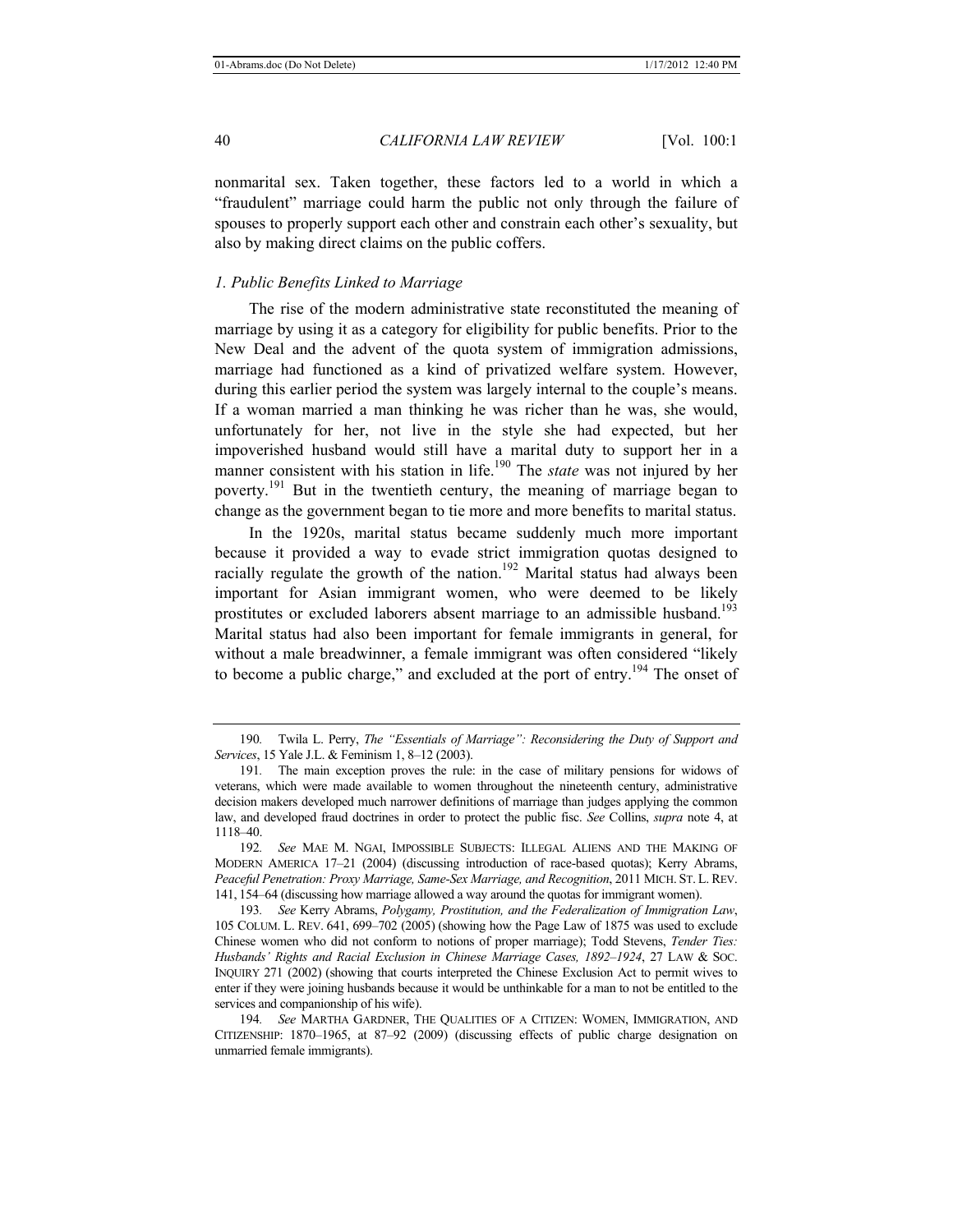nonmarital sex. Taken together, these factors led to a world in which a "fraudulent" marriage could harm the public not only through the failure of spouses to properly support each other and constrain each other's sexuality, but also by making direct claims on the public coffers.

### *1. Public Benefits Linked to Marriage*

The rise of the modern administrative state reconstituted the meaning of marriage by using it as a category for eligibility for public benefits. Prior to the New Deal and the advent of the quota system of immigration admissions, marriage had functioned as a kind of privatized welfare system. However, during this earlier period the system was largely internal to the couple's means. If a woman married a man thinking he was richer than he was, she would, unfortunately for her, not live in the style she had expected, but her impoverished husband would still have a marital duty to support her in a manner consistent with his station in life.[190] The *state* was not injured by her poverty.[191] But in the twentieth century, the meaning of marriage began to change as the government began to tie more and more benefits to marital status.

In the 1920s, marital status became suddenly much more important because it provided a way to evade strict immigration quotas designed to racially regulate the growth of the nation.[192] Marital status had always been important for Asian immigrant women, who were deemed to be likely prostitutes or excluded laborers absent marriage to an admissible husband.[193] Marital status had also been important for female immigrants in general, for without a male breadwinner, a female immigrant was often considered "likely to become a public charge," and excluded at the port of entry.[194] The onset of

---

190. Twila L. Perry, *The "Essentials of Marriage": Reconsidering the Duty of Support and Services*, 15 Yale J.L. & Feminism 1, 8–12 (2003).

191. The main exception proves the rule: in the case of military pensions for widows of veterans, which were made available to women throughout the nineteenth century, administrative decision makers developed much narrower definitions of marriage than judges applying the common law, and developed fraud doctrines in order to protect the public fisc. *See* Collins, *supra* note 4, at 1118–40.

192. *See* MAE M. NGAI, IMPOSSIBLE SUBJECTS: ILLEGAL ALIENS AND THE MAKING OF MODERN AMERICA 17–21 (2004) (discussing introduction of race-based quotas); Kerry Abrams, *Peaceful Penetration: Proxy Marriage, Same-Sex Marriage, and Recognition*, 2011 MICH. ST. L. REV. 141, 154–64 (discussing how marriage allowed a way around the quotas for immigrant women).

193. *See* Kerry Abrams, *Polygamy, Prostitution, and the Federalization of Immigration Law*, 105 COLUM. L. REV. 641, 699–702 (2005) (showing how the Page Law of 1875 was used to exclude Chinese women who did not conform to notions of proper marriage); Todd Stevens, *Tender Ties: Husbands' Rights and Racial Exclusion in Chinese Marriage Cases, 1892–1924*, 27 LAW & SOC. INQUIRY 271 (2002) (showing that courts interpreted the Chinese Exclusion Act to permit wives to enter if they were joining husbands because it would be unthinkable for a man to not be entitled to the services and companionship of his wife).

194. *See* MARTHA GARDNER, THE QUALITIES OF A CITIZEN: WOMEN, IMMIGRATION, AND CITIZENSHIP: 1870–1965, at 87–92 (2009) (discussing effects of public charge designation on unmarried female immigrants).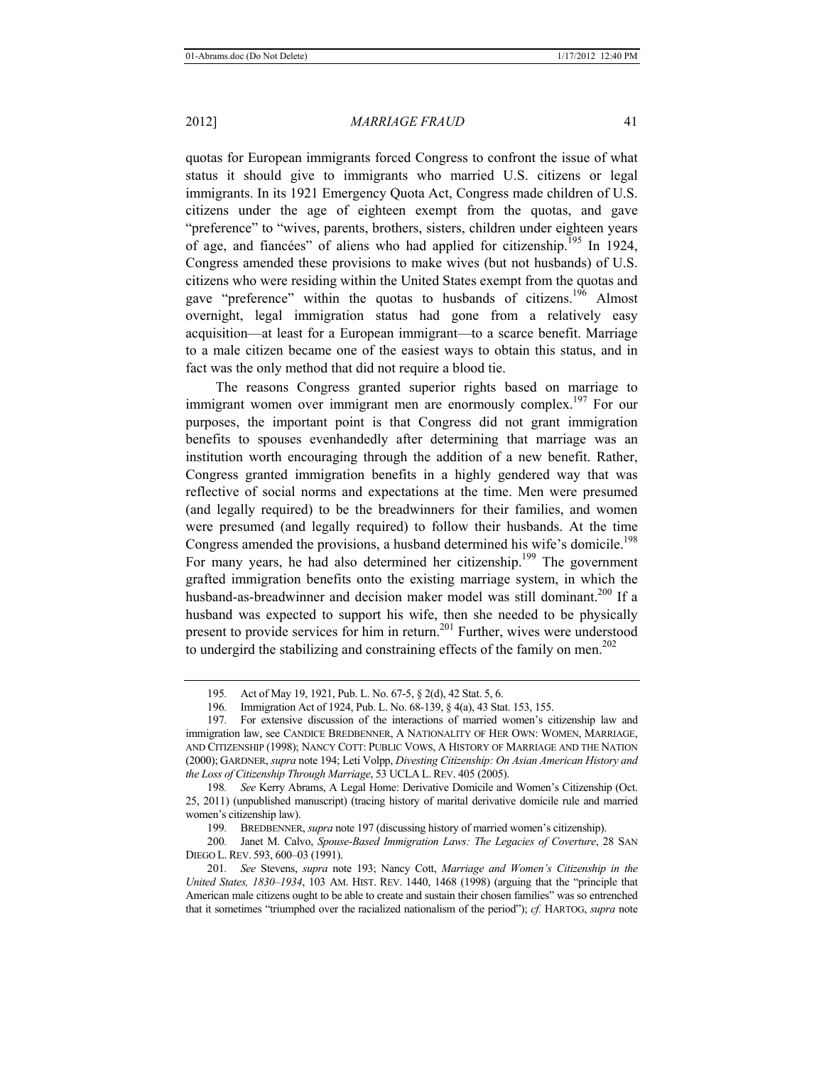quotas for European immigrants forced Congress to confront the issue of what status it should give to immigrants who married U.S. citizens or legal immigrants. In its 1921 Emergency Quota Act, Congress made children of U.S. citizens under the age of eighteen exempt from the quotas, and gave "preference" to "wives, parents, brothers, sisters, children under eighteen years of age, and fiancées" of aliens who had applied for citizenship.[195] In 1924, Congress amended these provisions to make wives (but not husbands) of U.S. citizens who were residing within the United States exempt from the quotas and gave "preference" within the quotas to husbands of citizens.[196] Almost overnight, legal immigration status had gone from a relatively easy acquisition—at least for a European immigrant—to a scarce benefit. Marriage to a male citizen became one of the easiest ways to obtain this status, and in fact was the only method that did not require a blood tie.

The reasons Congress granted superior rights based on marriage to immigrant women over immigrant men are enormously complex.[197] For our purposes, the important point is that Congress did not grant immigration benefits to spouses evenhandedly after determining that marriage was an institution worth encouraging through the addition of a new benefit. Rather, Congress granted immigration benefits in a highly gendered way that was reflective of social norms and expectations at the time. Men were presumed (and legally required) to be the breadwinners for their families, and women were presumed (and legally required) to follow their husbands. At the time Congress amended the provisions, a husband determined his wife's domicile.[198] For many years, he had also determined her citizenship.[199] The government grafted immigration benefits onto the existing marriage system, in which the husband-as-breadwinner and decision maker model was still dominant.[200] If a husband was expected to support his wife, then she needed to be physically present to provide services for him in return.[201] Further, wives were understood to undergird the stabilizing and constraining effects of the family on men.[202]

---

195. Act of May 19, 1921, Pub. L. No. 67-5, § 2(d), 42 Stat. 5, 6.

196. Immigration Act of 1924, Pub. L. No. 68-139, § 4(a), 43 Stat. 153, 155.

197. For extensive discussion of the interactions of married women's citizenship law and immigration law, see CANDICE BREDBENNER, A NATIONALITY OF HER OWN: WOMEN, MARRIAGE, AND CITIZENSHIP (1998); NANCY COTT: PUBLIC VOWS, A HISTORY OF MARRIAGE AND THE NATION (2000); GARDNER, *supra* note 194; Leti Volpp, *Divesting Citizenship: On Asian American History and the Loss of Citizenship Through Marriage*, 53 UCLA L. REV. 405 (2005).

198. *See* Kerry Abrams, A Legal Home: Derivative Domicile and Women's Citizenship (Oct. 25, 2011) (unpublished manuscript) (tracing history of marital derivative domicile rule and married women's citizenship law).

199. BREDBENNER, *supra* note 197 (discussing history of married women's citizenship).

200. Janet M. Calvo, *Spouse-Based Immigration Laws: The Legacies of Coverture*, 28 SAN DIEGO L. REV. 593, 600–03 (1991).

201. *See* Stevens, *supra* note 193; Nancy Cott, *Marriage and Women's Citizenship in the United States, 1830–1934*, 103 AM. HIST. REV. 1440, 1468 (1998) (arguing that the "principle that American male citizens ought to be able to create and sustain their chosen families" was so entrenched that it sometimes "triumphed over the racialized nationalism of the period"); *cf.* HARTOG, *supra* note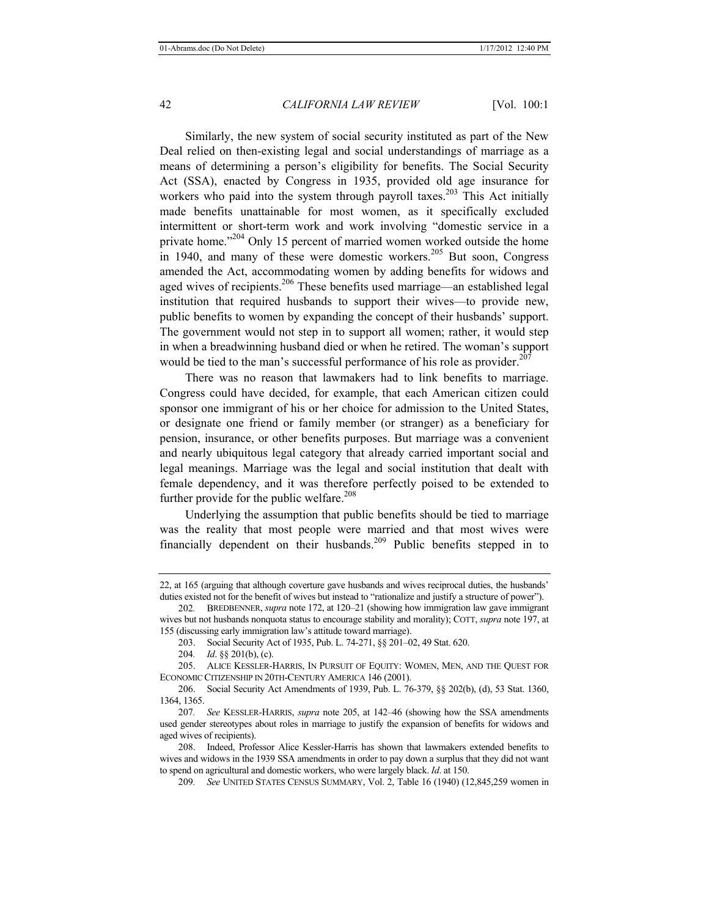Similarly, the new system of social security instituted as part of the New Deal relied on then-existing legal and social understandings of marriage as a means of determining a person's eligibility for benefits. The Social Security Act (SSA), enacted by Congress in 1935, provided old age insurance for workers who paid into the system through payroll taxes.[203] This Act initially made benefits unattainable for most women, as it specifically excluded intermittent or short-term work and work involving "domestic service in a private home."[204] Only 15 percent of married women worked outside the home in 1940, and many of these were domestic workers.[205] But soon, Congress amended the Act, accommodating women by adding benefits for widows and aged wives of recipients.[206] These benefits used marriage—an established legal institution that required husbands to support their wives—to provide new, public benefits to women by expanding the concept of their husbands' support. The government would not step in to support all women; rather, it would step in when a breadwinning husband died or when he retired. The woman's support would be tied to the man's successful performance of his role as provider.[207]

There was no reason that lawmakers had to link benefits to marriage. Congress could have decided, for example, that each American citizen could sponsor one immigrant of his or her choice for admission to the United States, or designate one friend or family member (or stranger) as a beneficiary for pension, insurance, or other benefits purposes. But marriage was a convenient and nearly ubiquitous legal category that already carried important social and legal meanings. Marriage was the legal and social institution that dealt with female dependency, and it was therefore perfectly poised to be extended to further provide for the public welfare.[208]

Underlying the assumption that public benefits should be tied to marriage was the reality that most people were married and that most wives were financially dependent on their husbands.[209] Public benefits stepped in to

---

22, at 165 (arguing that although coverture gave husbands and wives reciprocal duties, the husbands' duties existed not for the benefit of wives but instead to "rationalize and justify a structure of power").

202. BREDBENNER, *supra* note 172, at 120–21 (showing how immigration law gave immigrant wives but not husbands nonquota status to encourage stability and morality); COTT, *supra* note 197, at 155 (discussing early immigration law's attitude toward marriage).

203. Social Security Act of 1935, Pub. L. 74-271, §§ 201–02, 49 Stat. 620.

204. *Id*. §§ 201(b), (c).

205. ALICE KESSLER-HARRIS, IN PURSUIT OF EQUITY: WOMEN, MEN, AND THE QUEST FOR ECONOMIC CITIZENSHIP IN 20TH-CENTURY AMERICA 146 (2001).

206. Social Security Act Amendments of 1939, Pub. L. 76-379, §§ 202(b), (d), 53 Stat. 1360, 1364, 1365.

207. *See* KESSLER-HARRIS, *supra* note 205, at 142–46 (showing how the SSA amendments used gender stereotypes about roles in marriage to justify the expansion of benefits for widows and aged wives of recipients).

208. Indeed, Professor Alice Kessler-Harris has shown that lawmakers extended benefits to wives and widows in the 1939 SSA amendments in order to pay down a surplus that they did not want to spend on agricultural and domestic workers, who were largely black. *Id*. at 150.

209. *See* UNITED STATES CENSUS SUMMARY, Vol. 2, Table 16 (1940) (12,845,259 women in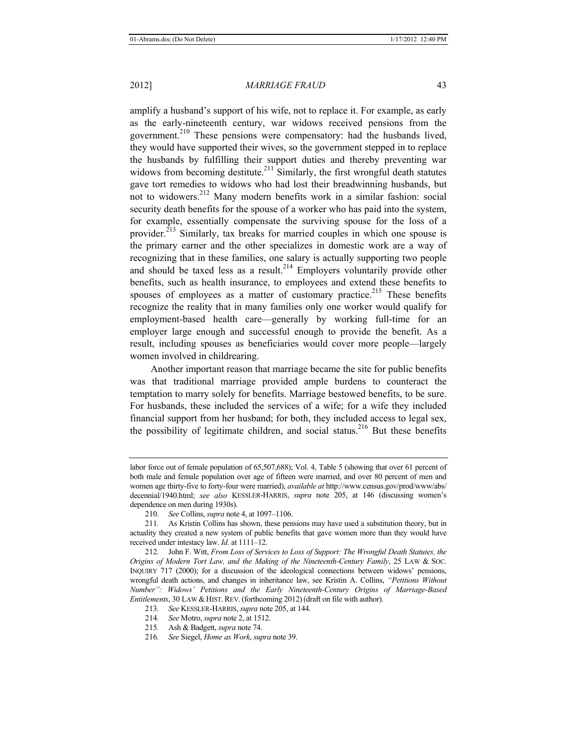amplify a husband's support of his wife, not to replace it. For example, as early as the early-nineteenth century, war widows received pensions from the government.[210] These pensions were compensatory: had the husbands lived, they would have supported their wives, so the government stepped in to replace the husbands by fulfilling their support duties and thereby preventing war widows from becoming destitute.[211] Similarly, the first wrongful death statutes gave tort remedies to widows who had lost their breadwinning husbands, but not to widowers.[212] Many modern benefits work in a similar fashion: social security death benefits for the spouse of a worker who has paid into the system, for example, essentially compensate the surviving spouse for the loss of a provider.[213] Similarly, tax breaks for married couples in which one spouse is the primary earner and the other specializes in domestic work are a way of recognizing that in these families, one salary is actually supporting two people and should be taxed less as a result.[214] Employers voluntarily provide other benefits, such as health insurance, to employees and extend these benefits to spouses of employees as a matter of customary practice.[215] These benefits recognize the reality that in many families only one worker would qualify for employment-based health care—generally by working full-time for an employer large enough and successful enough to provide the benefit. As a result, including spouses as beneficiaries would cover more people—largely women involved in childrearing.

Another important reason that marriage became the site for public benefits was that traditional marriage provided ample burdens to counteract the temptation to marry solely for benefits. Marriage bestowed benefits, to be sure. For husbands, these included the services of a wife; for a wife they included financial support from her husband; for both, they included access to legal sex, the possibility of legitimate children, and social status.[216] But these benefits

---

labor force out of female population of 65,507,688); Vol. 4, Table 5 (showing that over 61 percent of both male and female population over age of fifteen were married, and over 80 percent of men and women age thirty-five to forty-four were married), *available at* http://www.census.gov/prod/www/abs/decennial/1940.html; *see also* KESSLER-HARRIS, *supra* note 205, at 146 (discussing women's dependence on men during 1930s).

210. *See* Collins, *supra* note 4, at 1097–1106.

211. As Kristin Collins has shown, these pensions may have used a substitution theory, but in actuality they created a new system of public benefits that gave women more than they would have received under intestacy law. *Id.* at 1111–12.

212. John F. Witt, *From Loss of Services to Loss of Support: The Wrongful Death Statutes, the Origins of Modern Tort Law, and the Making of the Nineteenth-Century Family*, 25 LAW & SOC. INQUIRY 717 (2000); for a discussion of the ideological connections between widows' pensions, wrongful death actions, and changes in inheritance law, see Kristin A. Collins, *"Petitions Without Number": Widows' Petitions and the Early Nineteenth-Century Origins of Marriage-Based Entitlements*, 30 LAW & HIST. REV. (forthcoming 2012) (draft on file with author).

213. *See* KESSLER-HARRIS, *supra* note 205, at 144.

214. *See* Motro, *supra* note 2, at 1512.

215. Ash & Badgett, *supra* note 74.

216. *See* Siegel, *Home as Work*, *supra* note 39.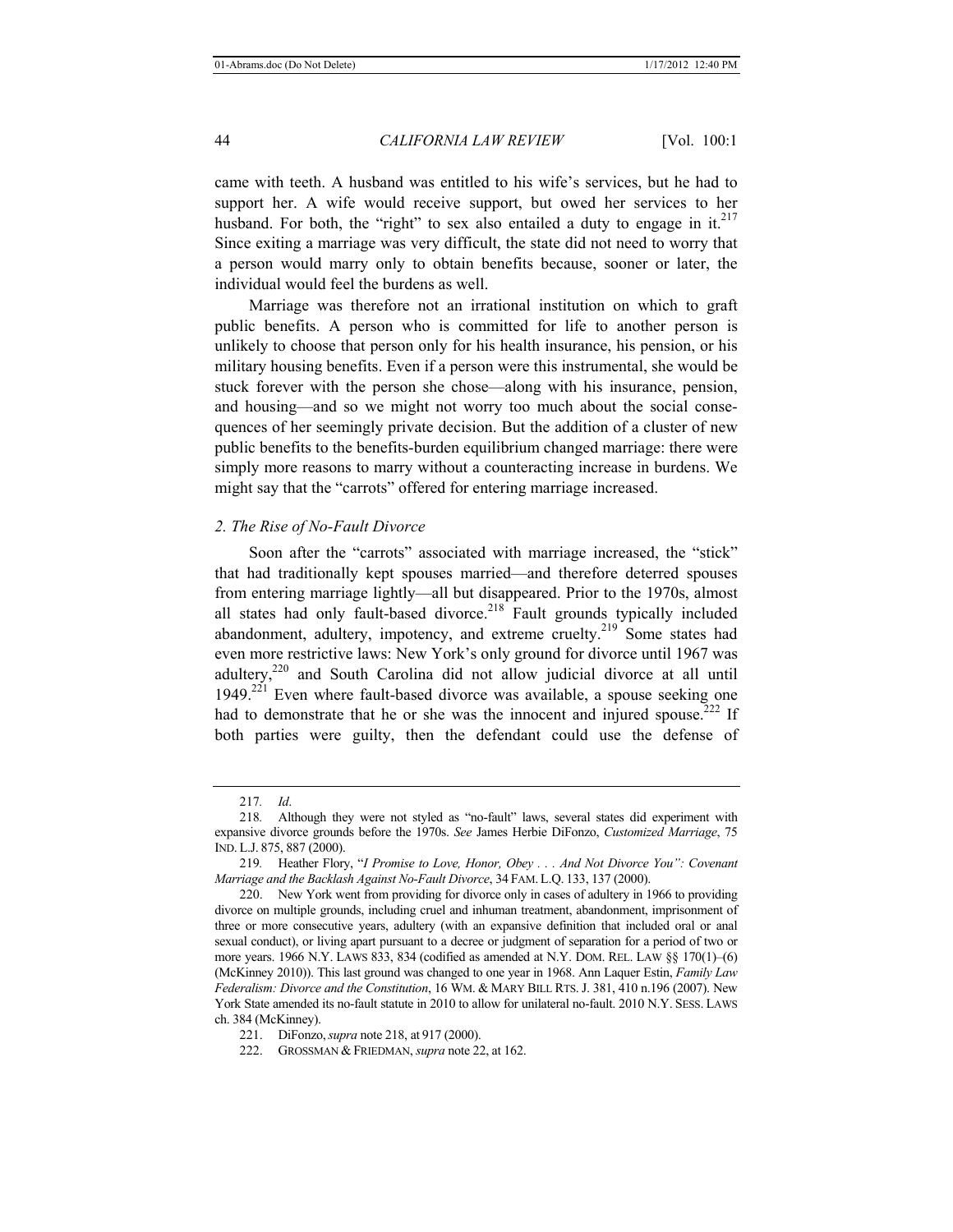came with teeth. A husband was entitled to his wife's services, but he had to support her. A wife would receive support, but owed her services to her husband. For both, the "right" to sex also entailed a duty to engage in it.[217] Since exiting a marriage was very difficult, the state did not need to worry that a person would marry only to obtain benefits because, sooner or later, the individual would feel the burdens as well.

Marriage was therefore not an irrational institution on which to graft public benefits. A person who is committed for life to another person is unlikely to choose that person only for his health insurance, his pension, or his military housing benefits. Even if a person were this instrumental, she would be stuck forever with the person she chose—along with his insurance, pension, and housing—and so we might not worry too much about the social consequences of her seemingly private decision. But the addition of a cluster of new public benefits to the benefits-burden equilibrium changed marriage: there were simply more reasons to marry without a counteracting increase in burdens. We might say that the "carrots" offered for entering marriage increased.

### *2. The Rise of No-Fault Divorce*

Soon after the "carrots" associated with marriage increased, the "stick" that had traditionally kept spouses married—and therefore deterred spouses from entering marriage lightly—all but disappeared. Prior to the 1970s, almost all states had only fault-based divorce.[218] Fault grounds typically included abandonment, adultery, impotency, and extreme cruelty.[219] Some states had even more restrictive laws: New York's only ground for divorce until 1967 was adultery,[220] and South Carolina did not allow judicial divorce at all until 1949.[221] Even where fault-based divorce was available, a spouse seeking one had to demonstrate that he or she was the innocent and injured spouse.[222] If both parties were guilty, then the defendant could use the defense of

---

217. *Id*.

218. Although they were not styled as "no-fault" laws, several states did experiment with expansive divorce grounds before the 1970s. *See* James Herbie DiFonzo, *Customized Marriage*, 75 IND. L.J. 875, 887 (2000).

219. Heather Flory, "*I Promise to Love, Honor, Obey . . . And Not Divorce You": Covenant Marriage and the Backlash Against No-Fault Divorce*, 34 FAM. L.Q. 133, 137 (2000).

220. New York went from providing for divorce only in cases of adultery in 1966 to providing divorce on multiple grounds, including cruel and inhuman treatment, abandonment, imprisonment of three or more consecutive years, adultery (with an expansive definition that included oral or anal sexual conduct), or living apart pursuant to a decree or judgment of separation for a period of two or more years. 1966 N.Y. LAWS 833, 834 (codified as amended at N.Y. DOM. REL. LAW §§ 170(1)–(6) (McKinney 2010)). This last ground was changed to one year in 1968. Ann Laquer Estin, *Family Law Federalism: Divorce and the Constitution*, 16 WM. & MARY BILL RTS. J. 381, 410 n.196 (2007). New York State amended its no-fault statute in 2010 to allow for unilateral no-fault. 2010 N.Y. SESS. LAWS ch. 384 (McKinney).

221. DiFonzo, *supra* note 218, at 917 (2000).

222. GROSSMAN & FRIEDMAN, *supra* note 22, at 162.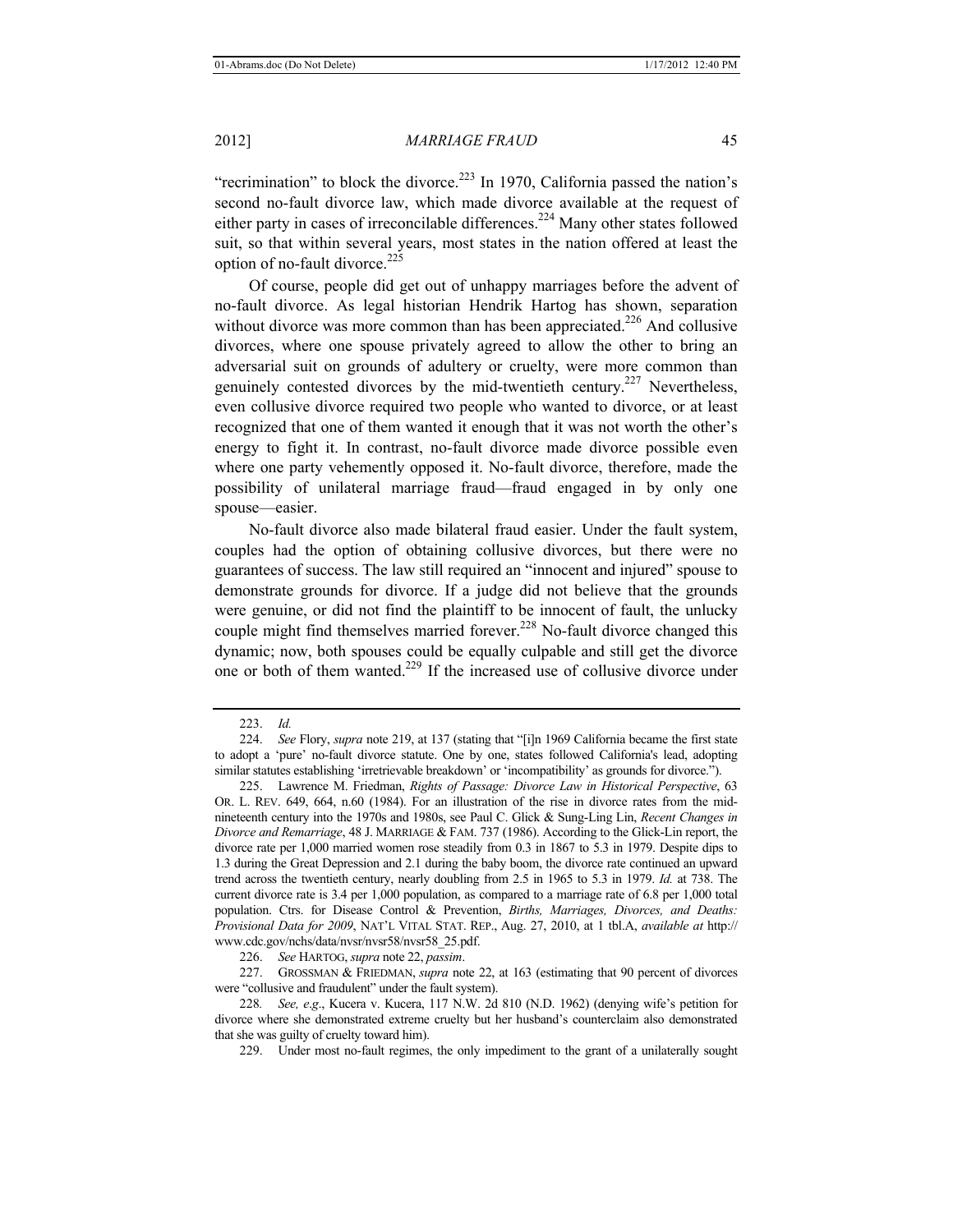"recrimination" to block the divorce.[223] In 1970, California passed the nation's second no-fault divorce law, which made divorce available at the request of either party in cases of irreconcilable differences.[224] Many other states followed suit, so that within several years, most states in the nation offered at least the option of no-fault divorce.[225]

Of course, people did get out of unhappy marriages before the advent of no-fault divorce. As legal historian Hendrik Hartog has shown, separation without divorce was more common than has been appreciated.[226] And collusive divorces, where one spouse privately agreed to allow the other to bring an adversarial suit on grounds of adultery or cruelty, were more common than genuinely contested divorces by the mid-twentieth century.[227] Nevertheless, even collusive divorce required two people who wanted to divorce, or at least recognized that one of them wanted it enough that it was not worth the other's energy to fight it. In contrast, no-fault divorce made divorce possible even where one party vehemently opposed it. No-fault divorce, therefore, made the possibility of unilateral marriage fraud—fraud engaged in by only one spouse—easier.

No-fault divorce also made bilateral fraud easier. Under the fault system, couples had the option of obtaining collusive divorces, but there were no guarantees of success. The law still required an "innocent and injured" spouse to demonstrate grounds for divorce. If a judge did not believe that the grounds were genuine, or did not find the plaintiff to be innocent of fault, the unlucky couple might find themselves married forever.[228] No-fault divorce changed this dynamic; now, both spouses could be equally culpable and still get the divorce one or both of them wanted.[229] If the increased use of collusive divorce under

---

223. *Id.*

224. *See* Flory, *supra* note 219, at 137 (stating that "[i]n 1969 California became the first state to adopt a 'pure' no-fault divorce statute. One by one, states followed California's lead, adopting similar statutes establishing 'irretrievable breakdown' or 'incompatibility' as grounds for divorce.").

225. Lawrence M. Friedman, *Rights of Passage: Divorce Law in Historical Perspective*, 63 OR. L. REV. 649, 664, n.60 (1984). For an illustration of the rise in divorce rates from the mid-nineteenth century into the 1970s and 1980s, see Paul C. Glick & Sung-Ling Lin, *Recent Changes in Divorce and Remarriage*, 48 J. MARRIAGE & FAM. 737 (1986). According to the Glick-Lin report, the divorce rate per 1,000 married women rose steadily from 0.3 in 1867 to 5.3 in 1979. Despite dips to 1.3 during the Great Depression and 2.1 during the baby boom, the divorce rate continued an upward trend across the twentieth century, nearly doubling from 2.5 in 1965 to 5.3 in 1979. *Id.* at 738. The current divorce rate is 3.4 per 1,000 population, as compared to a marriage rate of 6.8 per 1,000 total population. Ctrs. for Disease Control & Prevention, *Births, Marriages, Divorces, and Deaths: Provisional Data for 2009*, NAT'L VITAL STAT. REP., Aug. 27, 2010, at 1 tbl.A, *available at* http://www.cdc.gov/nchs/data/nvsr/nvsr58/nvsr58_25.pdf.

226. *See* HARTOG, *supra* note 22, *passim*.

227. GROSSMAN & FRIEDMAN, *supra* note 22, at 163 (estimating that 90 percent of divorces were "collusive and fraudulent" under the fault system).

228. *See, e.g.*, Kucera v. Kucera, 117 N.W. 2d 810 (N.D. 1962) (denying wife's petition for divorce where she demonstrated extreme cruelty but her husband's counterclaim also demonstrated that she was guilty of cruelty toward him).

229. Under most no-fault regimes, the only impediment to the grant of a unilaterally sought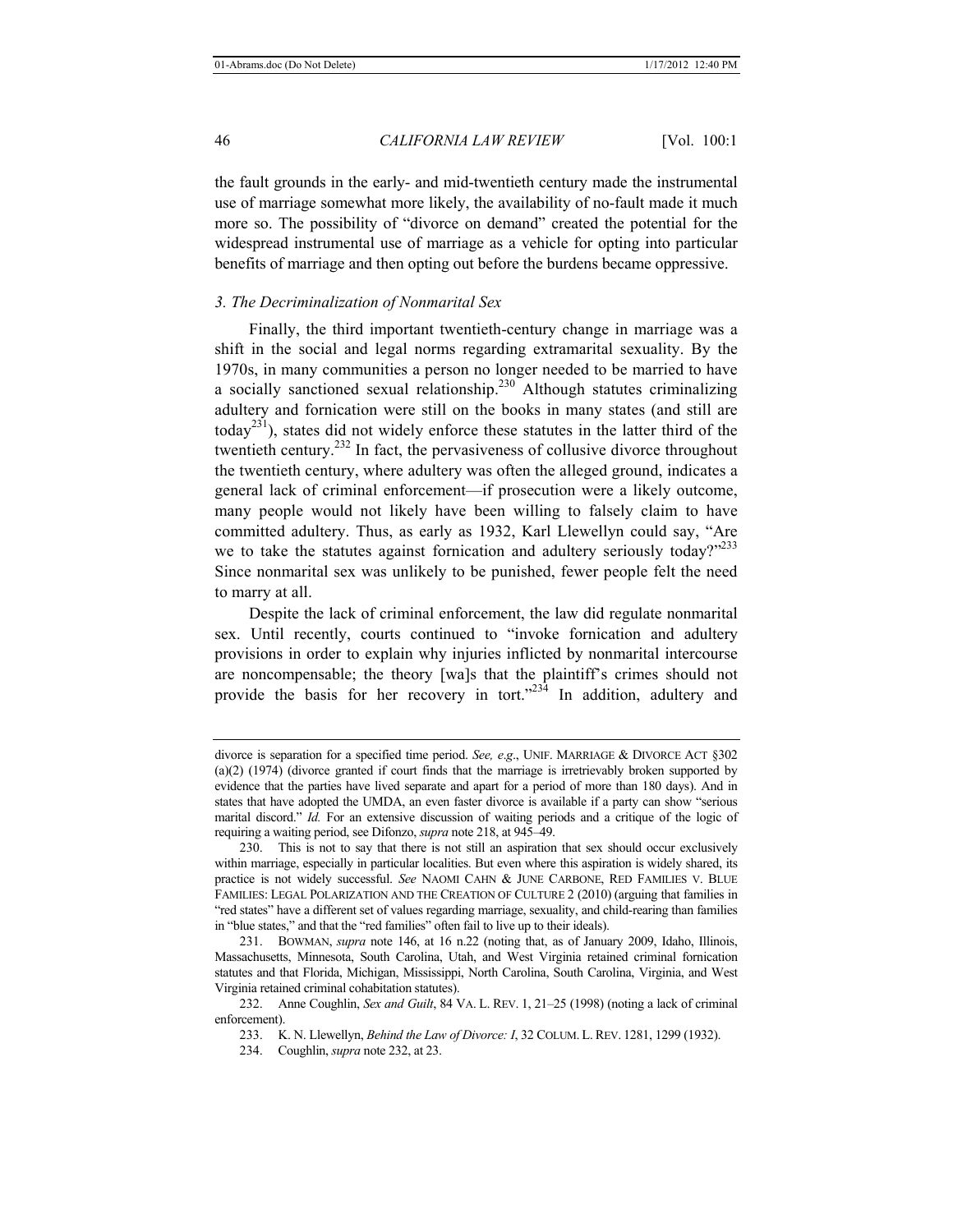the fault grounds in the early- and mid-twentieth century made the instrumental use of marriage somewhat more likely, the availability of no-fault made it much more so. The possibility of "divorce on demand" created the potential for the widespread instrumental use of marriage as a vehicle for opting into particular benefits of marriage and then opting out before the burdens became oppressive.

### *3. The Decriminalization of Nonmarital Sex*

Finally, the third important twentieth-century change in marriage was a shift in the social and legal norms regarding extramarital sexuality. By the 1970s, in many communities a person no longer needed to be married to have a socially sanctioned sexual relationship.[230] Although statutes criminalizing adultery and fornication were still on the books in many states (and still are today[231]), states did not widely enforce these statutes in the latter third of the twentieth century.[232] In fact, the pervasiveness of collusive divorce throughout the twentieth century, where adultery was often the alleged ground, indicates a general lack of criminal enforcement—if prosecution were a likely outcome, many people would not likely have been willing to falsely claim to have committed adultery. Thus, as early as 1932, Karl Llewellyn could say, "Are we to take the statutes against fornication and adultery seriously today?"[233] Since nonmarital sex was unlikely to be punished, fewer people felt the need to marry at all.

Despite the lack of criminal enforcement, the law did regulate nonmarital sex. Until recently, courts continued to "invoke fornication and adultery provisions in order to explain why injuries inflicted by nonmarital intercourse are noncompensable; the theory [wa]s that the plaintiff's crimes should not provide the basis for her recovery in tort."[234] In addition, adultery and

---

divorce is separation for a specified time period. *See, e.g*., UNIF. MARRIAGE & DIVORCE ACT §302 (a)(2) (1974) (divorce granted if court finds that the marriage is irretrievably broken supported by evidence that the parties have lived separate and apart for a period of more than 180 days). And in states that have adopted the UMDA, an even faster divorce is available if a party can show "serious marital discord." *Id.* For an extensive discussion of waiting periods and a critique of the logic of requiring a waiting period, see Difonzo, *supra* note 218, at 945–49.

230. This is not to say that there is not still an aspiration that sex should occur exclusively within marriage, especially in particular localities. But even where this aspiration is widely shared, its practice is not widely successful. *See* NAOMI CAHN & JUNE CARBONE, RED FAMILIES V. BLUE FAMILIES: LEGAL POLARIZATION AND THE CREATION OF CULTURE 2 (2010) (arguing that families in "red states" have a different set of values regarding marriage, sexuality, and child-rearing than families in "blue states," and that the "red families" often fail to live up to their ideals).

231. BOWMAN, *supra* note 146, at 16 n.22 (noting that, as of January 2009, Idaho, Illinois, Massachusetts, Minnesota, South Carolina, Utah, and West Virginia retained criminal fornication statutes and that Florida, Michigan, Mississippi, North Carolina, South Carolina, Virginia, and West Virginia retained criminal cohabitation statutes).

232. Anne Coughlin, *Sex and Guilt*, 84 VA. L. REV. 1, 21–25 (1998) (noting a lack of criminal enforcement).

233. K. N. Llewellyn, *Behind the Law of Divorce: I*, 32 COLUM. L. REV. 1281, 1299 (1932).

234. Coughlin, *supra* note 232, at 23.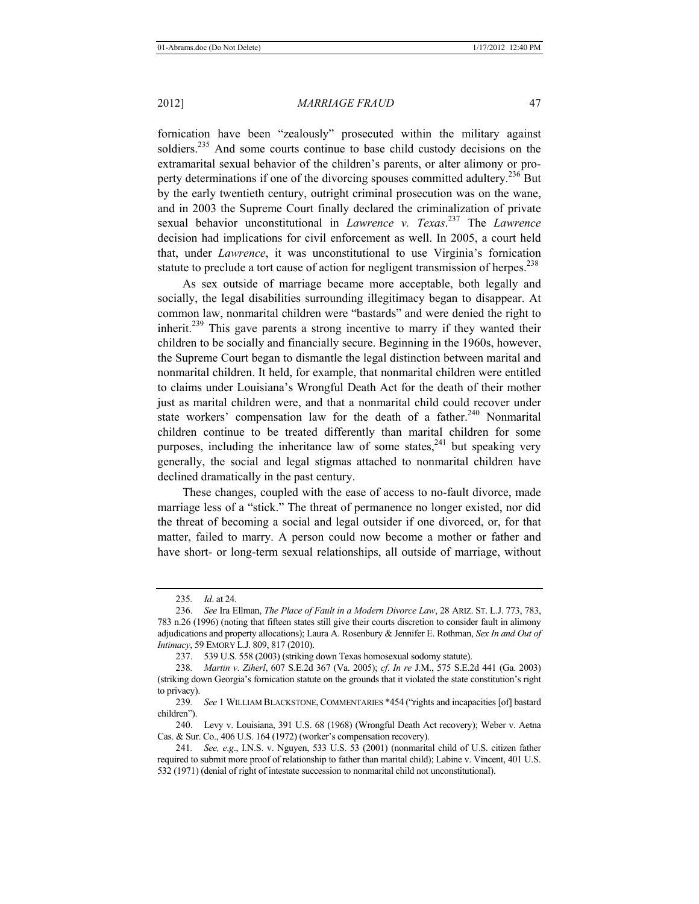fornication have been "zealously" prosecuted within the military against soldiers.[235] And some courts continue to base child custody decisions on the extramarital sexual behavior of the children's parents, or alter alimony or property determinations if one of the divorcing spouses committed adultery.[236] But by the early twentieth century, outright criminal prosecution was on the wane, and in 2003 the Supreme Court finally declared the criminalization of private sexual behavior unconstitutional in *Lawrence v. Texas*.[237] The *Lawrence* decision had implications for civil enforcement as well. In 2005, a court held that, under *Lawrence*, it was unconstitutional to use Virginia's fornication statute to preclude a tort cause of action for negligent transmission of herpes.[238]

As sex outside of marriage became more acceptable, both legally and socially, the legal disabilities surrounding illegitimacy began to disappear. At common law, nonmarital children were "bastards" and were denied the right to inherit.[239] This gave parents a strong incentive to marry if they wanted their children to be socially and financially secure. Beginning in the 1960s, however, the Supreme Court began to dismantle the legal distinction between marital and nonmarital children. It held, for example, that nonmarital children were entitled to claims under Louisiana's Wrongful Death Act for the death of their mother just as marital children were, and that a nonmarital child could recover under state workers' compensation law for the death of a father.[240] Nonmarital children continue to be treated differently than marital children for some purposes, including the inheritance law of some states,[241] but speaking very generally, the social and legal stigmas attached to nonmarital children have declined dramatically in the past century.

These changes, coupled with the ease of access to no-fault divorce, made marriage less of a "stick." The threat of permanence no longer existed, nor did the threat of becoming a social and legal outsider if one divorced, or, for that matter, failed to marry. A person could now become a mother or father and have short- or long-term sexual relationships, all outside of marriage, without

---

235. *Id*. at 24.

236. *See* Ira Ellman, *The Place of Fault in a Modern Divorce Law*, 28 ARIZ. ST. L.J. 773, 783, 783 n.26 (1996) (noting that fifteen states still give their courts discretion to consider fault in alimony adjudications and property allocations); Laura A. Rosenbury & Jennifer E. Rothman, *Sex In and Out of Intimacy*, 59 EMORY L.J. 809, 817 (2010).

237. 539 U.S. 558 (2003) (striking down Texas homosexual sodomy statute).

238. *Martin v. Ziherl*, 607 S.E.2d 367 (Va. 2005); *cf. In re* J.M., 575 S.E.2d 441 (Ga. 2003) (striking down Georgia's fornication statute on the grounds that it violated the state constitution's right to privacy).

239. *See* 1 WILLIAM BLACKSTONE, COMMENTARIES *454 ("rights and incapacities [of] bastard children").

240. Levy v. Louisiana, 391 U.S. 68 (1968) (Wrongful Death Act recovery); Weber v. Aetna Cas. & Sur. Co., 406 U.S. 164 (1972) (worker's compensation recovery).

241. *See, e.g*., I.N.S. v. Nguyen, 533 U.S. 53 (2001) (nonmarital child of U.S. citizen father required to submit more proof of relationship to father than marital child); Labine v. Vincent, 401 U.S. 532 (1971) (denial of right of intestate succession to nonmarital child not unconstitutional).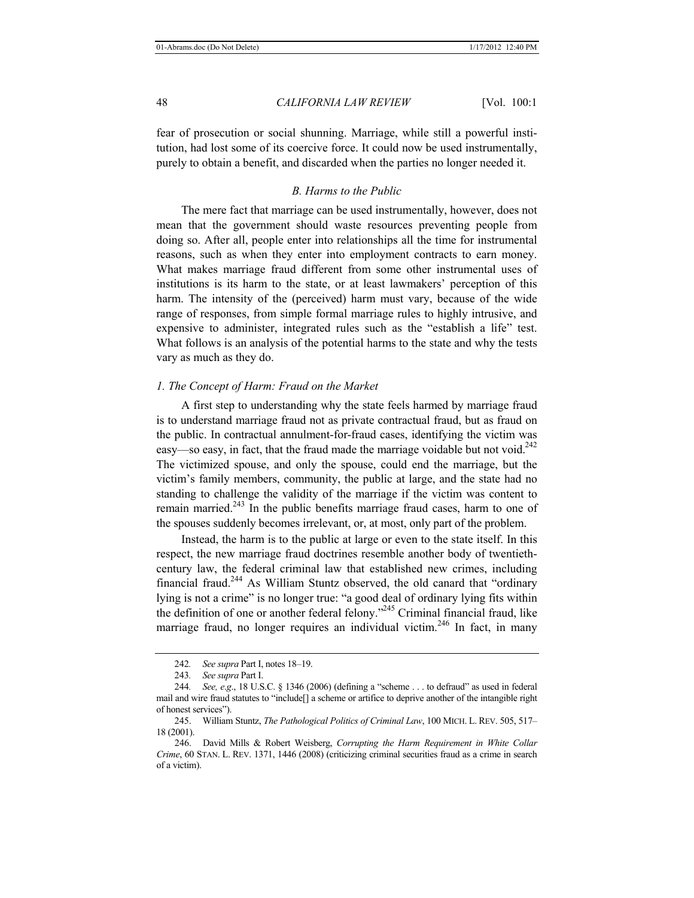fear of prosecution or social shunning. Marriage, while still a powerful institution, had lost some of its coercive force. It could now be used instrumentally, purely to obtain a benefit, and discarded when the parties no longer needed it.

### *B. Harms to the Public*

The mere fact that marriage can be used instrumentally, however, does not mean that the government should waste resources preventing people from doing so. After all, people enter into relationships all the time for instrumental reasons, such as when they enter into employment contracts to earn money. What makes marriage fraud different from some other instrumental uses of institutions is its harm to the state, or at least lawmakers' perception of this harm. The intensity of the (perceived) harm must vary, because of the wide range of responses, from simple formal marriage rules to highly intrusive, and expensive to administer, integrated rules such as the "establish a life" test. What follows is an analysis of the potential harms to the state and why the tests vary as much as they do.

#### *1. The Concept of Harm: Fraud on the Market*

A first step to understanding why the state feels harmed by marriage fraud is to understand marriage fraud not as private contractual fraud, but as fraud on the public. In contractual annulment-for-fraud cases, identifying the victim was easy—so easy, in fact, that the fraud made the marriage voidable but not void.[242] The victimized spouse, and only the spouse, could end the marriage, but the victim's family members, community, the public at large, and the state had no standing to challenge the validity of the marriage if the victim was content to remain married.[243] In the public benefits marriage fraud cases, harm to one of the spouses suddenly becomes irrelevant, or, at most, only part of the problem.

Instead, the harm is to the public at large or even to the state itself. In this respect, the new marriage fraud doctrines resemble another body of twentieth-century law, the federal criminal law that established new crimes, including financial fraud.[244] As William Stuntz observed, the old canard that "ordinary lying is not a crime" is no longer true: "a good deal of ordinary lying fits within the definition of one or another federal felony."[245] Criminal financial fraud, like marriage fraud, no longer requires an individual victim.[246] In fact, in many

---

242. *See supra* Part I, notes 18–19.

243. *See supra* Part I.

244. *See, e.g.*, 18 U.S.C. § 1346 (2006) (defining a "scheme . . . to defraud" as used in federal mail and wire fraud statutes to "include[] a scheme or artifice to deprive another of the intangible right of honest services").

245. William Stuntz, *The Pathological Politics of Criminal Law*, 100 MICH. L. REV. 505, 517–18 (2001).

246. David Mills & Robert Weisberg, *Corrupting the Harm Requirement in White Collar Crime*, 60 STAN. L. REV. 1371, 1446 (2008) (criticizing criminal securities fraud as a crime in search of a victim).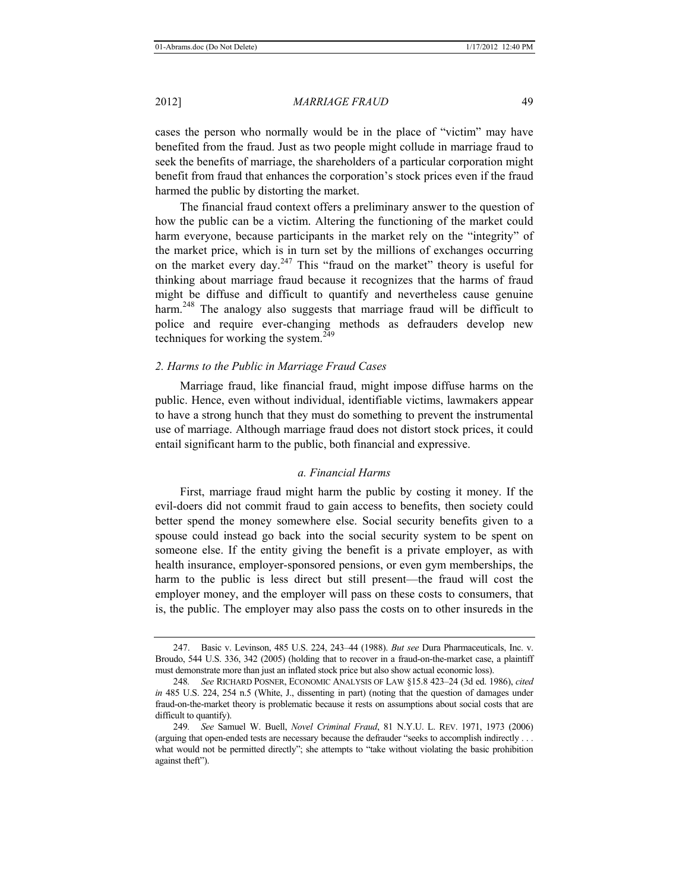cases the person who normally would be in the place of "victim" may have benefited from the fraud. Just as two people might collude in marriage fraud to seek the benefits of marriage, the shareholders of a particular corporation might benefit from fraud that enhances the corporation's stock prices even if the fraud harmed the public by distorting the market.

The financial fraud context offers a preliminary answer to the question of how the public can be a victim. Altering the functioning of the market could harm everyone, because participants in the market rely on the "integrity" of the market price, which is in turn set by the millions of exchanges occurring on the market every day.[247] This "fraud on the market" theory is useful for thinking about marriage fraud because it recognizes that the harms of fraud might be diffuse and difficult to quantify and nevertheless cause genuine harm.[248] The analogy also suggests that marriage fraud will be difficult to police and require ever-changing methods as defrauders develop new techniques for working the system.[249]

### *2. Harms to the Public in Marriage Fraud Cases*

Marriage fraud, like financial fraud, might impose diffuse harms on the public. Hence, even without individual, identifiable victims, lawmakers appear to have a strong hunch that they must do something to prevent the instrumental use of marriage. Although marriage fraud does not distort stock prices, it could entail significant harm to the public, both financial and expressive.

#### *a. Financial Harms*

First, marriage fraud might harm the public by costing it money. If the evil-doers did not commit fraud to gain access to benefits, then society could better spend the money somewhere else. Social security benefits given to a spouse could instead go back into the social security system to be spent on someone else. If the entity giving the benefit is a private employer, as with health insurance, employer-sponsored pensions, or even gym memberships, the harm to the public is less direct but still present—the fraud will cost the employer money, and the employer will pass on these costs to consumers, that is, the public. The employer may also pass the costs on to other insureds in the

---

247. Basic v. Levinson, 485 U.S. 224, 243–44 (1988). *But see* Dura Pharmaceuticals, Inc. v. Broudo, 544 U.S. 336, 342 (2005) (holding that to recover in a fraud-on-the-market case, a plaintiff must demonstrate more than just an inflated stock price but also show actual economic loss).

248. *See* RICHARD POSNER, ECONOMIC ANALYSIS OF LAW §15.8 423–24 (3d ed. 1986), *cited in* 485 U.S. 224, 254 n.5 (White, J., dissenting in part) (noting that the question of damages under fraud-on-the-market theory is problematic because it rests on assumptions about social costs that are difficult to quantify).

249. *See* Samuel W. Buell, *Novel Criminal Fraud*, 81 N.Y.U. L. REV. 1971, 1973 (2006) (arguing that open-ended tests are necessary because the defrauder "seeks to accomplish indirectly . . . what would not be permitted directly"; she attempts to "take without violating the basic prohibition against theft").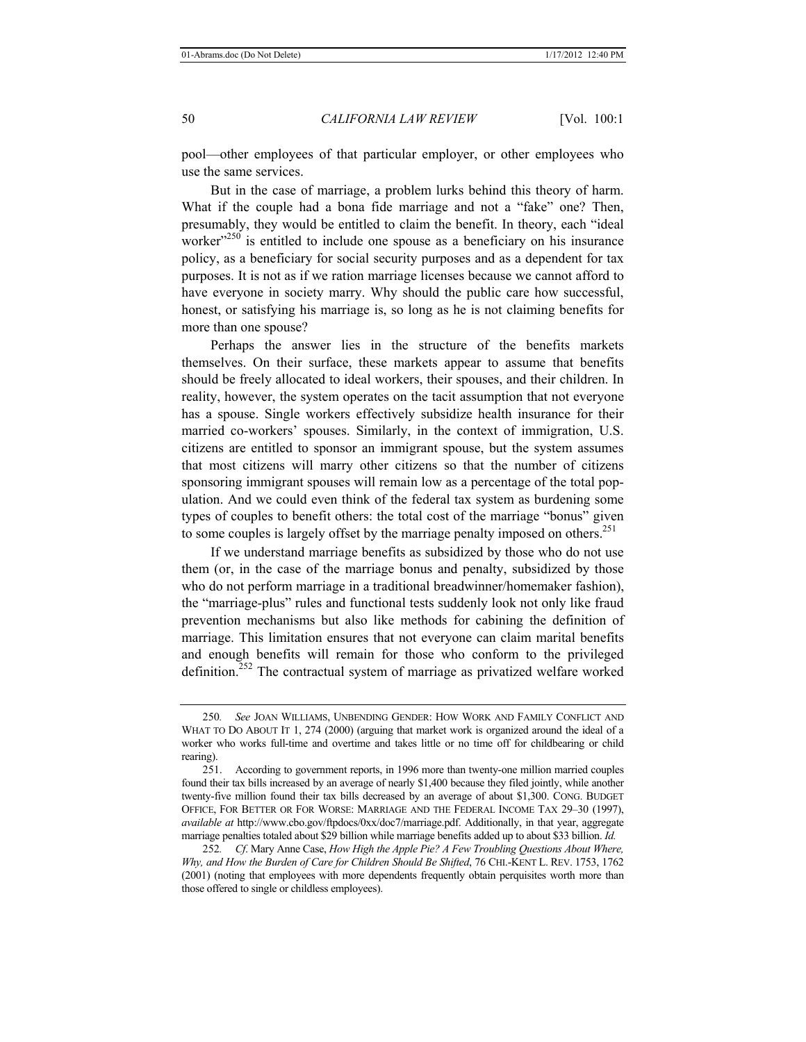pool—other employees of that particular employer, or other employees who use the same services.

But in the case of marriage, a problem lurks behind this theory of harm. What if the couple had a bona fide marriage and not a "fake" one? Then, presumably, they would be entitled to claim the benefit. In theory, each "ideal worker"[250] is entitled to include one spouse as a beneficiary on his insurance policy, as a beneficiary for social security purposes and as a dependent for tax purposes. It is not as if we ration marriage licenses because we cannot afford to have everyone in society marry. Why should the public care how successful, honest, or satisfying his marriage is, so long as he is not claiming benefits for more than one spouse?

Perhaps the answer lies in the structure of the benefits markets themselves. On their surface, these markets appear to assume that benefits should be freely allocated to ideal workers, their spouses, and their children. In reality, however, the system operates on the tacit assumption that not everyone has a spouse. Single workers effectively subsidize health insurance for their married co-workers' spouses. Similarly, in the context of immigration, U.S. citizens are entitled to sponsor an immigrant spouse, but the system assumes that most citizens will marry other citizens so that the number of citizens sponsoring immigrant spouses will remain low as a percentage of the total population. And we could even think of the federal tax system as burdening some types of couples to benefit others: the total cost of the marriage "bonus" given to some couples is largely offset by the marriage penalty imposed on others.[251]

If we understand marriage benefits as subsidized by those who do not use them (or, in the case of the marriage bonus and penalty, subsidized by those who do not perform marriage in a traditional breadwinner/homemaker fashion), the "marriage-plus" rules and functional tests suddenly look not only like fraud prevention mechanisms but also like methods for cabining the definition of marriage. This limitation ensures that not everyone can claim marital benefits and enough benefits will remain for those who conform to the privileged definition.[252] The contractual system of marriage as privatized welfare worked

---

250. *See* JOAN WILLIAMS, UNBENDING GENDER: HOW WORK AND FAMILY CONFLICT AND WHAT TO DO ABOUT IT 1, 274 (2000) (arguing that market work is organized around the ideal of a worker who works full-time and overtime and takes little or no time off for childbearing or child rearing).

251. According to government reports, in 1996 more than twenty-one million married couples found their tax bills increased by an average of nearly $1,400 because they filed jointly, while another twenty-five million found their tax bills decreased by an average of about $1,300. CONG. BUDGET OFFICE, FOR BETTER OR FOR WORSE: MARRIAGE AND THE FEDERAL INCOME TAX 29–30 (1997), *available at* http://www.cbo.gov/ftpdocs/0xx/doc7/marriage.pdf. Additionally, in that year, aggregate marriage penalties totaled about $29 billion while marriage benefits added up to about $33 billion. *Id.*

252. *Cf.* Mary Anne Case, *How High the Apple Pie? A Few Troubling Questions About Where, Why, and How the Burden of Care for Children Should Be Shifted*, 76 CHI.-KENT L. REV. 1753, 1762 (2001) (noting that employees with more dependents frequently obtain perquisites worth more than those offered to single or childless employees).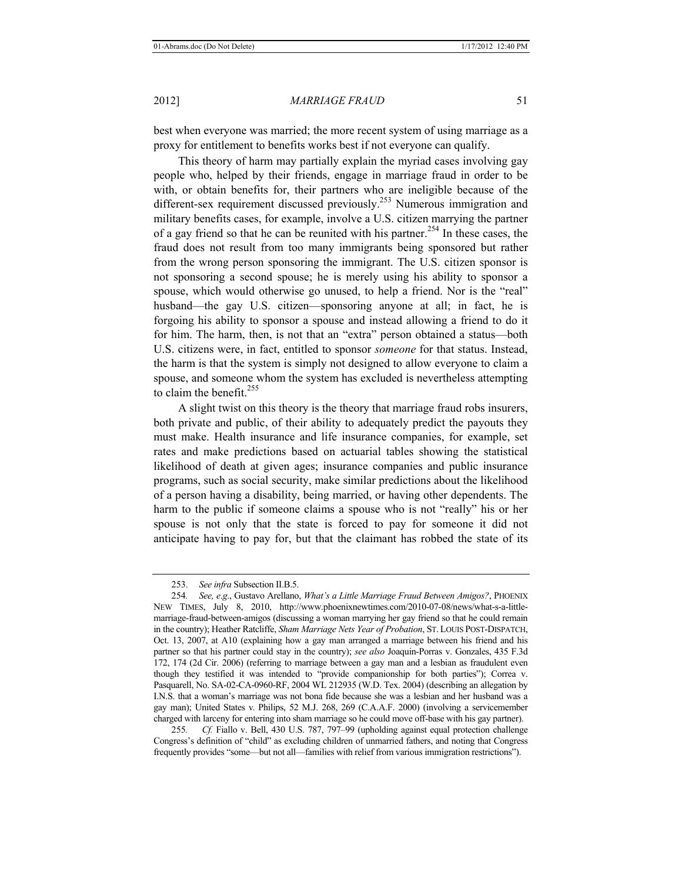best when everyone was married; the more recent system of using marriage as a proxy for entitlement to benefits works best if not everyone can qualify.

This theory of harm may partially explain the myriad cases involving gay people who, helped by their friends, engage in marriage fraud in order to be with, or obtain benefits for, their partners who are ineligible because of the different-sex requirement discussed previously.[253] Numerous immigration and military benefits cases, for example, involve a U.S. citizen marrying the partner of a gay friend so that he can be reunited with his partner.[254] In these cases, the fraud does not result from too many immigrants being sponsored but rather from the wrong person sponsoring the immigrant. The U.S. citizen sponsor is not sponsoring a second spouse; he is merely using his ability to sponsor a spouse, which would otherwise go unused, to help a friend. Nor is the "real" husband—the gay U.S. citizen—sponsoring anyone at all; in fact, he is forgoing his ability to sponsor a spouse and instead allowing a friend to do it for him. The harm, then, is not that an "extra" person obtained a status—both U.S. citizens were, in fact, entitled to sponsor *someone* for that status. Instead, the harm is that the system is simply not designed to allow everyone to claim a spouse, and someone whom the system has excluded is nevertheless attempting to claim the benefit.[255]

A slight twist on this theory is the theory that marriage fraud robs insurers, both private and public, of their ability to adequately predict the payouts they must make. Health insurance and life insurance companies, for example, set rates and make predictions based on actuarial tables showing the statistical likelihood of death at given ages; insurance companies and public insurance programs, such as social security, make similar predictions about the likelihood of a person having a disability, being married, or having other dependents. The harm to the public if someone claims a spouse who is not "really" his or her spouse is not only that the state is forced to pay for someone it did not anticipate having to pay for, but that the claimant has robbed the state of its

---

253. *See infra* Subsection II.B.5.

254. *See, e.g*., Gustavo Arellano, *What's a Little Marriage Fraud Between Amigos?*, PHOENIX NEW TIMES, July 8, 2010, http://www.phoenixnewtimes.com/2010-07-08/news/what-s-a-little-marriage-fraud-between-amigos (discussing a woman marrying her gay friend so that he could remain in the country); Heather Ratcliffe, *Sham Marriage Nets Year of Probation*, ST. LOUIS POST-DISPATCH, Oct. 13, 2007, at A10 (explaining how a gay man arranged a marriage between his friend and his partner so that his partner could stay in the country); *see also* Joaquin-Porras v. Gonzales, 435 F.3d 172, 174 (2d Cir. 2006) (referring to marriage between a gay man and a lesbian as fraudulent even though they testified it was intended to "provide companionship for both parties"); Correa v. Pasquarell, No. SA-02-CA-0960-RF, 2004 WL 212935 (W.D. Tex. 2004) (describing an allegation by I.N.S. that a woman's marriage was not bona fide because she was a lesbian and her husband was a gay man); United States v. Philips, 52 M.J. 268, 269 (C.A.A.F. 2000) (involving a servicemember charged with larceny for entering into sham marriage so he could move off-base with his gay partner).

255. *Cf.* Fiallo v. Bell, 430 U.S. 787, 797–99 (upholding against equal protection challenge Congress's definition of "child" as excluding children of unmarried fathers, and noting that Congress frequently provides "some—but not all—families with relief from various immigration restrictions").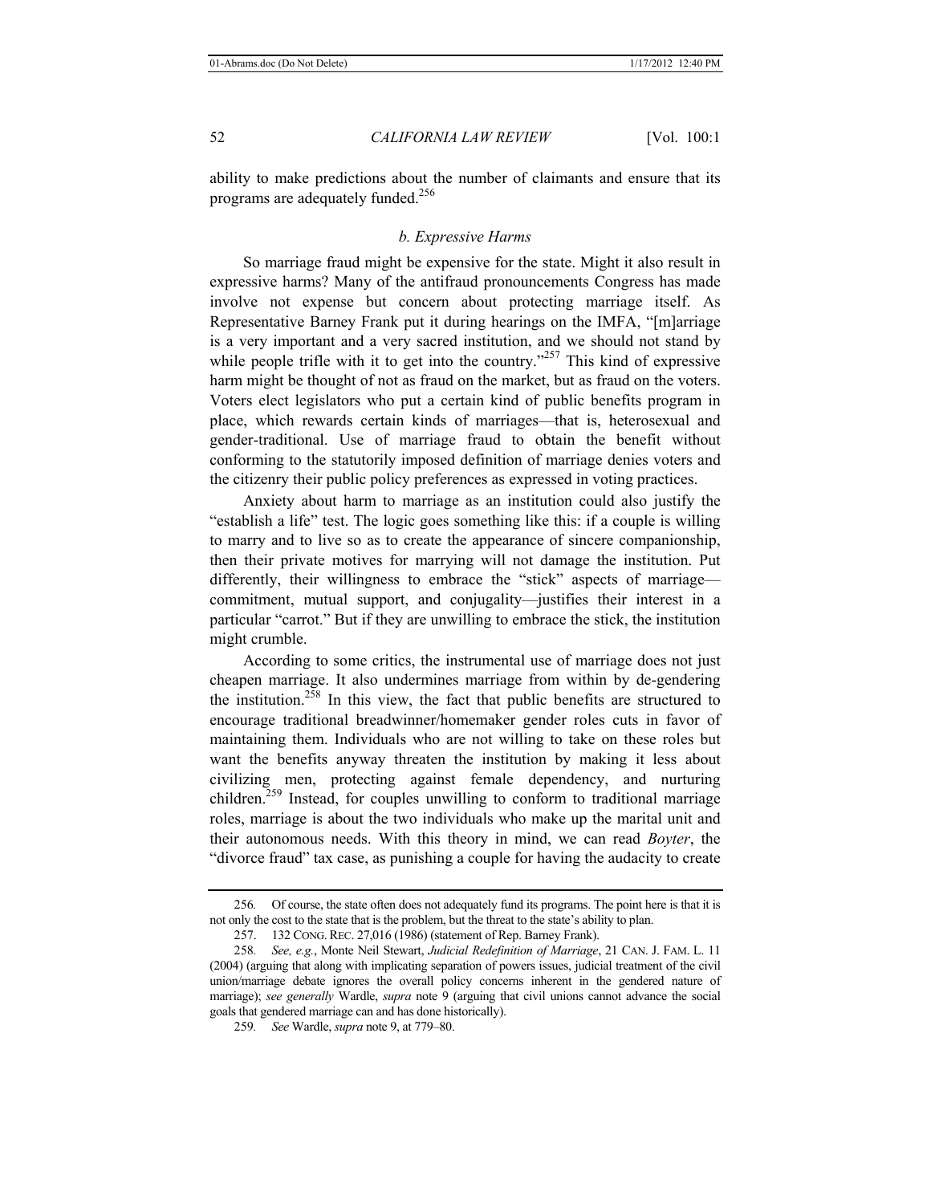ability to make predictions about the number of claimants and ensure that its programs are adequately funded.[256]

### *b. Expressive Harms*

So marriage fraud might be expensive for the state. Might it also result in expressive harms? Many of the antifraud pronouncements Congress has made involve not expense but concern about protecting marriage itself. As Representative Barney Frank put it during hearings on the IMFA, "[m]arriage is a very important and a very sacred institution, and we should not stand by while people trifle with it to get into the country."[257] This kind of expressive harm might be thought of not as fraud on the market, but as fraud on the voters. Voters elect legislators who put a certain kind of public benefits program in place, which rewards certain kinds of marriages—that is, heterosexual and gender-traditional. Use of marriage fraud to obtain the benefit without conforming to the statutorily imposed definition of marriage denies voters and the citizenry their public policy preferences as expressed in voting practices.

Anxiety about harm to marriage as an institution could also justify the "establish a life" test. The logic goes something like this: if a couple is willing to marry and to live so as to create the appearance of sincere companionship, then their private motives for marrying will not damage the institution. Put differently, their willingness to embrace the "stick" aspects of marriage—commitment, mutual support, and conjugality—justifies their interest in a particular "carrot." But if they are unwilling to embrace the stick, the institution might crumble.

According to some critics, the instrumental use of marriage does not just cheapen marriage. It also undermines marriage from within by de-gendering the institution.[258] In this view, the fact that public benefits are structured to encourage traditional breadwinner/homemaker gender roles cuts in favor of maintaining them. Individuals who are not willing to take on these roles but want the benefits anyway threaten the institution by making it less about civilizing men, protecting against female dependency, and nurturing children.[259] Instead, for couples unwilling to conform to traditional marriage roles, marriage is about the two individuals who make up the marital unit and their autonomous needs. With this theory in mind, we can read *Boyter*, the "divorce fraud" tax case, as punishing a couple for having the audacity to create

---

256. Of course, the state often does not adequately fund its programs. The point here is that it is not only the cost to the state that is the problem, but the threat to the state's ability to plan.

257. 132 CONG. REC. 27,016 (1986) (statement of Rep. Barney Frank).

258. *See, e.g.*, Monte Neil Stewart, *Judicial Redefinition of Marriage*, 21 CAN. J. FAM. L. 11 (2004) (arguing that along with implicating separation of powers issues, judicial treatment of the civil union/marriage debate ignores the overall policy concerns inherent in the gendered nature of marriage); *see generally* Wardle, *supra* note 9 (arguing that civil unions cannot advance the social goals that gendered marriage can and has done historically).

259. *See* Wardle, *supra* note 9, at 779–80.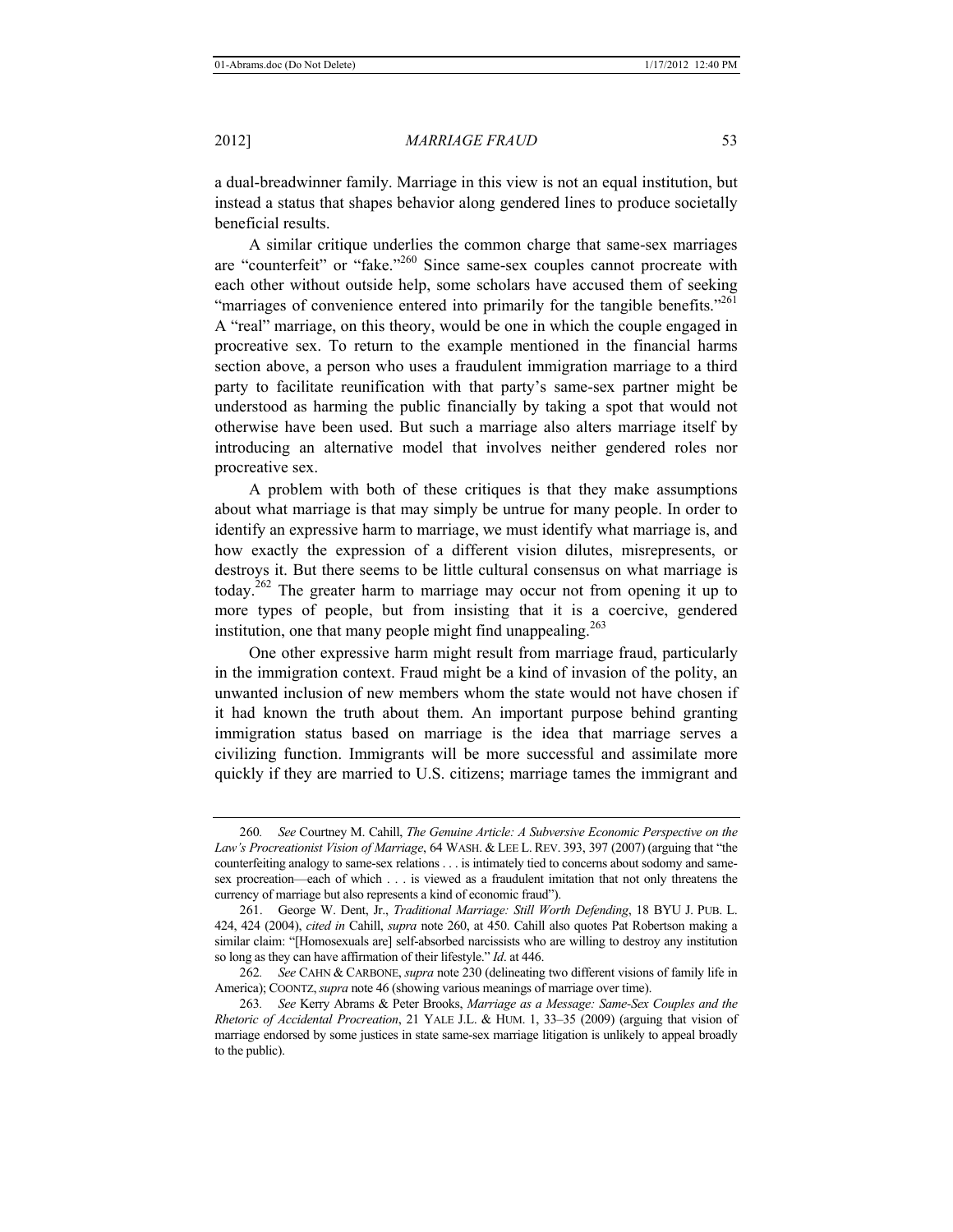a dual-breadwinner family. Marriage in this view is not an equal institution, but instead a status that shapes behavior along gendered lines to produce societally beneficial results.

A similar critique underlies the common charge that same-sex marriages are "counterfeit" or "fake."[260] Since same-sex couples cannot procreate with each other without outside help, some scholars have accused them of seeking "marriages of convenience entered into primarily for the tangible benefits."[261] A "real" marriage, on this theory, would be one in which the couple engaged in procreative sex. To return to the example mentioned in the financial harms section above, a person who uses a fraudulent immigration marriage to a third party to facilitate reunification with that party's same-sex partner might be understood as harming the public financially by taking a spot that would not otherwise have been used. But such a marriage also alters marriage itself by introducing an alternative model that involves neither gendered roles nor procreative sex.

A problem with both of these critiques is that they make assumptions about what marriage is that may simply be untrue for many people. In order to identify an expressive harm to marriage, we must identify what marriage is, and how exactly the expression of a different vision dilutes, misrepresents, or destroys it. But there seems to be little cultural consensus on what marriage is today.[262] The greater harm to marriage may occur not from opening it up to more types of people, but from insisting that it is a coercive, gendered institution, one that many people might find unappealing.[263]

One other expressive harm might result from marriage fraud, particularly in the immigration context. Fraud might be a kind of invasion of the polity, an unwanted inclusion of new members whom the state would not have chosen if it had known the truth about them. An important purpose behind granting immigration status based on marriage is the idea that marriage serves a civilizing function. Immigrants will be more successful and assimilate more quickly if they are married to U.S. citizens; marriage tames the immigrant and

---

260. *See* Courtney M. Cahill, *The Genuine Article: A Subversive Economic Perspective on the Law's Procreationist Vision of Marriage*, 64 WASH. & LEE L. REV. 393, 397 (2007) (arguing that "the counterfeiting analogy to same-sex relations . . . is intimately tied to concerns about sodomy and same-sex procreation—each of which . . . is viewed as a fraudulent imitation that not only threatens the currency of marriage but also represents a kind of economic fraud").

261. George W. Dent, Jr., *Traditional Marriage: Still Worth Defending*, 18 BYU J. PUB. L. 424, 424 (2004), *cited in* Cahill, *supra* note 260, at 450. Cahill also quotes Pat Robertson making a similar claim: "[Homosexuals are] self-absorbed narcissists who are willing to destroy any institution so long as they can have affirmation of their lifestyle." *Id*. at 446.

262. *See* CAHN & CARBONE, *supra* note 230 (delineating two different visions of family life in America); COONTZ, *supra* note 46 (showing various meanings of marriage over time).

263. *See* Kerry Abrams & Peter Brooks, *Marriage as a Message: Same-Sex Couples and the Rhetoric of Accidental Procreation*, 21 YALE J.L. & HUM. 1, 33–35 (2009) (arguing that vision of marriage endorsed by some justices in state same-sex marriage litigation is unlikely to appeal broadly to the public).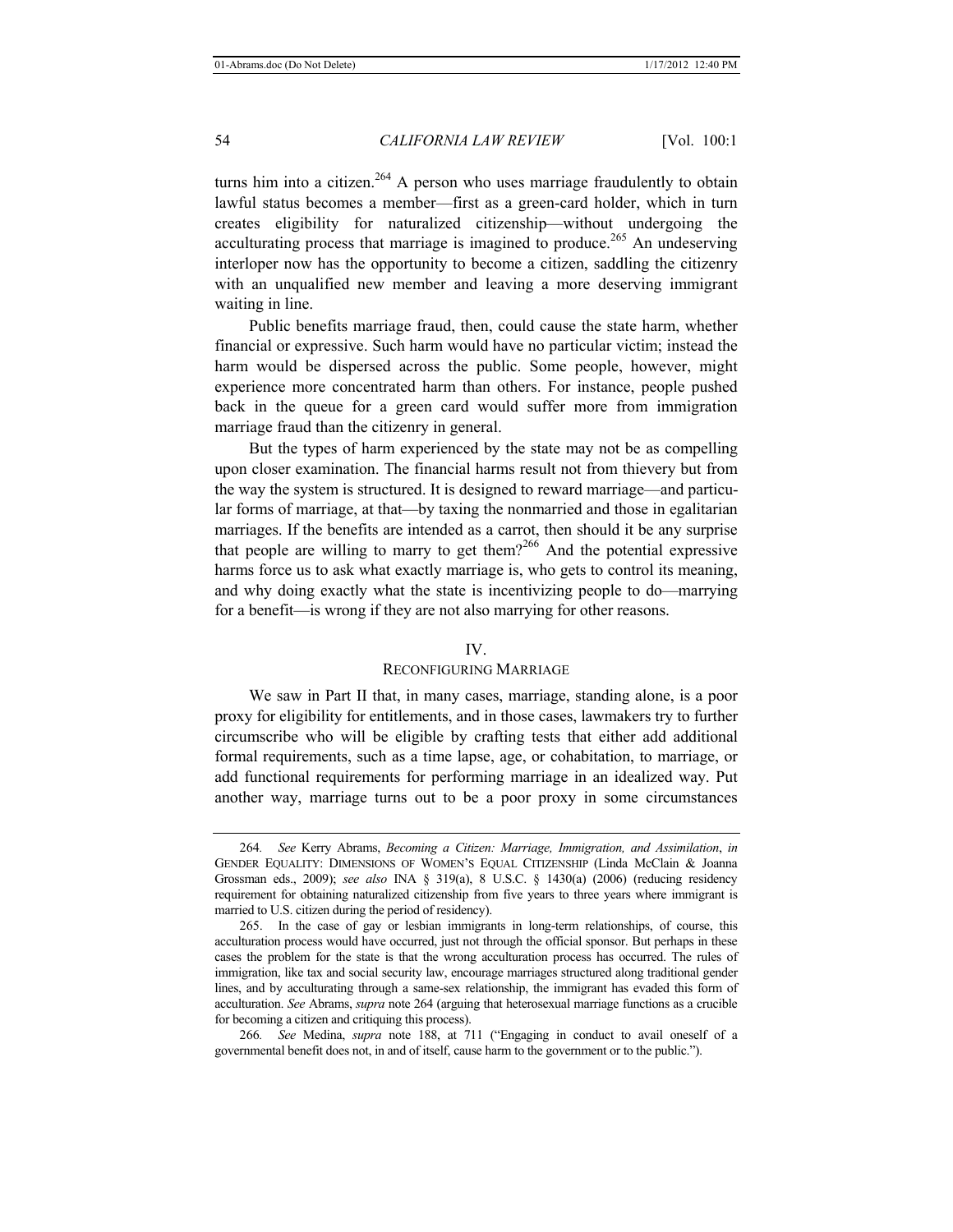turns him into a citizen.[264] A person who uses marriage fraudulently to obtain lawful status becomes a member—first as a green-card holder, which in turn creates eligibility for naturalized citizenship—without undergoing the acculturating process that marriage is imagined to produce.[265] An undeserving interloper now has the opportunity to become a citizen, saddling the citizenry with an unqualified new member and leaving a more deserving immigrant waiting in line.

Public benefits marriage fraud, then, could cause the state harm, whether financial or expressive. Such harm would have no particular victim; instead the harm would be dispersed across the public. Some people, however, might experience more concentrated harm than others. For instance, people pushed back in the queue for a green card would suffer more from immigration marriage fraud than the citizenry in general.

But the types of harm experienced by the state may not be as compelling upon closer examination. The financial harms result not from thievery but from the way the system is structured. It is designed to reward marriage—and particular forms of marriage, at that—by taxing the nonmarried and those in egalitarian marriages. If the benefits are intended as a carrot, then should it be any surprise that people are willing to marry to get them?[266] And the potential expressive harms force us to ask what exactly marriage is, who gets to control its meaning, and why doing exactly what the state is incentivizing people to do—marrying for a benefit—is wrong if they are not also marrying for other reasons.

## IV.
## RECONFIGURING MARRIAGE

We saw in Part II that, in many cases, marriage, standing alone, is a poor proxy for eligibility for entitlements, and in those cases, lawmakers try to further circumscribe who will be eligible by crafting tests that either add additional formal requirements, such as a time lapse, age, or cohabitation, to marriage, or add functional requirements for performing marriage in an idealized way. Put another way, marriage turns out to be a poor proxy in some circumstances

---

264. *See* Kerry Abrams, *Becoming a Citizen: Marriage, Immigration, and Assimilation*, *in* GENDER EQUALITY: DIMENSIONS OF WOMEN'S EQUAL CITIZENSHIP (Linda McClain & Joanna Grossman eds., 2009); *see also* INA § 319(a), 8 U.S.C. § 1430(a) (2006) (reducing residency requirement for obtaining naturalized citizenship from five years to three years where immigrant is married to U.S. citizen during the period of residency).

265. In the case of gay or lesbian immigrants in long-term relationships, of course, this acculturation process would have occurred, just not through the official sponsor. But perhaps in these cases the problem for the state is that the wrong acculturation process has occurred. The rules of immigration, like tax and social security law, encourage marriages structured along traditional gender lines, and by acculturating through a same-sex relationship, the immigrant has evaded this form of acculturation. *See* Abrams, *supra* note 264 (arguing that heterosexual marriage functions as a crucible for becoming a citizen and critiquing this process).

266. *See* Medina, *supra* note 188, at 711 ("Engaging in conduct to avail oneself of a governmental benefit does not, in and of itself, cause harm to the government or to the public.").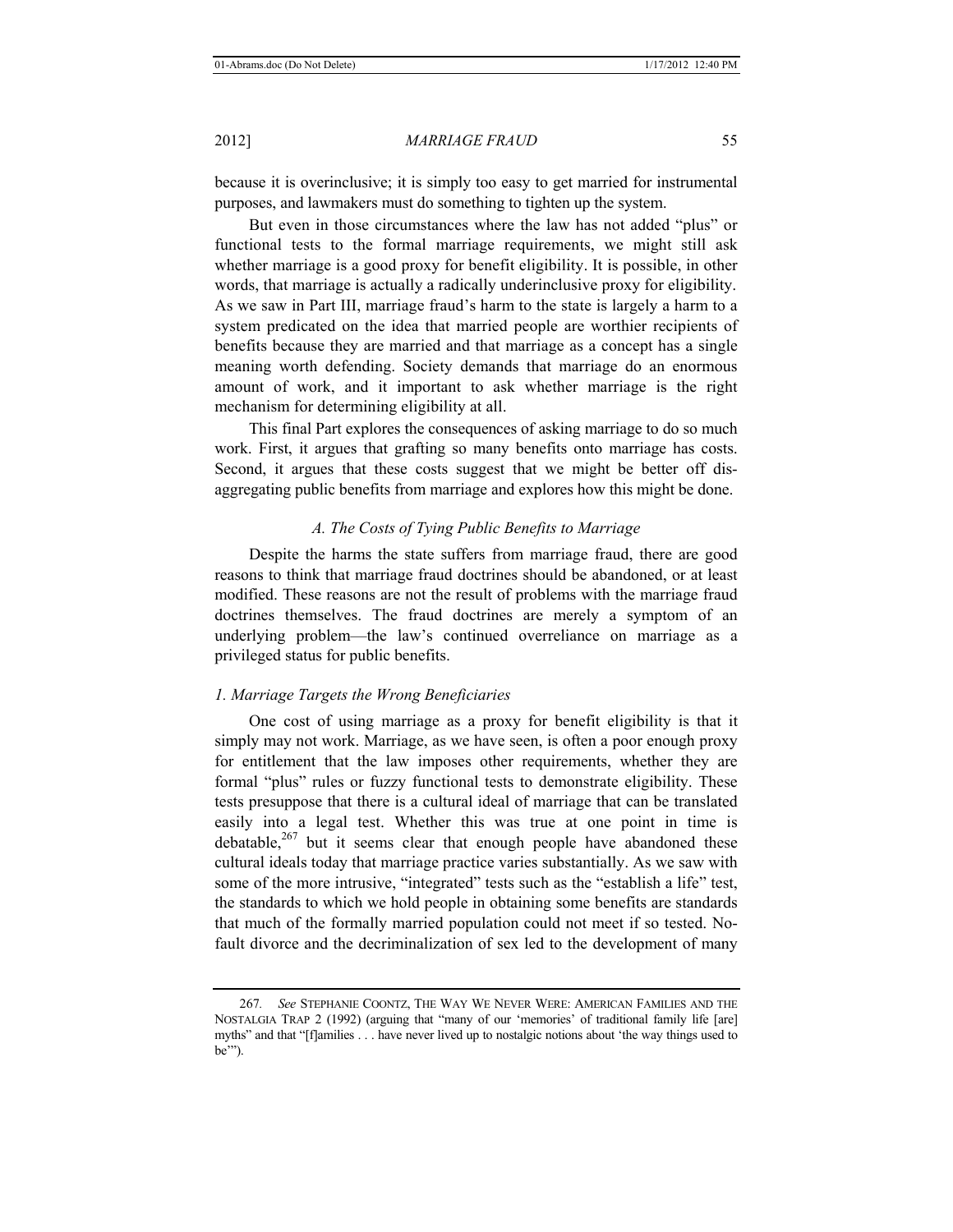because it is overinclusive; it is simply too easy to get married for instrumental purposes, and lawmakers must do something to tighten up the system.

But even in those circumstances where the law has not added "plus" or functional tests to the formal marriage requirements, we might still ask whether marriage is a good proxy for benefit eligibility. It is possible, in other words, that marriage is actually a radically underinclusive proxy for eligibility. As we saw in Part III, marriage fraud's harm to the state is largely a harm to a system predicated on the idea that married people are worthier recipients of benefits because they are married and that marriage as a concept has a single meaning worth defending. Society demands that marriage do an enormous amount of work, and it important to ask whether marriage is the right mechanism for determining eligibility at all.

This final Part explores the consequences of asking marriage to do so much work. First, it argues that grafting so many benefits onto marriage has costs. Second, it argues that these costs suggest that we might be better off dis-aggregating public benefits from marriage and explores how this might be done.

### *A. The Costs of Tying Public Benefits to Marriage*

Despite the harms the state suffers from marriage fraud, there are good reasons to think that marriage fraud doctrines should be abandoned, or at least modified. These reasons are not the result of problems with the marriage fraud doctrines themselves. The fraud doctrines are merely a symptom of an underlying problem—the law's continued overreliance on marriage as a privileged status for public benefits.

#### *1. Marriage Targets the Wrong Beneficiaries*

One cost of using marriage as a proxy for benefit eligibility is that it simply may not work. Marriage, as we have seen, is often a poor enough proxy for entitlement that the law imposes other requirements, whether they are formal "plus" rules or fuzzy functional tests to demonstrate eligibility. These tests presuppose that there is a cultural ideal of marriage that can be translated easily into a legal test. Whether this was true at one point in time is debatable,[267] but it seems clear that enough people have abandoned these cultural ideals today that marriage practice varies substantially. As we saw with some of the more intrusive, "integrated" tests such as the "establish a life" test, the standards to which we hold people in obtaining some benefits are standards that much of the formally married population could not meet if so tested. No-fault divorce and the decriminalization of sex led to the development of many

---

267. *See* STEPHANIE COONTZ, THE WAY WE NEVER WERE: AMERICAN FAMILIES AND THE NOSTALGIA TRAP 2 (1992) (arguing that "many of our 'memories' of traditional family life [are] myths" and that "[f]amilies . . . have never lived up to nostalgic notions about 'the way things used to be'").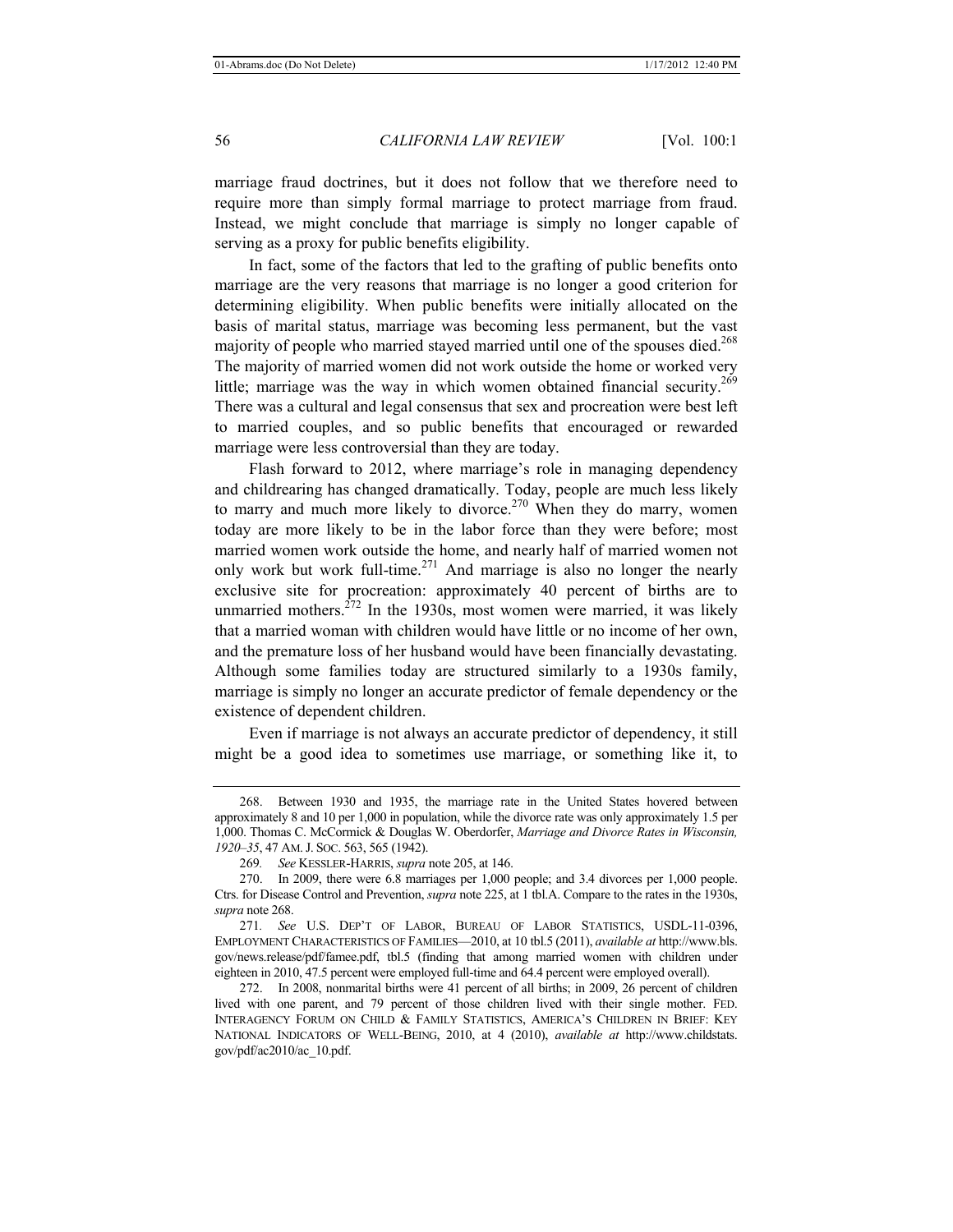marriage fraud doctrines, but it does not follow that we therefore need to require more than simply formal marriage to protect marriage from fraud. Instead, we might conclude that marriage is simply no longer capable of serving as a proxy for public benefits eligibility.

In fact, some of the factors that led to the grafting of public benefits onto marriage are the very reasons that marriage is no longer a good criterion for determining eligibility. When public benefits were initially allocated on the basis of marital status, marriage was becoming less permanent, but the vast majority of people who married stayed married until one of the spouses died.[268] The majority of married women did not work outside the home or worked very little; marriage was the way in which women obtained financial security.[269] There was a cultural and legal consensus that sex and procreation were best left to married couples, and so public benefits that encouraged or rewarded marriage were less controversial than they are today.

Flash forward to 2012, where marriage's role in managing dependency and childrearing has changed dramatically. Today, people are much less likely to marry and much more likely to divorce.[270] When they do marry, women today are more likely to be in the labor force than they were before; most married women work outside the home, and nearly half of married women not only work but work full-time.[271] And marriage is also no longer the nearly exclusive site for procreation: approximately 40 percent of births are to unmarried mothers.[272] In the 1930s, most women were married, it was likely that a married woman with children would have little or no income of her own, and the premature loss of her husband would have been financially devastating. Although some families today are structured similarly to a 1930s family, marriage is simply no longer an accurate predictor of female dependency or the existence of dependent children.

Even if marriage is not always an accurate predictor of dependency, it still might be a good idea to sometimes use marriage, or something like it, to

---

268. Between 1930 and 1935, the marriage rate in the United States hovered between approximately 8 and 10 per 1,000 in population, while the divorce rate was only approximately 1.5 per 1,000. Thomas C. McCormick & Douglas W. Oberdorfer, *Marriage and Divorce Rates in Wisconsin, 1920–35*, 47 AM. J. SOC. 563, 565 (1942).

269. *See* KESSLER-HARRIS, *supra* note 205, at 146.

270. In 2009, there were 6.8 marriages per 1,000 people; and 3.4 divorces per 1,000 people. Ctrs. for Disease Control and Prevention, *supra* note 225, at 1 tbl.A. Compare to the rates in the 1930s, *supra* note 268.

271. *See* U.S. DEP'T OF LABOR, BUREAU OF LABOR STATISTICS, USDL-11-0396, EMPLOYMENT CHARACTERISTICS OF FAMILIES—2010, at 10 tbl.5 (2011), *available at* http://www.bls.gov/news.release/pdf/famee.pdf, tbl.5 (finding that among married women with children under eighteen in 2010, 47.5 percent were employed full-time and 64.4 percent were employed overall).

272. In 2008, nonmarital births were 41 percent of all births; in 2009, 26 percent of children lived with one parent, and 79 percent of those children lived with their single mother. FED. INTERAGENCY FORUM ON CHILD & FAMILY STATISTICS, AMERICA'S CHILDREN IN BRIEF: KEY NATIONAL INDICATORS OF WELL-BEING, 2010, at 4 (2010), *available at* http://www.childstats.gov/pdf/ac2010/ac_10.pdf.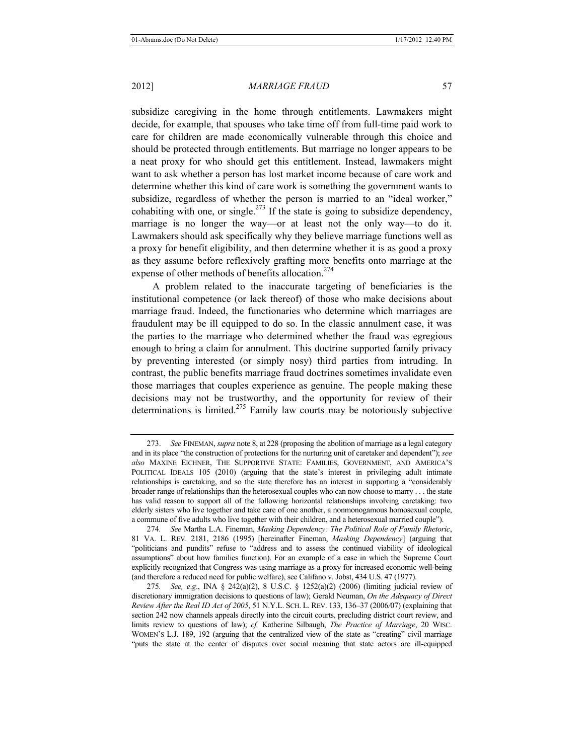subsidize caregiving in the home through entitlements. Lawmakers might decide, for example, that spouses who take time off from full-time paid work to care for children are made economically vulnerable through this choice and should be protected through entitlements. But marriage no longer appears to be a neat proxy for who should get this entitlement. Instead, lawmakers might want to ask whether a person has lost market income because of care work and determine whether this kind of care work is something the government wants to subsidize, regardless of whether the person is married to an "ideal worker," cohabiting with one, or single.[273] If the state is going to subsidize dependency, marriage is no longer the way—or at least not the only way—to do it. Lawmakers should ask specifically why they believe marriage functions well as a proxy for benefit eligibility, and then determine whether it is as good a proxy as they assume before reflexively grafting more benefits onto marriage at the expense of other methods of benefits allocation.[274]

A problem related to the inaccurate targeting of beneficiaries is the institutional competence (or lack thereof) of those who make decisions about marriage fraud. Indeed, the functionaries who determine which marriages are fraudulent may be ill equipped to do so. In the classic annulment case, it was the parties to the marriage who determined whether the fraud was egregious enough to bring a claim for annulment. This doctrine supported family privacy by preventing interested (or simply nosy) third parties from intruding. In contrast, the public benefits marriage fraud doctrines sometimes invalidate even those marriages that couples experience as genuine. The people making these decisions may not be trustworthy, and the opportunity for review of their determinations is limited.[275] Family law courts may be notoriously subjective

---

273. *See* FINEMAN, *supra* note 8, at 228 (proposing the abolition of marriage as a legal category and in its place "the construction of protections for the nurturing unit of caretaker and dependent"); *see also* MAXINE EICHNER, THE SUPPORTIVE STATE: FAMILIES, GOVERNMENT, AND AMERICA'S POLITICAL IDEALS 105 (2010) (arguing that the state's interest in privileging adult intimate relationships is caretaking, and so the state therefore has an interest in supporting a "considerably broader range of relationships than the heterosexual couples who can now choose to marry . . . the state has valid reason to support all of the following horizontal relationships involving caretaking: two elderly sisters who live together and take care of one another, a nonmonogamous homosexual couple, a commune of five adults who live together with their children, and a heterosexual married couple").

274. *See* Martha L.A. Fineman, *Masking Dependency: The Political Role of Family Rhetoric*, 81 VA. L. REV. 2181, 2186 (1995) [hereinafter Fineman, *Masking Dependency*] (arguing that "politicians and pundits" refuse to "address and to assess the continued viability of ideological assumptions" about how families function). For an example of a case in which the Supreme Court explicitly recognized that Congress was using marriage as a proxy for increased economic well-being (and therefore a reduced need for public welfare), see Califano v. Jobst, 434 U.S. 47 (1977).

275. *See, e.g*., INA § 242(a)(2), 8 U.S.C. § 1252(a)(2) (2006) (limiting judicial review of discretionary immigration decisions to questions of law); Gerald Neuman, *On the Adequacy of Direct Review After the Real ID Act of 2005*, 51 N.Y.L. SCH. L. REV. 133, 136–37 (2006/07) (explaining that section 242 now channels appeals directly into the circuit courts, precluding district court review, and limits review to questions of law); *cf.* Katherine Silbaugh, *The Practice of Marriage*, 20 WISC. WOMEN'S L.J. 189, 192 (arguing that the centralized view of the state as "creating" civil marriage "puts the state at the center of disputes over social meaning that state actors are ill-equipped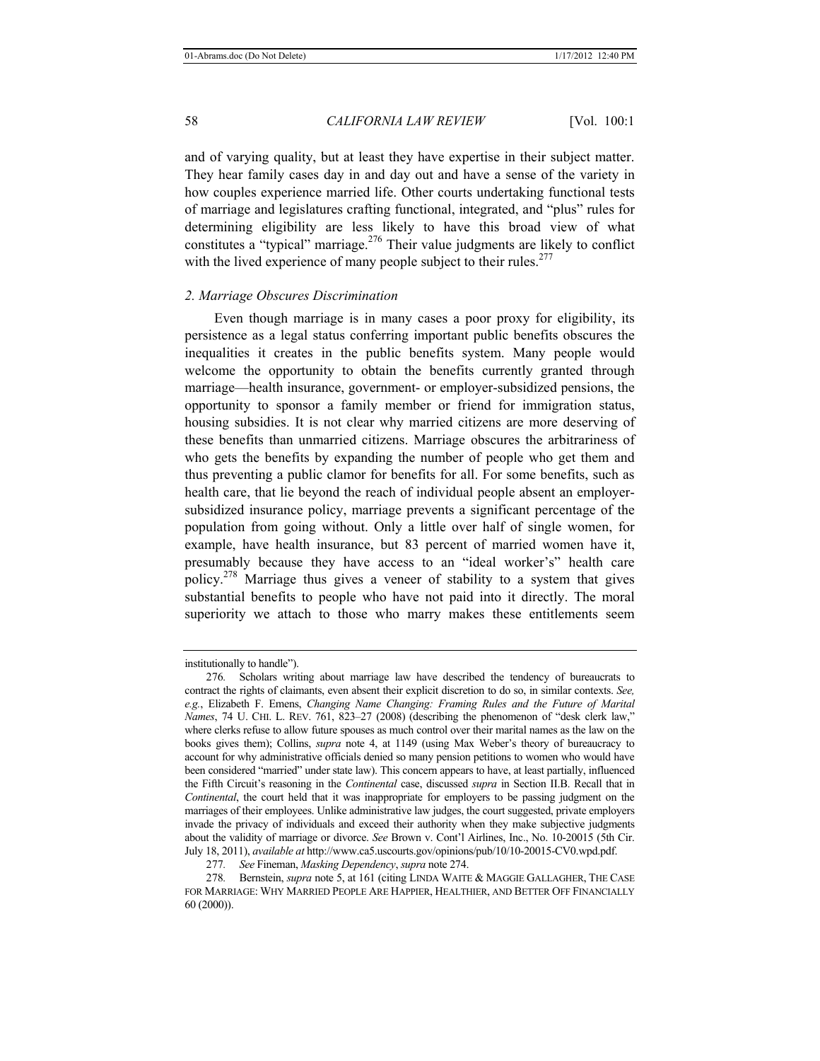and of varying quality, but at least they have expertise in their subject matter. They hear family cases day in and day out and have a sense of the variety in how couples experience married life. Other courts undertaking functional tests of marriage and legislatures crafting functional, integrated, and "plus" rules for determining eligibility are less likely to have this broad view of what constitutes a "typical" marriage.[276] Their value judgments are likely to conflict with the lived experience of many people subject to their rules.[277]

### *2. Marriage Obscures Discrimination*

Even though marriage is in many cases a poor proxy for eligibility, its persistence as a legal status conferring important public benefits obscures the inequalities it creates in the public benefits system. Many people would welcome the opportunity to obtain the benefits currently granted through marriage—health insurance, government- or employer-subsidized pensions, the opportunity to sponsor a family member or friend for immigration status, housing subsidies. It is not clear why married citizens are more deserving of these benefits than unmarried citizens. Marriage obscures the arbitrariness of who gets the benefits by expanding the number of people who get them and thus preventing a public clamor for benefits for all. For some benefits, such as health care, that lie beyond the reach of individual people absent an employer-subsidized insurance policy, marriage prevents a significant percentage of the population from going without. Only a little over half of single women, for example, have health insurance, but 83 percent of married women have it, presumably because they have access to an "ideal worker's" health care policy.[278] Marriage thus gives a veneer of stability to a system that gives substantial benefits to people who have not paid into it directly. The moral superiority we attach to those who marry makes these entitlements seem

---

institutionally to handle").

276. Scholars writing about marriage law have described the tendency of bureaucrats to contract the rights of claimants, even absent their explicit discretion to do so, in similar contexts. *See, e.g.*, Elizabeth F. Emens, *Changing Name Changing: Framing Rules and the Future of Marital Names*, 74 U. CHI. L. REV. 761, 823–27 (2008) (describing the phenomenon of "desk clerk law," where clerks refuse to allow future spouses as much control over their marital names as the law on the books gives them); Collins, *supra* note 4, at 1149 (using Max Weber's theory of bureaucracy to account for why administrative officials denied so many pension petitions to women who would have been considered "married" under state law). This concern appears to have, at least partially, influenced the Fifth Circuit's reasoning in the *Continental* case, discussed *supra* in Section II.B. Recall that in *Continental*, the court held that it was inappropriate for employers to be passing judgment on the marriages of their employees. Unlike administrative law judges, the court suggested, private employers invade the privacy of individuals and exceed their authority when they make subjective judgments about the validity of marriage or divorce. *See* Brown v. Cont'l Airlines, Inc., No. 10-20015 (5th Cir. July 18, 2011), *available at* http://www.ca5.uscourts.gov/opinions/pub/10/10-20015-CV0.wpd.pdf.

277. *See* Fineman, *Masking Dependency*, *supra* note 274.

278. Bernstein, *supra* note 5, at 161 (citing LINDA WAITE & MAGGIE GALLAGHER, THE CASE FOR MARRIAGE: WHY MARRIED PEOPLE ARE HAPPIER, HEALTHIER, AND BETTER OFF FINANCIALLY 60 (2000)).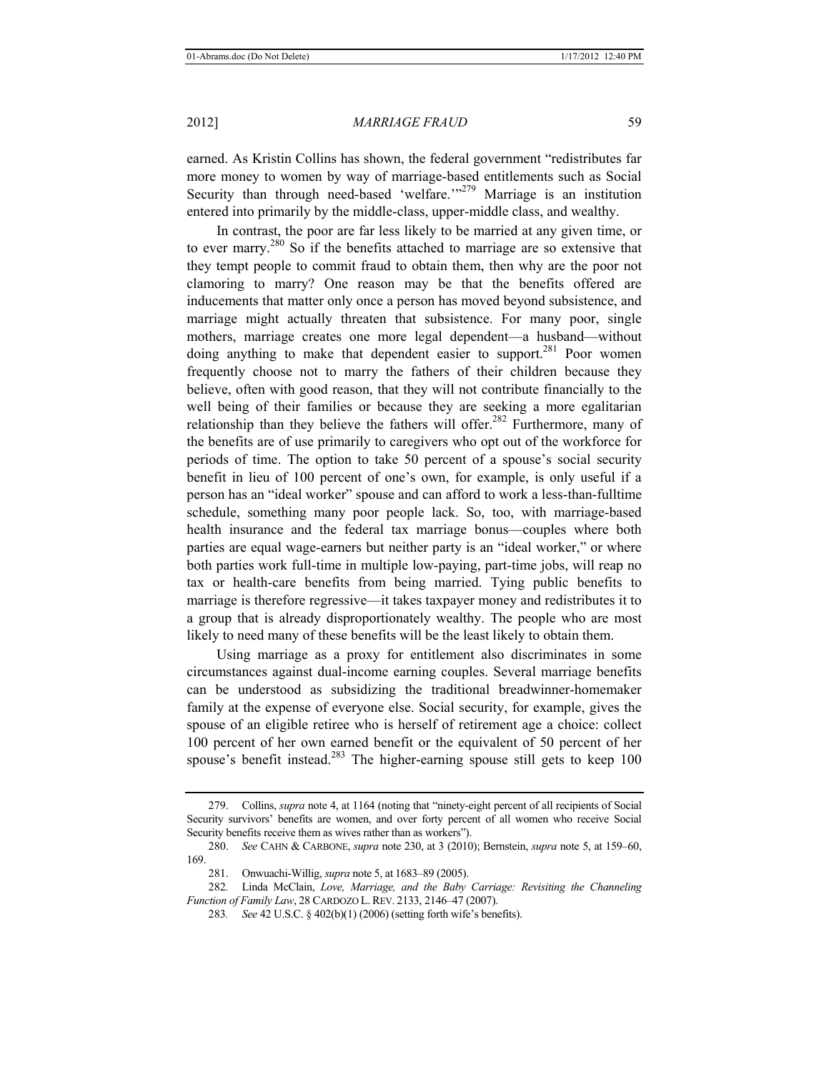earned. As Kristin Collins has shown, the federal government "redistributes far more money to women by way of marriage-based entitlements such as Social Security than through need-based 'welfare.'"[279] Marriage is an institution entered into primarily by the middle-class, upper-middle class, and wealthy.

In contrast, the poor are far less likely to be married at any given time, or to ever marry.[280] So if the benefits attached to marriage are so extensive that they tempt people to commit fraud to obtain them, then why are the poor not clamoring to marry? One reason may be that the benefits offered are inducements that matter only once a person has moved beyond subsistence, and marriage might actually threaten that subsistence. For many poor, single mothers, marriage creates one more legal dependent—a husband—without doing anything to make that dependent easier to support.[281] Poor women frequently choose not to marry the fathers of their children because they believe, often with good reason, that they will not contribute financially to the well being of their families or because they are seeking a more egalitarian relationship than they believe the fathers will offer.[282] Furthermore, many of the benefits are of use primarily to caregivers who opt out of the workforce for periods of time. The option to take 50 percent of a spouse's social security benefit in lieu of 100 percent of one's own, for example, is only useful if a person has an "ideal worker" spouse and can afford to work a less-than-fulltime schedule, something many poor people lack. So, too, with marriage-based health insurance and the federal tax marriage bonus—couples where both parties are equal wage-earners but neither party is an "ideal worker," or where both parties work full-time in multiple low-paying, part-time jobs, will reap no tax or health-care benefits from being married. Tying public benefits to marriage is therefore regressive—it takes taxpayer money and redistributes it to a group that is already disproportionately wealthy. The people who are most likely to need many of these benefits will be the least likely to obtain them.

Using marriage as a proxy for entitlement also discriminates in some circumstances against dual-income earning couples. Several marriage benefits can be understood as subsidizing the traditional breadwinner-homemaker family at the expense of everyone else. Social security, for example, gives the spouse of an eligible retiree who is herself of retirement age a choice: collect 100 percent of her own earned benefit or the equivalent of 50 percent of her spouse's benefit instead.[283] The higher-earning spouse still gets to keep 100

---

279. Collins, *supra* note 4, at 1164 (noting that "ninety-eight percent of all recipients of Social Security survivors' benefits are women, and over forty percent of all women who receive Social Security benefits receive them as wives rather than as workers").

280. *See* CAHN & CARBONE, *supra* note 230, at 3 (2010); Bernstein, *supra* note 5, at 159–60, 169.

281. Onwuachi-Willig, *supra* note 5, at 1683–89 (2005).

282. Linda McClain, *Love, Marriage, and the Baby Carriage: Revisiting the Channeling Function of Family Law*, 28 CARDOZO L. REV. 2133, 2146–47 (2007).

283. *See* 42 U.S.C. § 402(b)(1) (2006) (setting forth wife's benefits).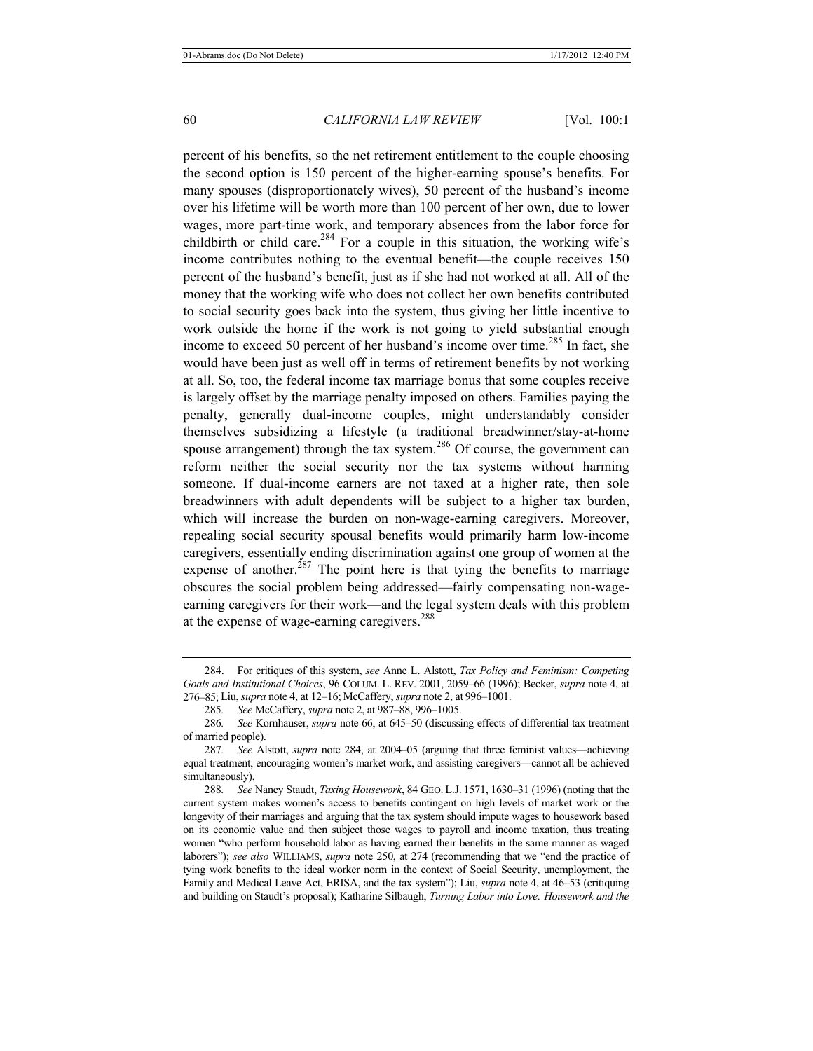percent of his benefits, so the net retirement entitlement to the couple choosing the second option is 150 percent of the higher-earning spouse's benefits. For many spouses (disproportionately wives), 50 percent of the husband's income over his lifetime will be worth more than 100 percent of her own, due to lower wages, more part-time work, and temporary absences from the labor force for childbirth or child care.[284] For a couple in this situation, the working wife's income contributes nothing to the eventual benefit—the couple receives 150 percent of the husband's benefit, just as if she had not worked at all. All of the money that the working wife who does not collect her own benefits contributed to social security goes back into the system, thus giving her little incentive to work outside the home if the work is not going to yield substantial enough income to exceed 50 percent of her husband's income over time.[285] In fact, she would have been just as well off in terms of retirement benefits by not working at all. So, too, the federal income tax marriage bonus that some couples receive is largely offset by the marriage penalty imposed on others. Families paying the penalty, generally dual-income couples, might understandably consider themselves subsidizing a lifestyle (a traditional breadwinner/stay-at-home spouse arrangement) through the tax system.[286] Of course, the government can reform neither the social security nor the tax systems without harming someone. If dual-income earners are not taxed at a higher rate, then sole breadwinners with adult dependents will be subject to a higher tax burden, which will increase the burden on non-wage-earning caregivers. Moreover, repealing social security spousal benefits would primarily harm low-income caregivers, essentially ending discrimination against one group of women at the expense of another.[287] The point here is that tying the benefits to marriage obscures the social problem being addressed—fairly compensating non-wage-earning caregivers for their work—and the legal system deals with this problem at the expense of wage-earning caregivers.[288]

---

284. For critiques of this system, *see* Anne L. Alstott, *Tax Policy and Feminism: Competing Goals and Institutional Choices*, 96 COLUM. L. REV. 2001, 2059–66 (1996); Becker, *supra* note 4, at 276–85; Liu, *supra* note 4, at 12–16; McCaffery, *supra* note 2, at 996–1001.

285. *See* McCaffery, *supra* note 2, at 987–88, 996–1005.

286. *See* Kornhauser, *supra* note 66, at 645–50 (discussing effects of differential tax treatment of married people).

287. *See* Alstott, *supra* note 284, at 2004–05 (arguing that three feminist values—achieving equal treatment, encouraging women's market work, and assisting caregivers—cannot all be achieved simultaneously).

288. *See* Nancy Staudt, *Taxing Housework*, 84 GEO. L.J. 1571, 1630–31 (1996) (noting that the current system makes women's access to benefits contingent on high levels of market work or the longevity of their marriages and arguing that the tax system should impute wages to housework based on its economic value and then subject those wages to payroll and income taxation, thus treating women "who perform household labor as having earned their benefits in the same manner as waged laborers"); *see also* WILLIAMS, *supra* note 250, at 274 (recommending that we "end the practice of tying work benefits to the ideal worker norm in the context of Social Security, unemployment, the Family and Medical Leave Act, ERISA, and the tax system"); Liu, *supra* note 4, at 46–53 (critiquing and building on Staudt's proposal); Katharine Silbaugh, *Turning Labor into Love: Housework and the*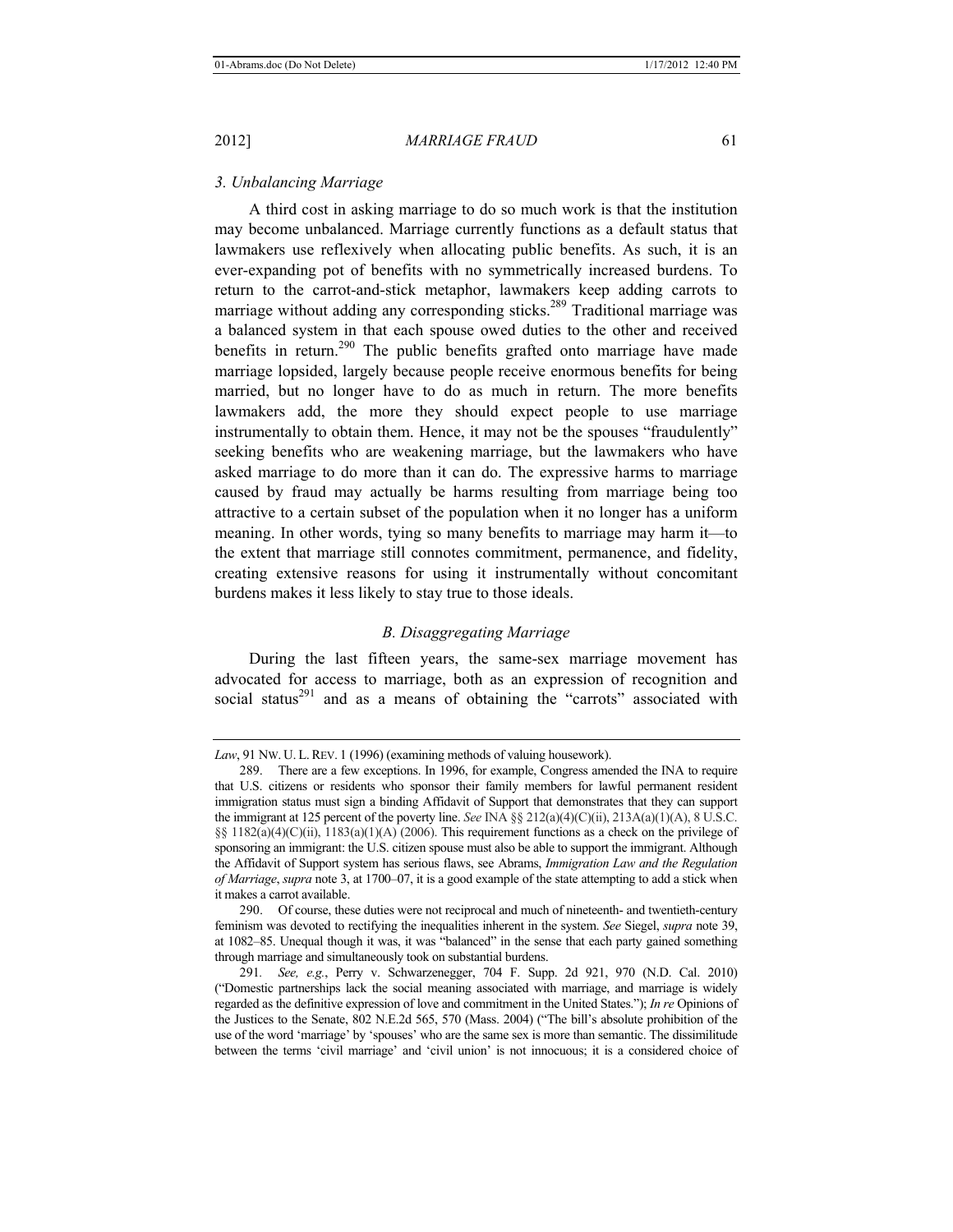### 3. Unbalancing Marriage

A third cost in asking marriage to do so much work is that the institution may become unbalanced. Marriage currently functions as a default status that lawmakers use reflexively when allocating public benefits. As such, it is an ever-expanding pot of benefits with no symmetrically increased burdens. To return to the carrot-and-stick metaphor, lawmakers keep adding carrots to marriage without adding any corresponding sticks.[289] Traditional marriage was a balanced system in that each spouse owed duties to the other and received benefits in return.[290] The public benefits grafted onto marriage have made marriage lopsided, largely because people receive enormous benefits for being married, but no longer have to do as much in return. The more benefits lawmakers add, the more they should expect people to use marriage instrumentally to obtain them. Hence, it may not be the spouses "fraudulently" seeking benefits who are weakening marriage, but the lawmakers who have asked marriage to do more than it can do. The expressive harms to marriage caused by fraud may actually be harms resulting from marriage being too attractive to a certain subset of the population when it no longer has a uniform meaning. In other words, tying so many benefits to marriage may harm it—to the extent that marriage still connotes commitment, permanence, and fidelity, creating extensive reasons for using it instrumentally without concomitant burdens makes it less likely to stay true to those ideals.

## B. Disaggregating Marriage

During the last fifteen years, the same-sex marriage movement has advocated for access to marriage, both as an expression of recognition and social status[291] and as a means of obtaining the "carrots" associated with

---

*Law*, 91 NW. U. L. REV. 1 (1996) (examining methods of valuing housework).

289. There are a few exceptions. In 1996, for example, Congress amended the INA to require that U.S. citizens or residents who sponsor their family members for lawful permanent resident immigration status must sign a binding Affidavit of Support that demonstrates that they can support the immigrant at 125 percent of the poverty line. *See* INA §§ 212(a)(4)(C)(ii), 213A(a)(1)(A), 8 U.S.C. §§ 1182(a)(4)(C)(ii), 1183(a)(1)(A) (2006). This requirement functions as a check on the privilege of sponsoring an immigrant: the U.S. citizen spouse must also be able to support the immigrant. Although the Affidavit of Support system has serious flaws, see Abrams, *Immigration Law and the Regulation of Marriage*, *supra* note 3, at 1700–07, it is a good example of the state attempting to add a stick when it makes a carrot available.

290. Of course, these duties were not reciprocal and much of nineteenth- and twentieth-century feminism was devoted to rectifying the inequalities inherent in the system. *See* Siegel, *supra* note 39, at 1082–85. Unequal though it was, it was "balanced" in the sense that each party gained something through marriage and simultaneously took on substantial burdens.

291. *See, e.g.*, Perry v. Schwarzenegger, 704 F. Supp. 2d 921, 970 (N.D. Cal. 2010) ("Domestic partnerships lack the social meaning associated with marriage, and marriage is widely regarded as the definitive expression of love and commitment in the United States."); *In re* Opinions of the Justices to the Senate, 802 N.E.2d 565, 570 (Mass. 2004) ("The bill's absolute prohibition of the use of the word 'marriage' by 'spouses' who are the same sex is more than semantic. The dissimilitude between the terms 'civil marriage' and 'civil union' is not innocuous; it is a considered choice of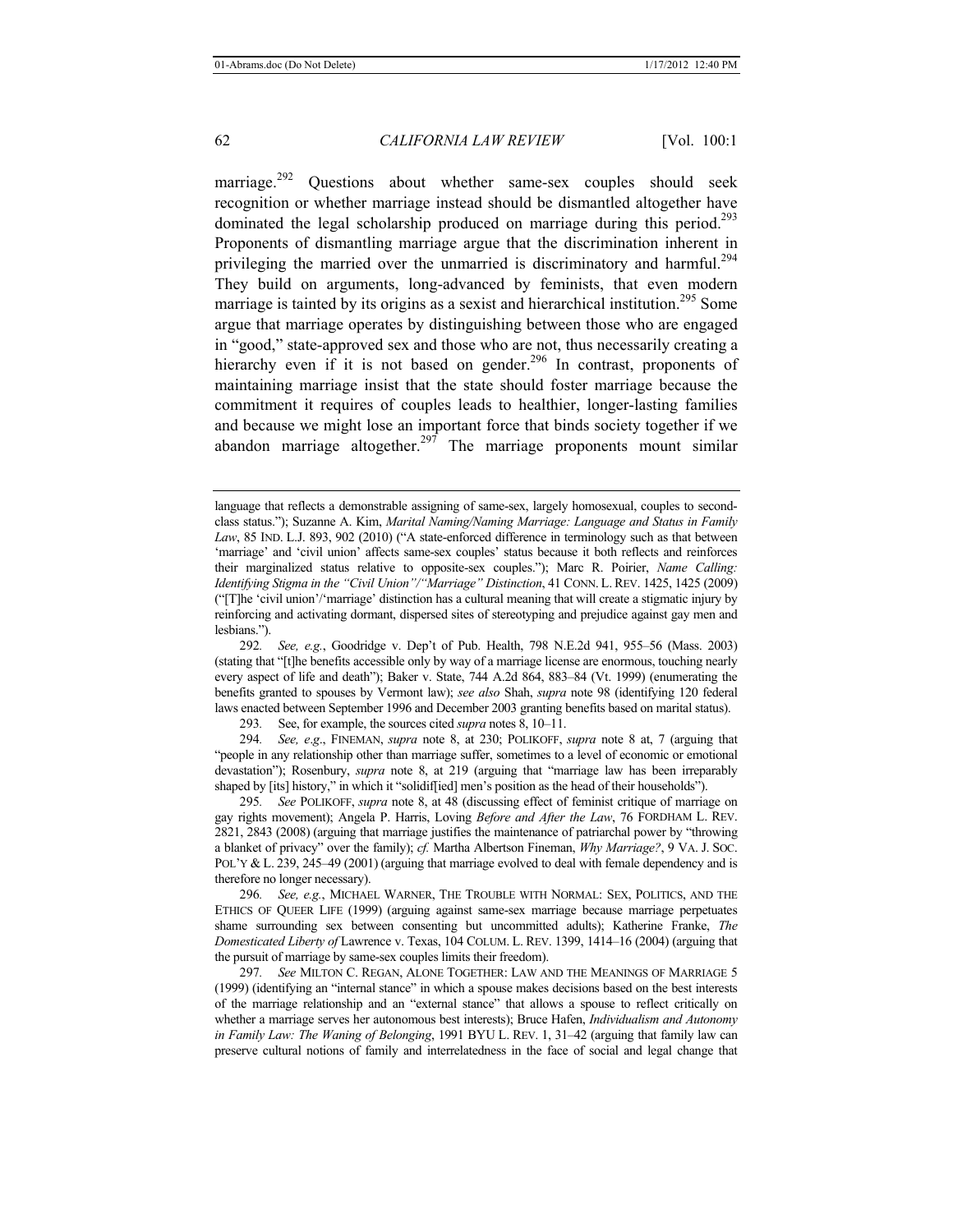marriage.[292] Questions about whether same-sex couples should seek recognition or whether marriage instead should be dismantled altogether have dominated the legal scholarship produced on marriage during this period.[293] Proponents of dismantling marriage argue that the discrimination inherent in privileging the married over the unmarried is discriminatory and harmful.[294] They build on arguments, long-advanced by feminists, that even modern marriage is tainted by its origins as a sexist and hierarchical institution.[295] Some argue that marriage operates by distinguishing between those who are engaged in "good," state-approved sex and those who are not, thus necessarily creating a hierarchy even if it is not based on gender.[296] In contrast, proponents of maintaining marriage insist that the state should foster marriage because the commitment it requires of couples leads to healthier, longer-lasting families and because we might lose an important force that binds society together if we abandon marriage altogether.[297] The marriage proponents mount similar

---

language that reflects a demonstrable assigning of same-sex, largely homosexual, couples to second-class status."); Suzanne A. Kim, *Marital Naming/Naming Marriage: Language and Status in Family Law*, 85 IND. L.J. 893, 902 (2010) ("A state-enforced difference in terminology such as that between 'marriage' and 'civil union' affects same-sex couples' status because it both reflects and reinforces their marginalized status relative to opposite-sex couples."); Marc R. Poirier, *Name Calling: Identifying Stigma in the "Civil Union"/"Marriage" Distinction*, 41 CONN. L. REV. 1425, 1425 (2009) ("[T]he 'civil union'/'marriage' distinction has a cultural meaning that will create a stigmatic injury by reinforcing and activating dormant, dispersed sites of stereotyping and prejudice against gay men and lesbians.").

292. *See, e.g.*, Goodridge v. Dep't of Pub. Health, 798 N.E.2d 941, 955–56 (Mass. 2003) (stating that "[t]he benefits accessible only by way of a marriage license are enormous, touching nearly every aspect of life and death"); Baker v. State, 744 A.2d 864, 883–84 (Vt. 1999) (enumerating the benefits granted to spouses by Vermont law); *see also* Shah, *supra* note 98 (identifying 120 federal laws enacted between September 1996 and December 2003 granting benefits based on marital status).

293. See, for example, the sources cited *supra* notes 8, 10–11.

294. *See, e.g.*, FINEMAN, *supra* note 8, at 230; POLIKOFF, *supra* note 8 at, 7 (arguing that "people in any relationship other than marriage suffer, sometimes to a level of economic or emotional devastation"); Rosenbury, *supra* note 8, at 219 (arguing that "marriage law has been irreparably shaped by [its] history," in which it "solidif[ied] men's position as the head of their households").

295. *See* POLIKOFF, *supra* note 8, at 48 (discussing effect of feminist critique of marriage on gay rights movement); Angela P. Harris, Loving *Before and After the Law*, 76 FORDHAM L. REV. 2821, 2843 (2008) (arguing that marriage justifies the maintenance of patriarchal power by "throwing a blanket of privacy" over the family); *cf.* Martha Albertson Fineman, *Why Marriage?*, 9 VA. J. SOC. POL'Y & L. 239, 245–49 (2001) (arguing that marriage evolved to deal with female dependency and is therefore no longer necessary).

296. *See, e.g.*, MICHAEL WARNER, THE TROUBLE WITH NORMAL: SEX, POLITICS, AND THE ETHICS OF QUEER LIFE (1999) (arguing against same-sex marriage because marriage perpetuates shame surrounding sex between consenting but uncommitted adults); Katherine Franke, *The Domesticated Liberty of* Lawrence v. Texas, 104 COLUM. L. REV. 1399, 1414–16 (2004) (arguing that the pursuit of marriage by same-sex couples limits their freedom).

297. *See* MILTON C. REGAN, ALONE TOGETHER: LAW AND THE MEANINGS OF MARRIAGE 5 (1999) (identifying an "internal stance" in which a spouse makes decisions based on the best interests of the marriage relationship and an "external stance" that allows a spouse to reflect critically on whether a marriage serves her autonomous best interests); Bruce Hafen, *Individualism and Autonomy in Family Law: The Waning of Belonging*, 1991 BYU L. REV. 1, 31–42 (arguing that family law can preserve cultural notions of family and interrelatedness in the face of social and legal change that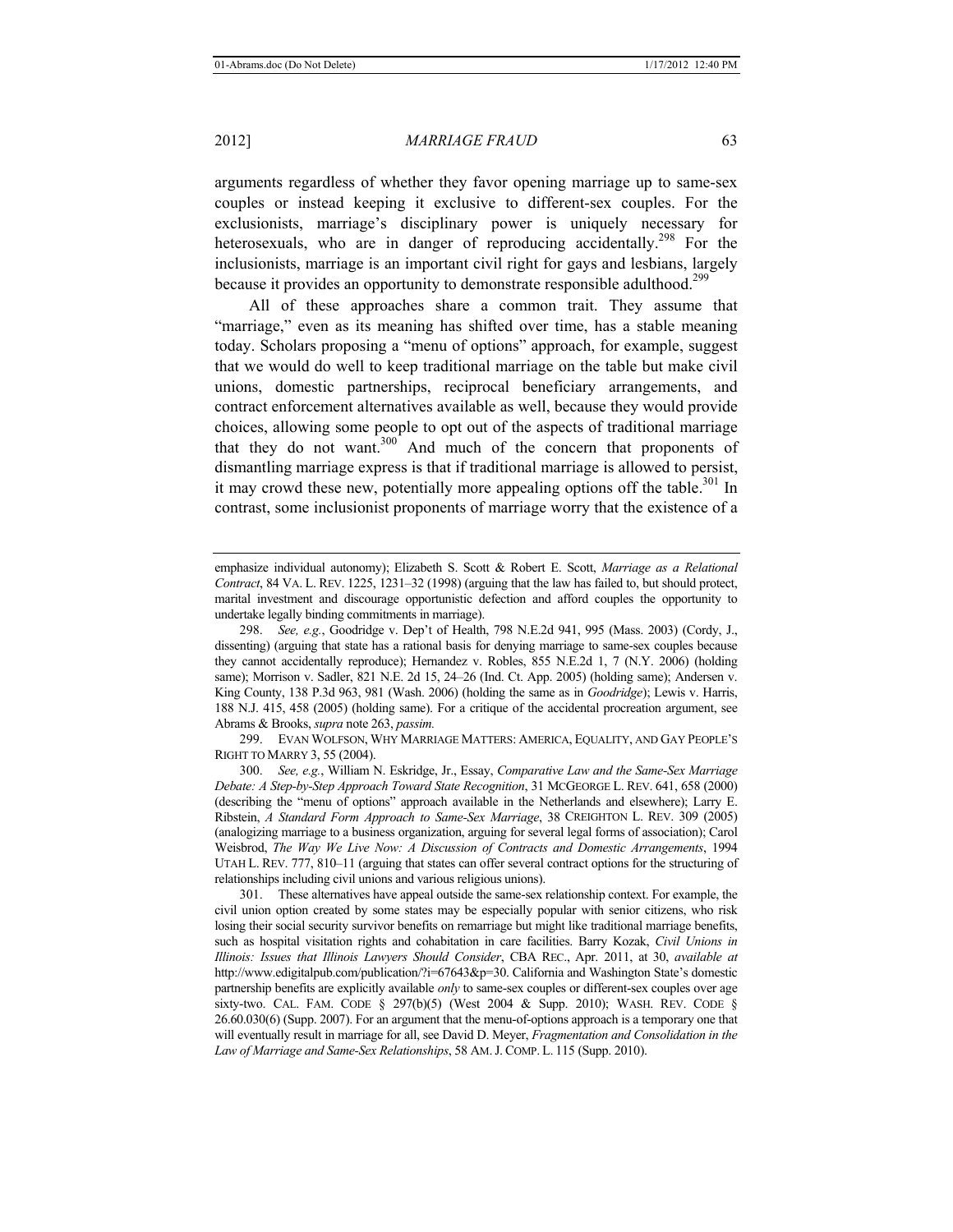arguments regardless of whether they favor opening marriage up to same-sex couples or instead keeping it exclusive to different-sex couples. For the exclusionists, marriage's disciplinary power is uniquely necessary for heterosexuals, who are in danger of reproducing accidentally.[298] For the inclusionists, marriage is an important civil right for gays and lesbians, largely because it provides an opportunity to demonstrate responsible adulthood.[299]

All of these approaches share a common trait. They assume that "marriage," even as its meaning has shifted over time, has a stable meaning today. Scholars proposing a "menu of options" approach, for example, suggest that we would do well to keep traditional marriage on the table but make civil unions, domestic partnerships, reciprocal beneficiary arrangements, and contract enforcement alternatives available as well, because they would provide choices, allowing some people to opt out of the aspects of traditional marriage that they do not want.[300] And much of the concern that proponents of dismantling marriage express is that if traditional marriage is allowed to persist, it may crowd these new, potentially more appealing options off the table.[301] In contrast, some inclusionist proponents of marriage worry that the existence of a

---

emphasize individual autonomy); Elizabeth S. Scott & Robert E. Scott, *Marriage as a Relational Contract*, 84 VA. L. REV. 1225, 1231–32 (1998) (arguing that the law has failed to, but should protect, marital investment and discourage opportunistic defection and afford couples the opportunity to undertake legally binding commitments in marriage).

298. *See, e.g.*, Goodridge v. Dep't of Health, 798 N.E.2d 941, 995 (Mass. 2003) (Cordy, J., dissenting) (arguing that state has a rational basis for denying marriage to same-sex couples because they cannot accidentally reproduce); Hernandez v. Robles, 855 N.E.2d 1, 7 (N.Y. 2006) (holding same); Morrison v. Sadler, 821 N.E. 2d 15, 24–26 (Ind. Ct. App. 2005) (holding same); Andersen v. King County, 138 P.3d 963, 981 (Wash. 2006) (holding the same as in *Goodridge*); Lewis v. Harris, 188 N.J. 415, 458 (2005) (holding same). For a critique of the accidental procreation argument, see Abrams & Brooks, *supra* note 263, *passim.*

299. EVAN WOLFSON, WHY MARRIAGE MATTERS: AMERICA, EQUALITY, AND GAY PEOPLE'S RIGHT TO MARRY 3, 55 (2004).

300. *See, e.g.*, William N. Eskridge, Jr., Essay, *Comparative Law and the Same-Sex Marriage Debate: A Step-by-Step Approach Toward State Recognition*, 31 MCGEORGE L. REV. 641, 658 (2000) (describing the "menu of options" approach available in the Netherlands and elsewhere); Larry E. Ribstein, *A Standard Form Approach to Same-Sex Marriage*, 38 CREIGHTON L. REV. 309 (2005) (analogizing marriage to a business organization, arguing for several legal forms of association); Carol Weisbrod, *The Way We Live Now: A Discussion of Contracts and Domestic Arrangements*, 1994 UTAH L. REV. 777, 810–11 (arguing that states can offer several contract options for the structuring of relationships including civil unions and various religious unions).

301. These alternatives have appeal outside the same-sex relationship context. For example, the civil union option created by some states may be especially popular with senior citizens, who risk losing their social security survivor benefits on remarriage but might like traditional marriage benefits, such as hospital visitation rights and cohabitation in care facilities. Barry Kozak, *Civil Unions in Illinois: Issues that Illinois Lawyers Should Consider*, CBA REC., Apr. 2011, at 30, *available at* http://www.edigitalpub.com/publication/?i=67643&p=30. California and Washington State's domestic partnership benefits are explicitly available *only* to same-sex couples or different-sex couples over age sixty-two. CAL. FAM. CODE § 297(b)(5) (West 2004 & Supp. 2010); WASH. REV. CODE § 26.60.030(6) (Supp. 2007). For an argument that the menu-of-options approach is a temporary one that will eventually result in marriage for all, see David D. Meyer, *Fragmentation and Consolidation in the Law of Marriage and Same-Sex Relationships*, 58 AM. J. COMP. L. 115 (Supp. 2010).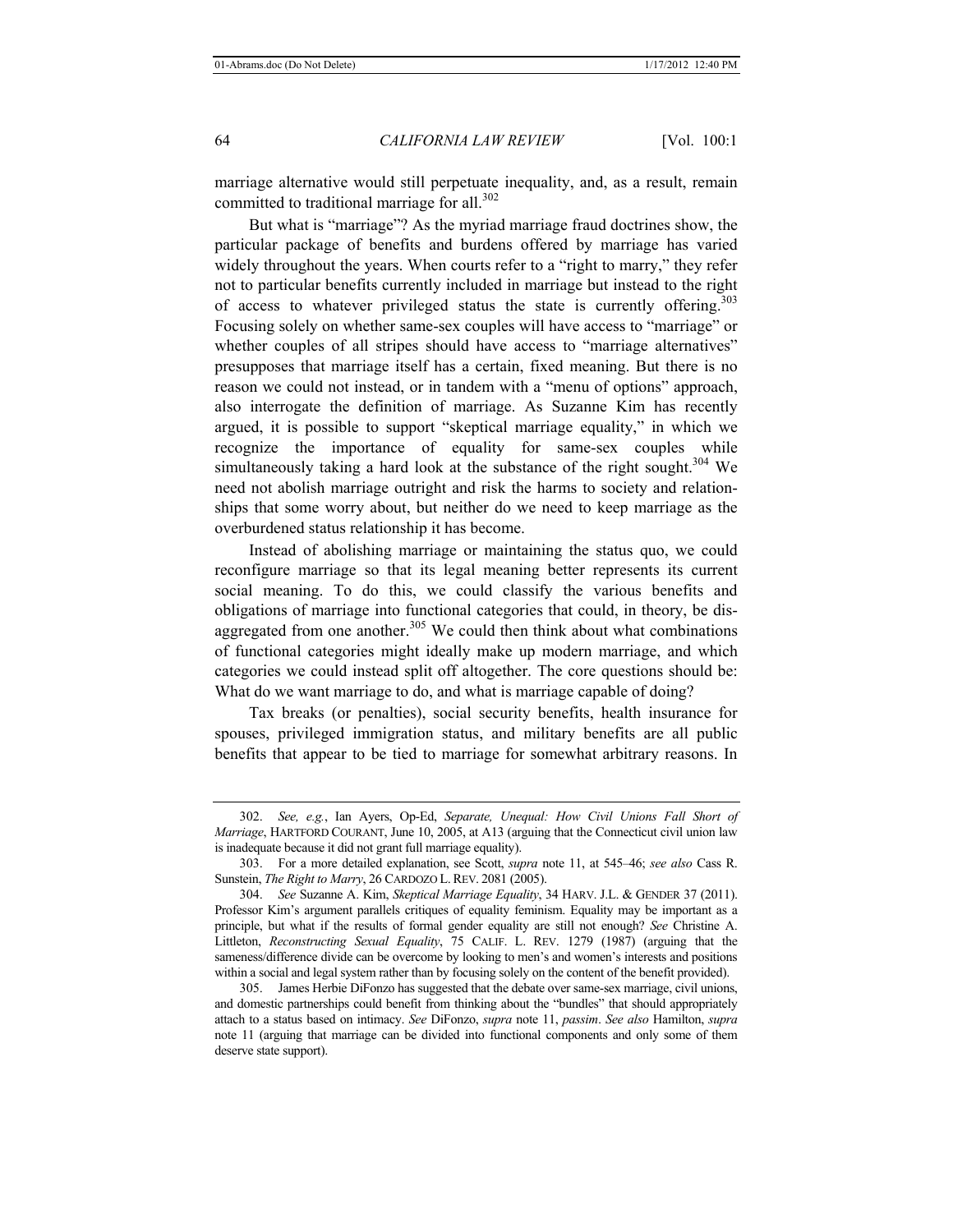marriage alternative would still perpetuate inequality, and, as a result, remain committed to traditional marriage for all.[302]

But what is "marriage"? As the myriad marriage fraud doctrines show, the particular package of benefits and burdens offered by marriage has varied widely throughout the years. When courts refer to a "right to marry," they refer not to particular benefits currently included in marriage but instead to the right of access to whatever privileged status the state is currently offering.[303] Focusing solely on whether same-sex couples will have access to "marriage" or whether couples of all stripes should have access to "marriage alternatives" presupposes that marriage itself has a certain, fixed meaning. But there is no reason we could not instead, or in tandem with a "menu of options" approach, also interrogate the definition of marriage. As Suzanne Kim has recently argued, it is possible to support "skeptical marriage equality," in which we recognize the importance of equality for same-sex couples while simultaneously taking a hard look at the substance of the right sought.[304] We need not abolish marriage outright and risk the harms to society and relationships that some worry about, but neither do we need to keep marriage as the overburdened status relationship it has become.

Instead of abolishing marriage or maintaining the status quo, we could reconfigure marriage so that its legal meaning better represents its current social meaning. To do this, we could classify the various benefits and obligations of marriage into functional categories that could, in theory, be disaggregated from one another.[305] We could then think about what combinations of functional categories might ideally make up modern marriage, and which categories we could instead split off altogether. The core questions should be: What do we want marriage to do, and what is marriage capable of doing?

Tax breaks (or penalties), social security benefits, health insurance for spouses, privileged immigration status, and military benefits are all public benefits that appear to be tied to marriage for somewhat arbitrary reasons. In

---

302. *See, e.g.*, Ian Ayers, Op-Ed, *Separate, Unequal: How Civil Unions Fall Short of Marriage*, HARTFORD COURANT, June 10, 2005, at A13 (arguing that the Connecticut civil union law is inadequate because it did not grant full marriage equality).

303. For a more detailed explanation, see Scott, *supra* note 11, at 545–46; *see also* Cass R. Sunstein, *The Right to Marry*, 26 CARDOZO L. REV. 2081 (2005).

304. *See* Suzanne A. Kim, *Skeptical Marriage Equality*, 34 HARV. J.L. & GENDER 37 (2011). Professor Kim's argument parallels critiques of equality feminism. Equality may be important as a principle, but what if the results of formal gender equality are still not enough? *See* Christine A. Littleton, *Reconstructing Sexual Equality*, 75 CALIF. L. REV. 1279 (1987) (arguing that the sameness/difference divide can be overcome by looking to men's and women's interests and positions within a social and legal system rather than by focusing solely on the content of the benefit provided).

305. James Herbie DiFonzo has suggested that the debate over same-sex marriage, civil unions, and domestic partnerships could benefit from thinking about the "bundles" that should appropriately attach to a status based on intimacy. *See* DiFonzo, *supra* note 11, *passim*. *See also* Hamilton, *supra* note 11 (arguing that marriage can be divided into functional components and only some of them deserve state support).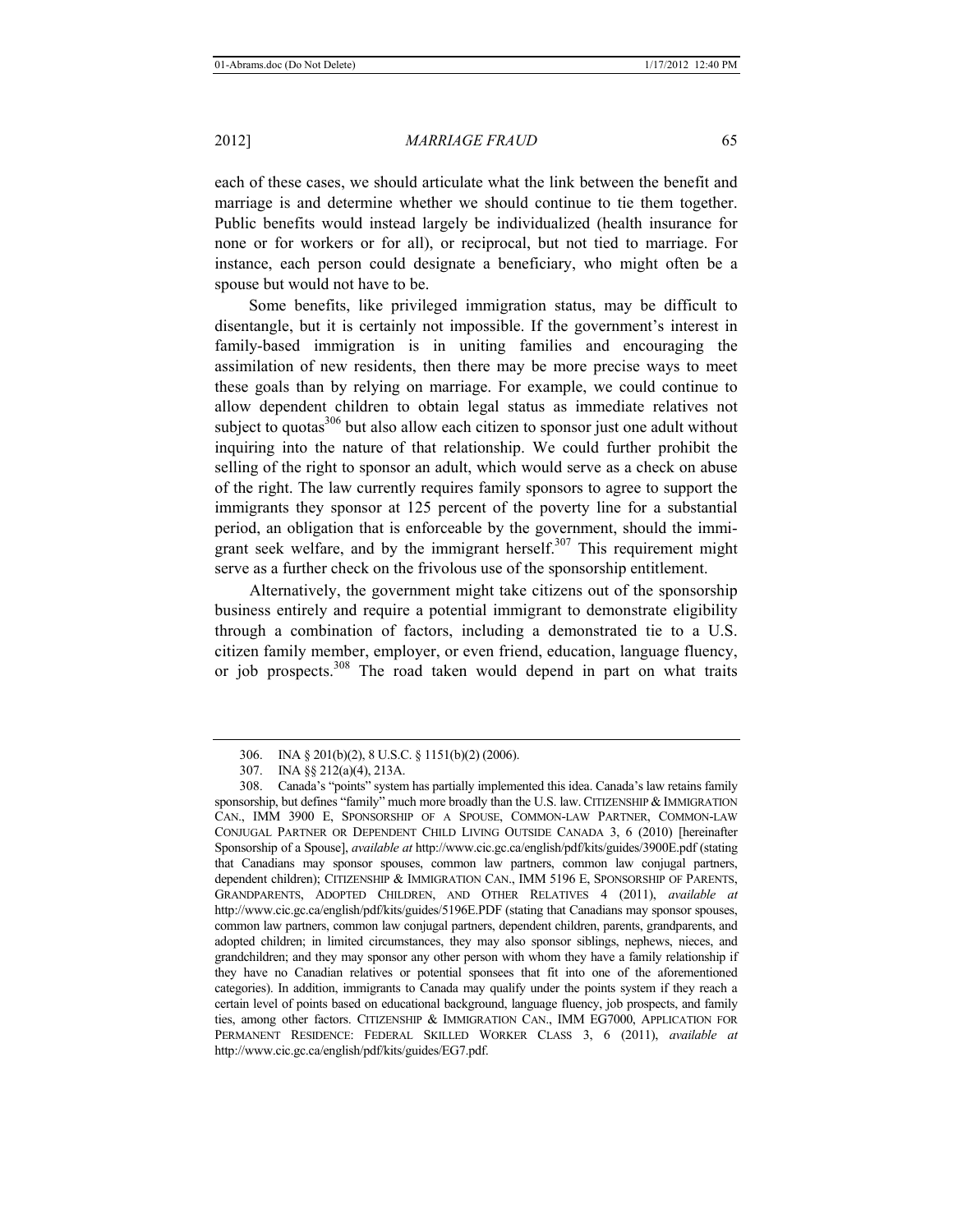each of these cases, we should articulate what the link between the benefit and marriage is and determine whether we should continue to tie them together. Public benefits would instead largely be individualized (health insurance for none or for workers or for all), or reciprocal, but not tied to marriage. For instance, each person could designate a beneficiary, who might often be a spouse but would not have to be.

Some benefits, like privileged immigration status, may be difficult to disentangle, but it is certainly not impossible. If the government's interest in family-based immigration is in uniting families and encouraging the assimilation of new residents, then there may be more precise ways to meet these goals than by relying on marriage. For example, we could continue to allow dependent children to obtain legal status as immediate relatives not subject to quotas[306] but also allow each citizen to sponsor just one adult without inquiring into the nature of that relationship. We could further prohibit the selling of the right to sponsor an adult, which would serve as a check on abuse of the right. The law currently requires family sponsors to agree to support the immigrants they sponsor at 125 percent of the poverty line for a substantial period, an obligation that is enforceable by the government, should the immigrant seek welfare, and by the immigrant herself.[307] This requirement might serve as a further check on the frivolous use of the sponsorship entitlement.

Alternatively, the government might take citizens out of the sponsorship business entirely and require a potential immigrant to demonstrate eligibility through a combination of factors, including a demonstrated tie to a U.S. citizen family member, employer, or even friend, education, language fluency, or job prospects.[308] The road taken would depend in part on what traits

---

306. INA § 201(b)(2), 8 U.S.C. § 1151(b)(2) (2006).

307. INA §§ 212(a)(4), 213A.

308. Canada's "points" system has partially implemented this idea. Canada's law retains family sponsorship, but defines "family" much more broadly than the U.S. law. CITIZENSHIP & IMMIGRATION CAN., IMM 3900 E, SPONSORSHIP OF A SPOUSE, COMMON-LAW PARTNER, COMMON-LAW CONJUGAL PARTNER OR DEPENDENT CHILD LIVING OUTSIDE CANADA 3, 6 (2010) [hereinafter Sponsorship of a Spouse], *available at* http://www.cic.gc.ca/english/pdf/kits/guides/3900E.pdf (stating that Canadians may sponsor spouses, common law partners, common law conjugal partners, dependent children); CITIZENSHIP & IMMIGRATION CAN., IMM 5196 E, SPONSORSHIP OF PARENTS, GRANDPARENTS, ADOPTED CHILDREN, AND OTHER RELATIVES 4 (2011), *available at* http://www.cic.gc.ca/english/pdf/kits/guides/5196E.PDF (stating that Canadians may sponsor spouses, common law partners, common law conjugal partners, dependent children, parents, grandparents, and adopted children; in limited circumstances, they may also sponsor siblings, nephews, nieces, and grandchildren; and they may sponsor any other person with whom they have a family relationship if they have no Canadian relatives or potential sponsees that fit into one of the aforementioned categories). In addition, immigrants to Canada may qualify under the points system if they reach a certain level of points based on educational background, language fluency, job prospects, and family ties, among other factors. CITIZENSHIP & IMMIGRATION CAN., IMM EG7000, APPLICATION FOR PERMANENT RESIDENCE: FEDERAL SKILLED WORKER CLASS 3, 6 (2011), *available at* http://www.cic.gc.ca/english/pdf/kits/guides/EG7.pdf.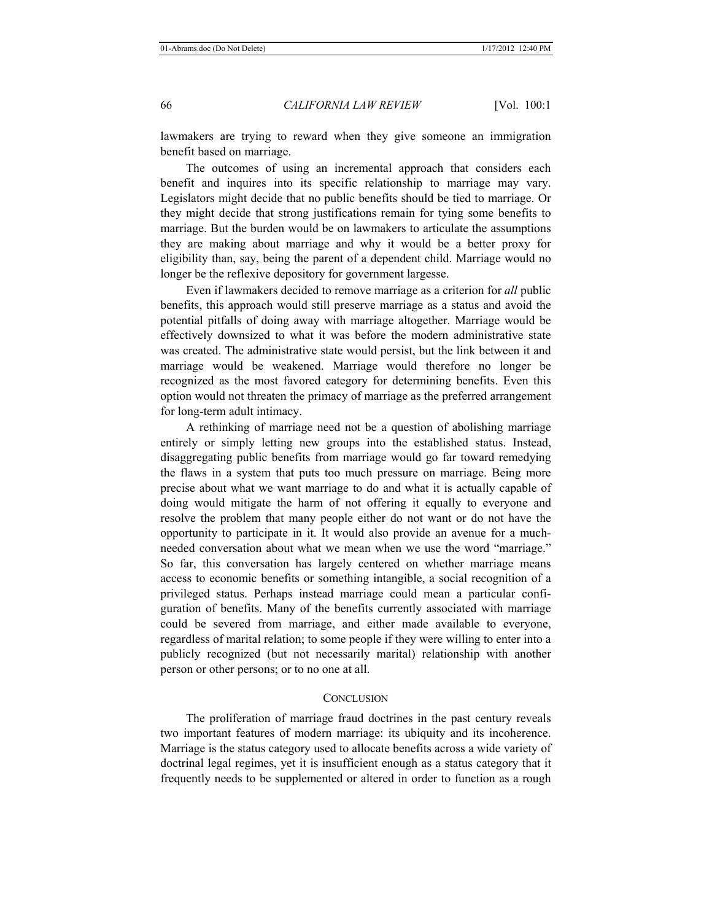lawmakers are trying to reward when they give someone an immigration benefit based on marriage.

The outcomes of using an incremental approach that considers each benefit and inquires into its specific relationship to marriage may vary. Legislators might decide that no public benefits should be tied to marriage. Or they might decide that strong justifications remain for tying some benefits to marriage. But the burden would be on lawmakers to articulate the assumptions they are making about marriage and why it would be a better proxy for eligibility than, say, being the parent of a dependent child. Marriage would no longer be the reflexive depository for government largesse.

Even if lawmakers decided to remove marriage as a criterion for *all* public benefits, this approach would still preserve marriage as a status and avoid the potential pitfalls of doing away with marriage altogether. Marriage would be effectively downsized to what it was before the modern administrative state was created. The administrative state would persist, but the link between it and marriage would be weakened. Marriage would therefore no longer be recognized as the most favored category for determining benefits. Even this option would not threaten the primacy of marriage as the preferred arrangement for long-term adult intimacy.

A rethinking of marriage need not be a question of abolishing marriage entirely or simply letting new groups into the established status. Instead, disaggregating public benefits from marriage would go far toward remedying the flaws in a system that puts too much pressure on marriage. Being more precise about what we want marriage to do and what it is actually capable of doing would mitigate the harm of not offering it equally to everyone and resolve the problem that many people either do not want or do not have the opportunity to participate in it. It would also provide an avenue for a much-needed conversation about what we mean when we use the word "marriage." So far, this conversation has largely centered on whether marriage means access to economic benefits or something intangible, a social recognition of a privileged status. Perhaps instead marriage could mean a particular configuration of benefits. Many of the benefits currently associated with marriage could be severed from marriage, and either made available to everyone, regardless of marital relation; to some people if they were willing to enter into a publicly recognized (but not necessarily marital) relationship with another person or other persons; or to no one at all.

## CONCLUSION

The proliferation of marriage fraud doctrines in the past century reveals two important features of modern marriage: its ubiquity and its incoherence. Marriage is the status category used to allocate benefits across a wide variety of doctrinal legal regimes, yet it is insufficient enough as a status category that it frequently needs to be supplemented or altered in order to function as a rough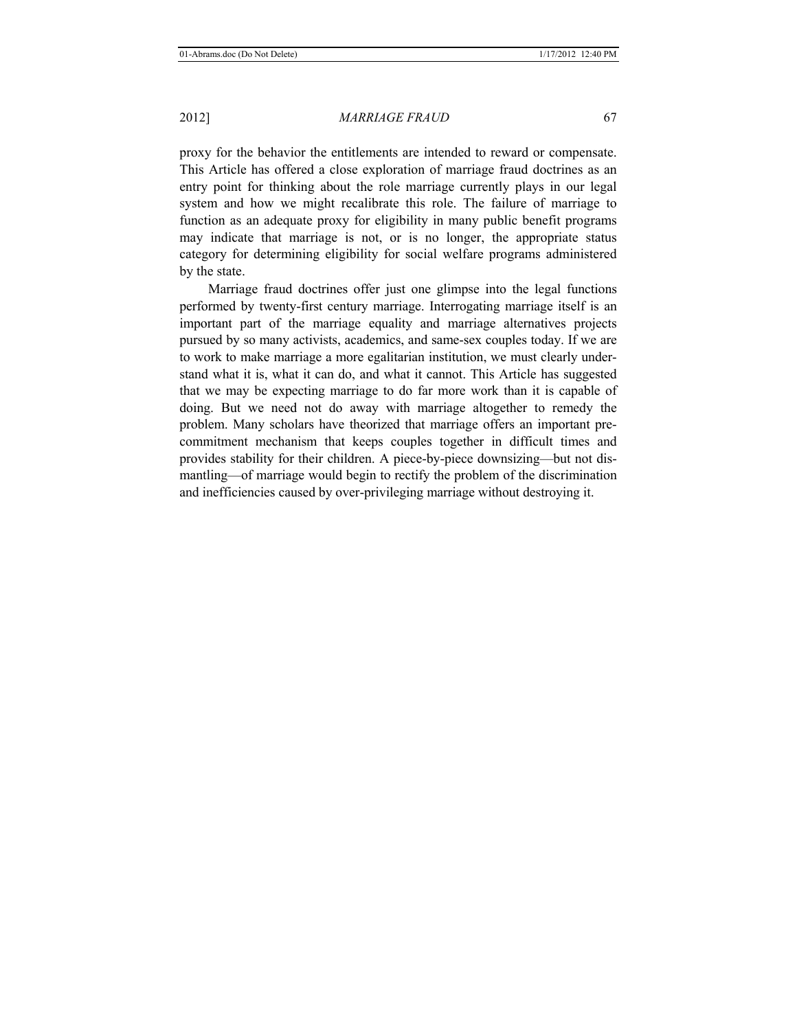proxy for the behavior the entitlements are intended to reward or compensate. This Article has offered a close exploration of marriage fraud doctrines as an entry point for thinking about the role marriage currently plays in our legal system and how we might recalibrate this role. The failure of marriage to function as an adequate proxy for eligibility in many public benefit programs may indicate that marriage is not, or is no longer, the appropriate status category for determining eligibility for social welfare programs administered by the state.

Marriage fraud doctrines offer just one glimpse into the legal functions performed by twenty-first century marriage. Interrogating marriage itself is an important part of the marriage equality and marriage alternatives projects pursued by so many activists, academics, and same-sex couples today. If we are to work to make marriage a more egalitarian institution, we must clearly understand what it is, what it can do, and what it cannot. This Article has suggested that we may be expecting marriage to do far more work than it is capable of doing. But we need not do away with marriage altogether to remedy the problem. Many scholars have theorized that marriage offers an important precommitment mechanism that keeps couples together in difficult times and provides stability for their children. A piece-by-piece downsizing—but not dismantling—of marriage would begin to rectify the problem of the discrimination and inefficiencies caused by over-privileging marriage without destroying it.